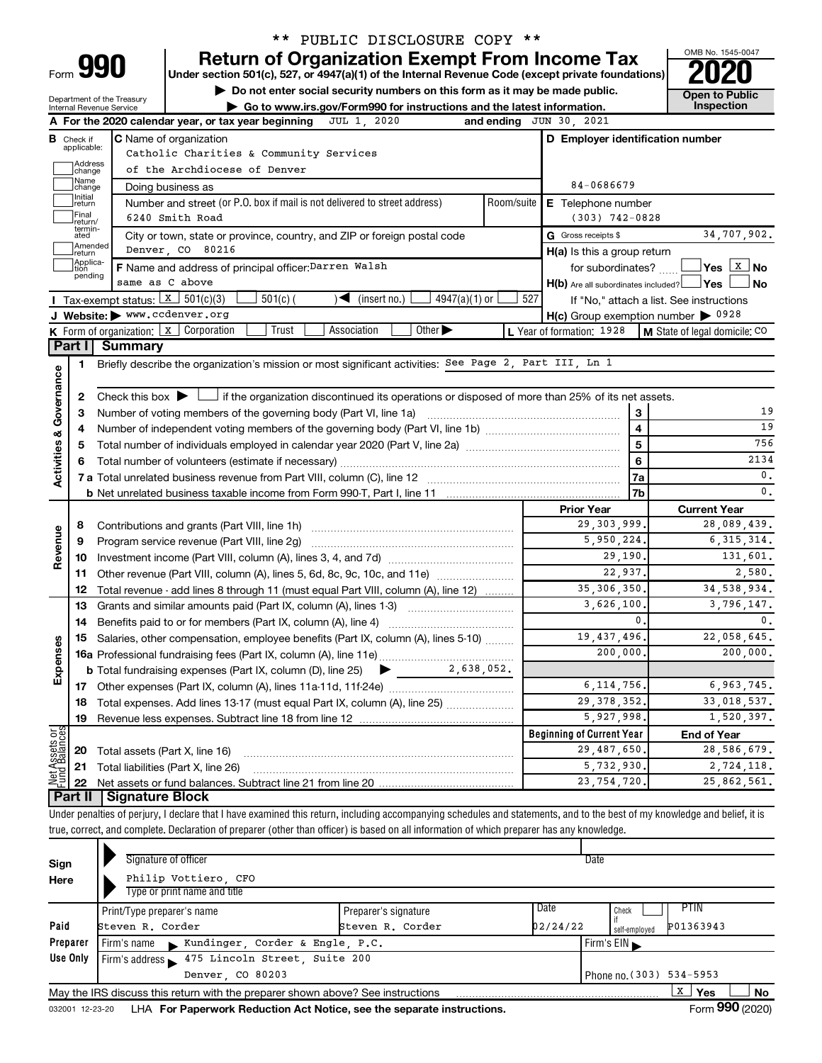** PUBLIC DISCLOSURE COPY **

# Form 990 — Return of Organization Exempt From Income Tax (2020)

Under section 501(c), 527, or 4947(a)(1) of the Internal Revenue Code (except private foundations)

▶ Do not enter social security numbers on this form as it may be made public.

▶ Go to www.irs.gov/Form990 for instructions and the latest information.

Department of the Treasury
Internal Revenue Service

OMB No. 1545-0047

**Open to Public Inspection**

**A** For the 2020 calendar year, or tax year beginning JUL 1, 2020 and ending JUN 30, 2021

**B** Check if applicable: Address change / Name change / Initial return / Final return/terminated / Amended return / Application pending

**C** Name of organization: Catholic Charities & Community Services of the Archdiocese of Denver

Doing business as

Number and street (or P.O. box if mail is not delivered to street address): 6240 Smith Road — Room/suite

City or town, state or province, country, and ZIP or foreign postal code: Denver, CO 80216

**D** Employer identification number: 84-0686679

**E** Telephone number: (303) 742-0828

**G** Gross receipts $ 34,707,902.

**F** Name and address of principal officer: Darren Walsh, same as C above

**H(a)** Is this a group return for subordinates? Yes [ ] No [X]

**H(b)** Are all subordinates included? Yes [ ] No [ ] — If "No," attach a list. See instructions

**H(c)** Group exemption number ▶ 0928

**I** Tax-exempt status: [X] 501(c)(3) [ ] 501(c) ( ) ◀ (insert no.) [ ] 4947(a)(1) or [ ] 527

**J** Website: ▶ www.ccdenver.org

**K** Form of organization: [X] Corporation [ ] Trust [ ] Association [ ] Other ▶

**L** Year of formation: 1928

**M** State of legal domicile: CO

## Part I Summary

### Activities & Governance

1 Briefly describe the organization's mission or most significant activities: See Page 2, Part III, Ln 1

2 Check this box ▶ [ ] if the organization discontinued its operations or disposed of more than 25% of its net assets.

| | | | |
|---|---|---|---|
| 3 | Number of voting members of the governing body (Part VI, line 1a) | 3 | 19 |
| 4 | Number of independent voting members of the governing body (Part VI, line 1b) | 4 | 19 |
| 5 | Total number of individuals employed in calendar year 2020 (Part V, line 2a) | 5 | 756 |
| 6 | Total number of volunteers (estimate if necessary) | 6 | 2134 |
| 7a | Total unrelated business revenue from Part VIII, column (C), line 12 | 7a | 0. |
| b | Net unrelated business taxable income from Form 990-T, Part I, line 11 | 7b | 0. |

### Revenue / Expenses

| | | Prior Year | Current Year |
|---|---|---|---|
| 8 | Contributions and grants (Part VIII, line 1h) | 29,303,999. | 28,089,439. |
| 9 | Program service revenue (Part VIII, line 2g) | 5,950,224. | 6,315,314. |
| 10 | Investment income (Part VIII, column (A), lines 3, 4, and 7d) | 29,190. | 131,601. |
| 11 | Other revenue (Part VIII, column (A), lines 5, 6d, 8c, 9c, 10c, and 11e) | 22,937. | 2,580. |
| 12 | Total revenue - add lines 8 through 11 (must equal Part VIII, column (A), line 12) | 35,306,350. | 34,538,934. |
| 13 | Grants and similar amounts paid (Part IX, column (A), lines 1-3) | 3,626,100. | 3,796,147. |
| 14 | Benefits paid to or for members (Part IX, column (A), line 4) | 0. | 0. |
| 15 | Salaries, other compensation, employee benefits (Part IX, column (A), lines 5-10) | 19,437,496. | 22,058,645. |
| 16a | Professional fundraising fees (Part IX, column (A), line 11e) | 200,000. | 200,000. |
| b | Total fundraising expenses (Part IX, column (D), line 25) ▶ 2,638,052. | | |
| 17 | Other expenses (Part IX, column (A), lines 11a-11d, 11f-24e) | 6,114,756. | 6,963,745. |
| 18 | Total expenses. Add lines 13-17 (must equal Part IX, column (A), line 25) | 29,378,352. | 33,018,537. |
| 19 | Revenue less expenses. Subtract line 18 from line 12 | 5,927,998. | 1,520,397. |

### Net Assets or Fund Balances

| | | Beginning of Current Year | End of Year |
|---|---|---|---|
| 20 | Total assets (Part X, line 16) | 29,487,650. | 28,586,679. |
| 21 | Total liabilities (Part X, line 26) | 5,732,930. | 2,724,118. |
| 22 | Net assets or fund balances. Subtract line 21 from line 20 | 23,754,720. | 25,862,561. |

## Part II Signature Block

Under penalties of perjury, I declare that I have examined this return, including accompanying schedules and statements, and to the best of my knowledge and belief, it is true, correct, and complete. Declaration of preparer (other than officer) is based on all information of which preparer has any knowledge.

**Sign Here**

Signature of officer — Date

Philip Vottiero, CFO
Type or print name and title

**Paid Preparer Use Only**

| Print/Type preparer's name | Preparer's signature | Date | Check if self-employed | PTIN |
|---|---|---|---|---|
| Steven R. Corder | Steven R. Corder | 02/24/22 | | P01363943 |

Firm's name ▶ Kundinger, Corder & Engle, P.C. — Firm's EIN ▶

Firm's address ▶ 475 Lincoln Street, Suite 200, Denver, CO 80203 — Phone no. (303) 534-5953

May the IRS discuss this return with the preparer shown above? See instructions [X] Yes [ ] No

032001 12-23-20 LHA For Paperwork Reduction Act Notice, see the separate instructions. Form 990 (2020)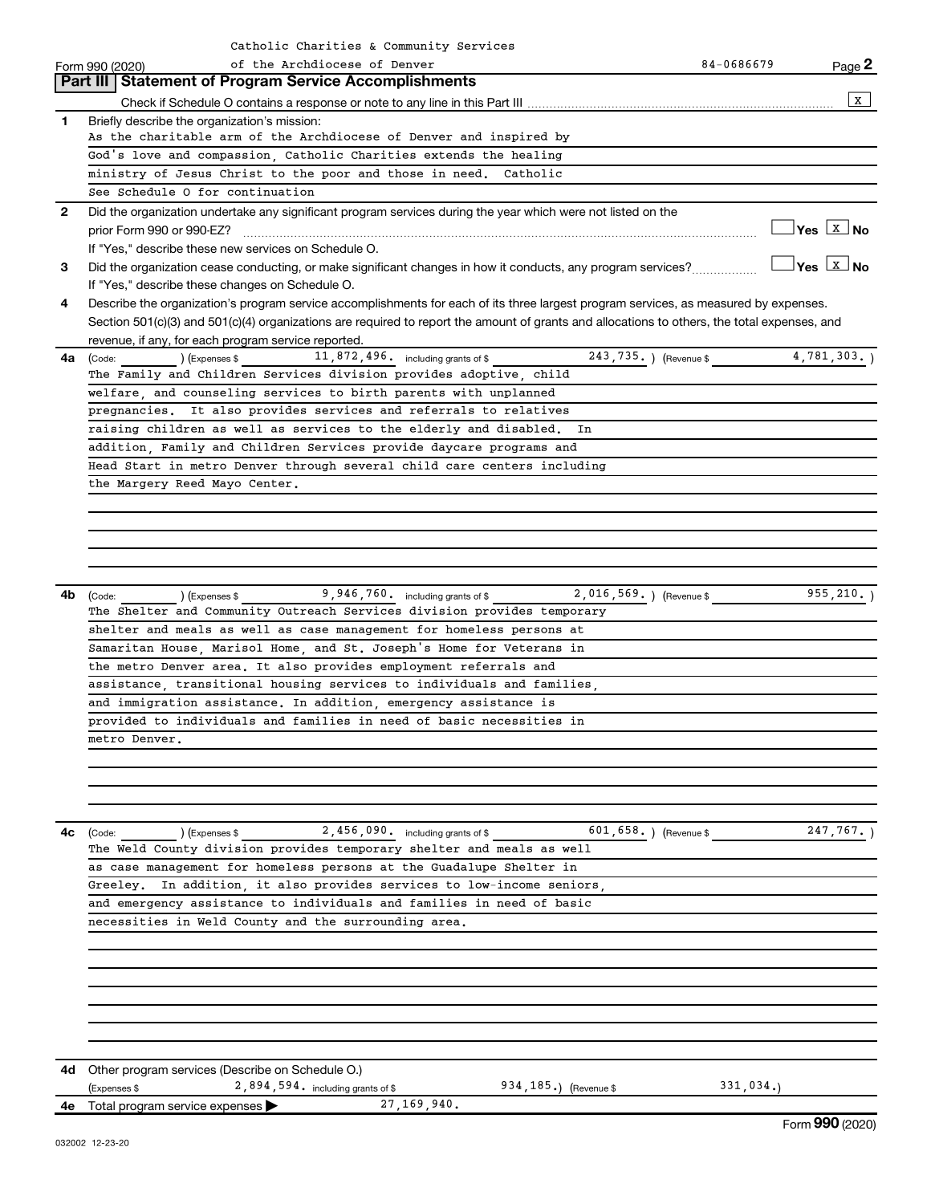Catholic Charities & Community Services of the Archdiocese of Denver 84-0686679

Form 990 (2020)

## Part III Statement of Program Service Accomplishments

Check if Schedule O contains a response or note to any line in this Part III [X]

**1** Briefly describe the organization's mission:

As the charitable arm of the Archdiocese of Denver and inspired by God's love and compassion, Catholic Charities extends the healing ministry of Jesus Christ to the poor and those in need. Catholic See Schedule O for continuation

**2** Did the organization undertake any significant program services during the year which were not listed on the prior Form 990 or 990-EZ? [ ] Yes [X] No

If "Yes," describe these new services on Schedule O.

**3** Did the organization cease conducting, or make significant changes in how it conducts, any program services? [ ] Yes [X] No

If "Yes," describe these changes on Schedule O.

**4** Describe the organization's program service accomplishments for each of its three largest program services, as measured by expenses. Section 501(c)(3) and 501(c)(4) organizations are required to report the amount of grants and allocations to others, the total expenses, and revenue, if any, for each program service reported.

**4a** (Code: ) (Expenses $ 11,872,496. including grants of $ 243,735. ) (Revenue $ 4,781,303. )

The Family and Children Services division provides adoptive, child welfare, and counseling services to birth parents with unplanned pregnancies. It also provides services and referrals to relatives raising children as well as services to the elderly and disabled. In addition, Family and Children Services provide daycare programs and Head Start in metro Denver through several child care centers including the Margery Reed Mayo Center.

**4b** (Code: ) (Expenses $ 9,946,760. including grants of $ 2,016,569. ) (Revenue $ 955,210. )

The Shelter and Community Outreach Services division provides temporary shelter and meals as well as case management for homeless persons at Samaritan House, Marisol Home, and St. Joseph's Home for Veterans in the metro Denver area. It also provides employment referrals and assistance, transitional housing services to individuals and families, and immigration assistance. In addition, emergency assistance is provided to individuals and families in need of basic necessities in metro Denver.

**4c** (Code: ) (Expenses $ 2,456,090. including grants of $ 601,658. ) (Revenue $ 247,767. )

The Weld County division provides temporary shelter and meals as well as case management for homeless persons at the Guadalupe Shelter in Greeley. In addition, it also provides services to low-income seniors, and emergency assistance to individuals and families in need of basic necessities in Weld County and the surrounding area.

**4d** Other program services (Describe on Schedule O.)

(Expenses $ 2,894,594. including grants of $ 934,185.) (Revenue $ 331,034.)

**4e** Total program service expenses ▶ 27,169,940.

Form **990** (2020)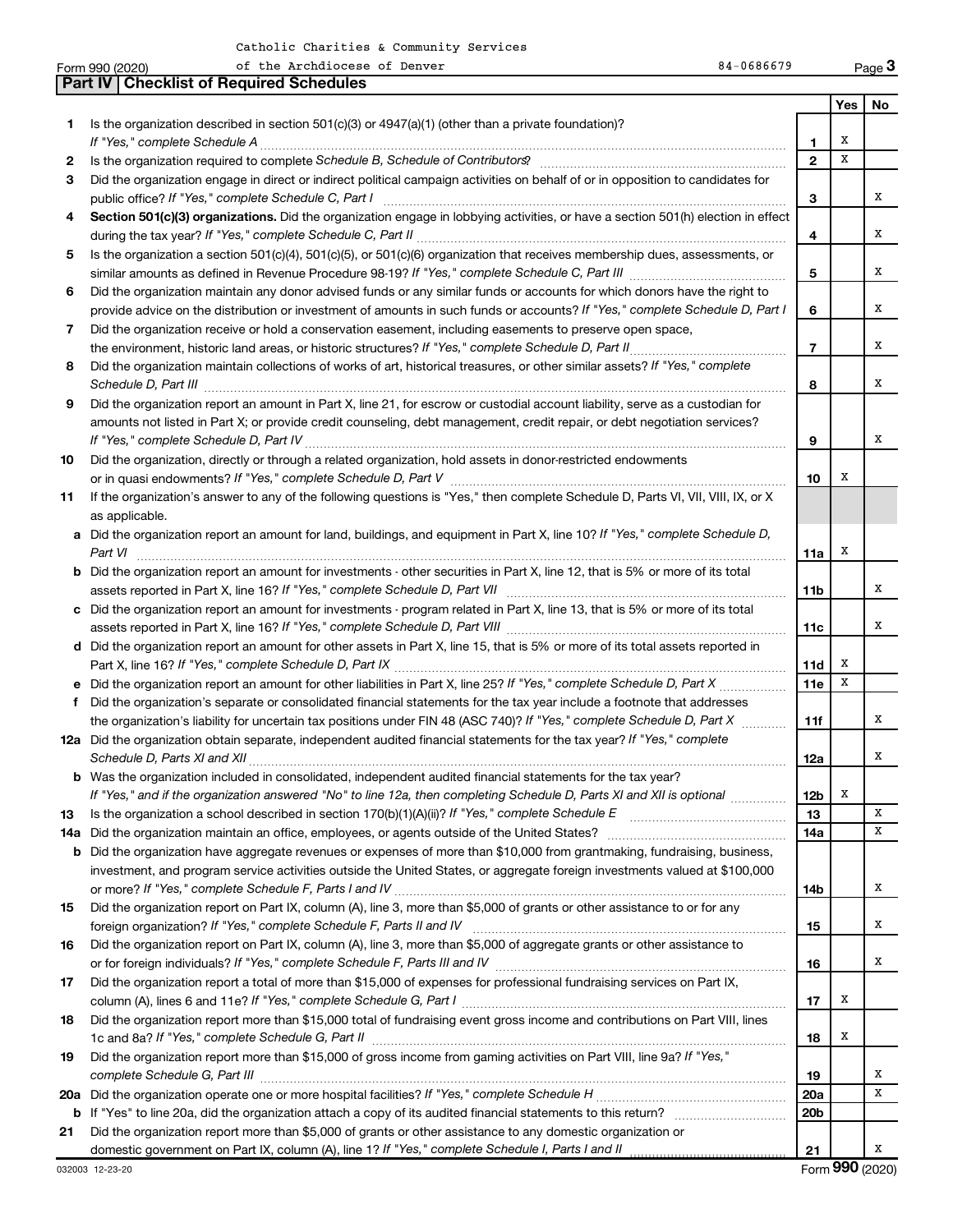Catholic Charities & Community Services of the Archdiocese of Denver

Form 990 (2020) 84-0686679 Page 3

**Part IV | Checklist of Required Schedules**

| | | | Yes | No |
|---|---|---|---|---|
| 1 | Is the organization described in section 501(c)(3) or 4947(a)(1) (other than a private foundation)? *If "Yes," complete Schedule A* | 1 | X | |
| 2 | Is the organization required to complete *Schedule B, Schedule of Contributors*? | 2 | X | |
| 3 | Did the organization engage in direct or indirect political campaign activities on behalf of or in opposition to candidates for public office? *If "Yes," complete Schedule C, Part I* | 3 | | X |
| 4 | **Section 501(c)(3) organizations.** Did the organization engage in lobbying activities, or have a section 501(h) election in effect during the tax year? *If "Yes," complete Schedule C, Part II* | 4 | | X |
| 5 | Is the organization a section 501(c)(4), 501(c)(5), or 501(c)(6) organization that receives membership dues, assessments, or similar amounts as defined in Revenue Procedure 98-19? *If "Yes," complete Schedule C, Part III* | 5 | | X |
| 6 | Did the organization maintain any donor advised funds or any similar funds or accounts for which donors have the right to provide advice on the distribution or investment of amounts in such funds or accounts? *If "Yes," complete Schedule D, Part I* | 6 | | X |
| 7 | Did the organization receive or hold a conservation easement, including easements to preserve open space, the environment, historic land areas, or historic structures? *If "Yes," complete Schedule D, Part II* | 7 | | X |
| 8 | Did the organization maintain collections of works of art, historical treasures, or other similar assets? *If "Yes," complete Schedule D, Part III* | 8 | | X |
| 9 | Did the organization report an amount in Part X, line 21, for escrow or custodial account liability, serve as a custodian for amounts not listed in Part X; or provide credit counseling, debt management, credit repair, or debt negotiation services? *If "Yes," complete Schedule D, Part IV* | 9 | | X |
| 10 | Did the organization, directly or through a related organization, hold assets in donor-restricted endowments or in quasi endowments? *If "Yes," complete Schedule D, Part V* | 10 | X | |
| 11 | If the organization's answer to any of the following questions is "Yes," then complete Schedule D, Parts VI, VII, VIII, IX, or X as applicable. | | | |
| a | Did the organization report an amount for land, buildings, and equipment in Part X, line 10? *If "Yes," complete Schedule D, Part VI* | 11a | X | |
| b | Did the organization report an amount for investments - other securities in Part X, line 12, that is 5% or more of its total assets reported in Part X, line 16? *If "Yes," complete Schedule D, Part VII* | 11b | | X |
| c | Did the organization report an amount for investments - program related in Part X, line 13, that is 5% or more of its total assets reported in Part X, line 16? *If "Yes," complete Schedule D, Part VIII* | 11c | | X |
| d | Did the organization report an amount for other assets in Part X, line 15, that is 5% or more of its total assets reported in Part X, line 16? *If "Yes," complete Schedule D, Part IX* | 11d | X | |
| e | Did the organization report an amount for other liabilities in Part X, line 25? *If "Yes," complete Schedule D, Part X* | 11e | X | |
| f | Did the organization's separate or consolidated financial statements for the tax year include a footnote that addresses the organization's liability for uncertain tax positions under FIN 48 (ASC 740)? *If "Yes," complete Schedule D, Part X* | 11f | | X |
| 12a | Did the organization obtain separate, independent audited financial statements for the tax year? *If "Yes," complete Schedule D, Parts XI and XII* | 12a | | X |
| b | Was the organization included in consolidated, independent audited financial statements for the tax year? *If "Yes," and if the organization answered "No" to line 12a, then completing Schedule D, Parts XI and XII is optional* | 12b | X | |
| 13 | Is the organization a school described in section 170(b)(1)(A)(ii)? *If "Yes," complete Schedule E* | 13 | | X |
| 14a | Did the organization maintain an office, employees, or agents outside of the United States? | 14a | | X |
| b | Did the organization have aggregate revenues or expenses of more than $10,000 from grantmaking, fundraising, business, investment, and program service activities outside the United States, or aggregate foreign investments valued at $100,000 or more? *If "Yes," complete Schedule F, Parts I and IV* | 14b | | X |
| 15 | Did the organization report on Part IX, column (A), line 3, more than $5,000 of grants or other assistance to or for any foreign organization? *If "Yes," complete Schedule F, Parts II and IV* | 15 | | X |
| 16 | Did the organization report on Part IX, column (A), line 3, more than $5,000 of aggregate grants or other assistance to or for foreign individuals? *If "Yes," complete Schedule F, Parts III and IV* | 16 | | X |
| 17 | Did the organization report a total of more than $15,000 of expenses for professional fundraising services on Part IX, column (A), lines 6 and 11e? *If "Yes," complete Schedule G, Part I* | 17 | X | |
| 18 | Did the organization report more than $15,000 total of fundraising event gross income and contributions on Part VIII, lines 1c and 8a? *If "Yes," complete Schedule G, Part II* | 18 | X | |
| 19 | Did the organization report more than $15,000 of gross income from gaming activities on Part VIII, line 9a? *If "Yes," complete Schedule G, Part III* | 19 | | X |
| 20a | Did the organization operate one or more hospital facilities? *If "Yes," complete Schedule H* | 20a | | X |
| b | If "Yes" to line 20a, did the organization attach a copy of its audited financial statements to this return? | 20b | | |
| 21 | Did the organization report more than $5,000 of grants or other assistance to any domestic organization or domestic government on Part IX, column (A), line 1? *If "Yes," complete Schedule I, Parts I and II* | 21 | | X |

032003 12-23-20 Form **990** (2020)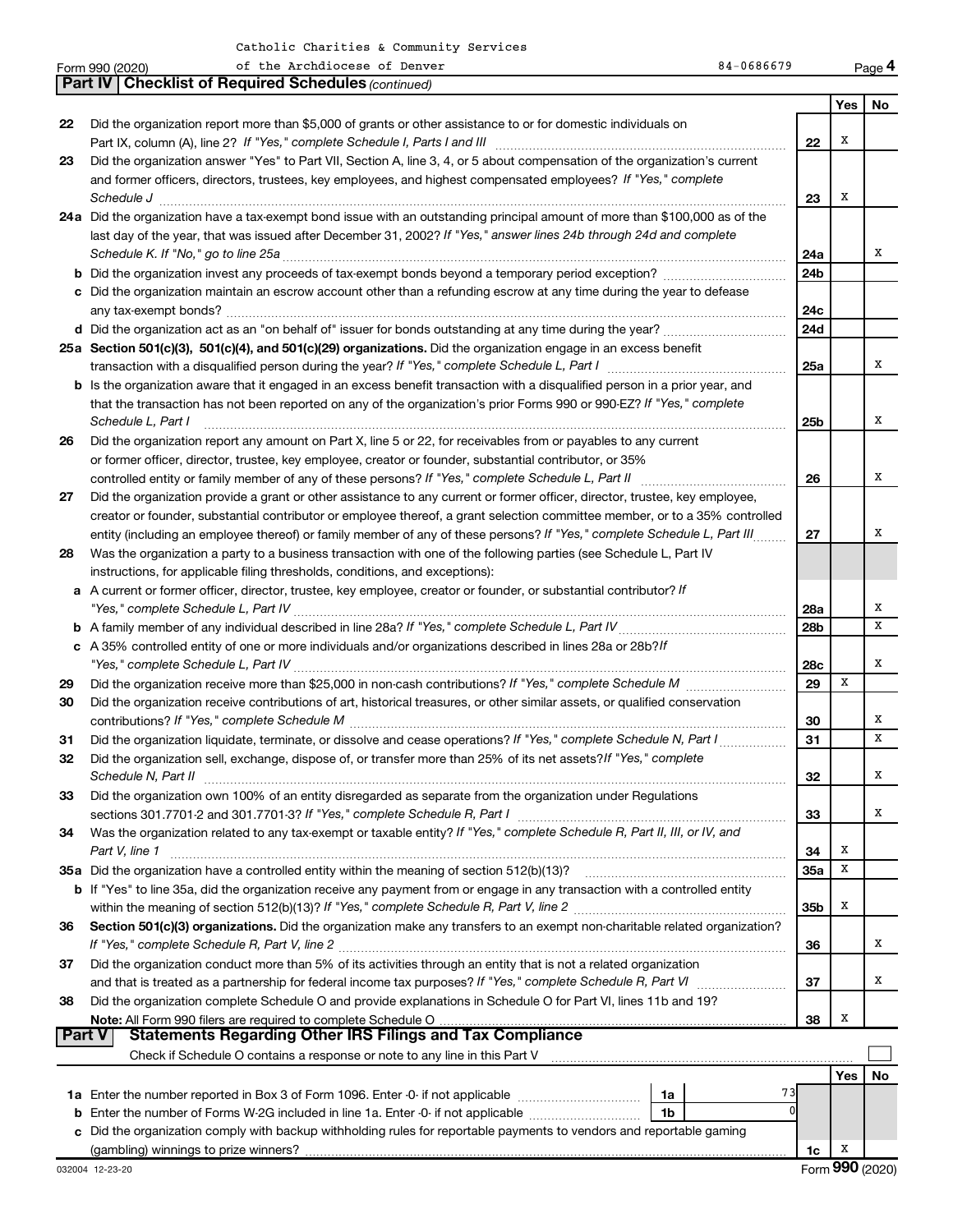Catholic Charities & Community Services of the Archdiocese of Denver 84-0686679

Form 990 (2020)

## Part IV | Checklist of Required Schedules *(continued)*

| | | | Yes | No |
|---|---|---|---|---|
| 22 | Did the organization report more than $5,000 of grants or other assistance to or for domestic individuals on Part IX, column (A), line 2? *If "Yes," complete Schedule I, Parts I and III* | 22 | X | |
| 23 | Did the organization answer "Yes" to Part VII, Section A, line 3, 4, or 5 about compensation of the organization's current and former officers, directors, trustees, key employees, and highest compensated employees? *If "Yes," complete Schedule J* | 23 | X | |
| 24a | Did the organization have a tax-exempt bond issue with an outstanding principal amount of more than $100,000 as of the last day of the year, that was issued after December 31, 2002? *If "Yes," answer lines 24b through 24d and complete Schedule K. If "No," go to line 25a* | 24a | | X |
| b | Did the organization invest any proceeds of tax-exempt bonds beyond a temporary period exception? | 24b | | |
| c | Did the organization maintain an escrow account other than a refunding escrow at any time during the year to defease any tax-exempt bonds? | 24c | | |
| d | Did the organization act as an "on behalf of" issuer for bonds outstanding at any time during the year? | 24d | | |
| 25a | **Section 501(c)(3), 501(c)(4), and 501(c)(29) organizations.** Did the organization engage in an excess benefit transaction with a disqualified person during the year? *If "Yes," complete Schedule L, Part I* | 25a | | X |
| b | Is the organization aware that it engaged in an excess benefit transaction with a disqualified person in a prior year, and that the transaction has not been reported on any of the organization's prior Forms 990 or 990-EZ? *If "Yes," complete Schedule L, Part I* | 25b | | X |
| 26 | Did the organization report any amount on Part X, line 5 or 22, for receivables from or payables to any current or former officer, director, trustee, key employee, creator or founder, substantial contributor, or 35% controlled entity or family member of any of these persons? *If "Yes," complete Schedule L, Part II* | 26 | | X |
| 27 | Did the organization provide a grant or other assistance to any current or former officer, director, trustee, key employee, creator or founder, substantial contributor or employee thereof, a grant selection committee member, or to a 35% controlled entity (including an employee thereof) or family member of any of these persons? *If "Yes," complete Schedule L, Part III* | 27 | | X |
| 28 | Was the organization a party to a business transaction with one of the following parties (see Schedule L, Part IV instructions, for applicable filing thresholds, conditions, and exceptions): | | | |
| a | A current or former officer, director, trustee, key employee, creator or founder, or substantial contributor? *If "Yes," complete Schedule L, Part IV* | 28a | | X |
| b | A family member of any individual described in line 28a? *If "Yes," complete Schedule L, Part IV* | 28b | | X |
| c | A 35% controlled entity of one or more individuals and/or organizations described in lines 28a or 28b? *If "Yes," complete Schedule L, Part IV* | 28c | | X |
| 29 | Did the organization receive more than $25,000 in non-cash contributions? *If "Yes," complete Schedule M* | 29 | X | |
| 30 | Did the organization receive contributions of art, historical treasures, or other similar assets, or qualified conservation contributions? *If "Yes," complete Schedule M* | 30 | | X |
| 31 | Did the organization liquidate, terminate, or dissolve and cease operations? *If "Yes," complete Schedule N, Part I* | 31 | | X |
| 32 | Did the organization sell, exchange, dispose of, or transfer more than 25% of its net assets? *If "Yes," complete Schedule N, Part II* | 32 | | X |
| 33 | Did the organization own 100% of an entity disregarded as separate from the organization under Regulations sections 301.7701-2 and 301.7701-3? *If "Yes," complete Schedule R, Part I* | 33 | | X |
| 34 | Was the organization related to any tax-exempt or taxable entity? *If "Yes," complete Schedule R, Part II, III, or IV, and Part V, line 1* | 34 | X | |
| 35a | Did the organization have a controlled entity within the meaning of section 512(b)(13)? | 35a | X | |
| b | If "Yes" to line 35a, did the organization receive any payment from or engage in any transaction with a controlled entity within the meaning of section 512(b)(13)? *If "Yes," complete Schedule R, Part V, line 2* | 35b | X | |
| 36 | **Section 501(c)(3) organizations.** Did the organization make any transfers to an exempt non-charitable related organization? *If "Yes," complete Schedule R, Part V, line 2* | 36 | | X |
| 37 | Did the organization conduct more than 5% of its activities through an entity that is not a related organization and that is treated as a partnership for federal income tax purposes? *If "Yes," complete Schedule R, Part VI* | 37 | | X |
| 38 | Did the organization complete Schedule O and provide explanations in Schedule O for Part VI, lines 11b and 19? **Note:** All Form 990 filers are required to complete Schedule O | 38 | X | |

## Part V | Statements Regarding Other IRS Filings and Tax Compliance

Check if Schedule O contains a response or note to any line in this Part V ☐

| | | | | | Yes | No |
|---|---|---|---|---|---|---|
| 1a | Enter the number reported in Box 3 of Form 1096. Enter -0- if not applicable | 1a | 73 | | | |
| b | Enter the number of Forms W-2G included in line 1a. Enter -0- if not applicable | 1b | 0 | | | |
| c | Did the organization comply with backup withholding rules for reportable payments to vendors and reportable gaming (gambling) winnings to prize winners? | | | 1c | X | |

032004 12-23-20 Form **990** (2020)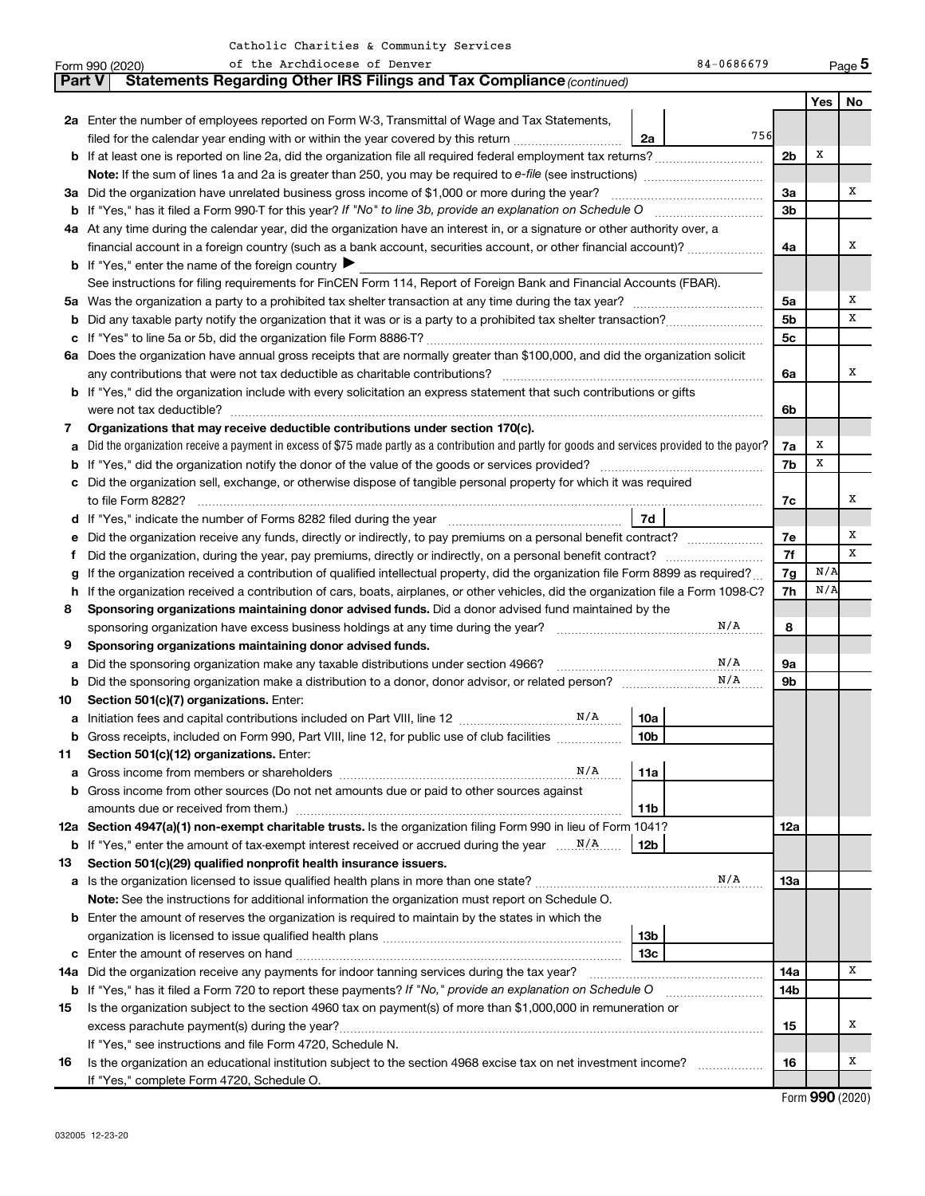Catholic Charities & Community Services of the Archdiocese of Denver

Form 990 (2020) 84-0686679 Page 5

**Part V Statements Regarding Other IRS Filings and Tax Compliance** *(continued)*

| | | | | Yes | No |
|---|---|---|---|---|---|
| **2a** | Enter the number of employees reported on Form W-3, Transmittal of Wage and Tax Statements, filed for the calendar year ending with or within the year covered by this return | 2a | 756 | | |
| **b** | If at least one is reported on line 2a, did the organization file all required federal employment tax returns? | | 2b | X | |
| | **Note:** If the sum of lines 1a and 2a is greater than 250, you may be required to *e-file* (see instructions) | | | | |
| **3a** | Did the organization have unrelated business gross income of $1,000 or more during the year? | | 3a | | X |
| **b** | If "Yes," has it filed a Form 990-T for this year? *If "No" to line 3b, provide an explanation on Schedule O* | | 3b | | |
| **4a** | At any time during the calendar year, did the organization have an interest in, or a signature or other authority over, a financial account in a foreign country (such as a bank account, securities account, or other financial account)? | | 4a | | X |
| **b** | If "Yes," enter the name of the foreign country ▶ | | | | |
| | See instructions for filing requirements for FinCEN Form 114, Report of Foreign Bank and Financial Accounts (FBAR). | | | | |
| **5a** | Was the organization a party to a prohibited tax shelter transaction at any time during the tax year? | | 5a | | X |
| **b** | Did any taxable party notify the organization that it was or is a party to a prohibited tax shelter transaction? | | 5b | | X |
| **c** | If "Yes" to line 5a or 5b, did the organization file Form 8886-T? | | 5c | | |
| **6a** | Does the organization have annual gross receipts that are normally greater than $100,000, and did the organization solicit any contributions that were not tax deductible as charitable contributions? | | 6a | | X |
| **b** | If "Yes," did the organization include with every solicitation an express statement that such contributions or gifts were not tax deductible? | | 6b | | |
| **7** | **Organizations that may receive deductible contributions under section 170(c).** | | | | |
| **a** | Did the organization receive a payment in excess of $75 made partly as a contribution and partly for goods and services provided to the payor? | | 7a | X | |
| **b** | If "Yes," did the organization notify the donor of the value of the goods or services provided? | | 7b | X | |
| **c** | Did the organization sell, exchange, or otherwise dispose of tangible personal property for which it was required to file Form 8282? | | 7c | | X |
| **d** | If "Yes," indicate the number of Forms 8282 filed during the year | 7d | | | |
| **e** | Did the organization receive any funds, directly or indirectly, to pay premiums on a personal benefit contract? | | 7e | | X |
| **f** | Did the organization, during the year, pay premiums, directly or indirectly, on a personal benefit contract? | | 7f | | X |
| **g** | If the organization received a contribution of qualified intellectual property, did the organization file Form 8899 as required? | | 7g | N/A | |
| **h** | If the organization received a contribution of cars, boats, airplanes, or other vehicles, did the organization file a Form 1098-C? | | 7h | N/A | |
| **8** | **Sponsoring organizations maintaining donor advised funds.** Did a donor advised fund maintained by the sponsoring organization have excess business holdings at any time during the year? N/A | | 8 | | |
| **9** | **Sponsoring organizations maintaining donor advised funds.** | | | | |
| **a** | Did the sponsoring organization make any taxable distributions under section 4966? N/A | | 9a | | |
| **b** | Did the sponsoring organization make a distribution to a donor, donor advisor, or related person? N/A | | 9b | | |
| **10** | **Section 501(c)(7) organizations.** Enter: | | | | |
| **a** | Initiation fees and capital contributions included on Part VIII, line 12 N/A | 10a | | | |
| **b** | Gross receipts, included on Form 990, Part VIII, line 12, for public use of club facilities | 10b | | | |
| **11** | **Section 501(c)(12) organizations.** Enter: | | | | |
| **a** | Gross income from members or shareholders N/A | 11a | | | |
| **b** | Gross income from other sources (Do not net amounts due or paid to other sources against amounts due or received from them.) | 11b | | | |
| **12a** | **Section 4947(a)(1) non-exempt charitable trusts.** Is the organization filing Form 990 in lieu of Form 1041? | | 12a | | |
| **b** | If "Yes," enter the amount of tax-exempt interest received or accrued during the year N/A | 12b | | | |
| **13** | **Section 501(c)(29) qualified nonprofit health insurance issuers.** | | | | |
| **a** | Is the organization licensed to issue qualified health plans in more than one state? N/A | | 13a | | |
| | **Note:** See the instructions for additional information the organization must report on Schedule O. | | | | |
| **b** | Enter the amount of reserves the organization is required to maintain by the states in which the organization is licensed to issue qualified health plans | 13b | | | |
| **c** | Enter the amount of reserves on hand | 13c | | | |
| **14a** | Did the organization receive any payments for indoor tanning services during the tax year? | | 14a | | X |
| **b** | If "Yes," has it filed a Form 720 to report these payments? *If "No," provide an explanation on Schedule O* | | 14b | | |
| **15** | Is the organization subject to the section 4960 tax on payment(s) of more than $1,000,000 in remuneration or excess parachute payment(s) during the year? | | 15 | | X |
| | If "Yes," see instructions and file Form 4720, Schedule N. | | | | |
| **16** | Is the organization an educational institution subject to the section 4968 excise tax on net investment income? | | 16 | | X |
| | If "Yes," complete Form 4720, Schedule O. | | | | |

Form **990** (2020)

032005 12-23-20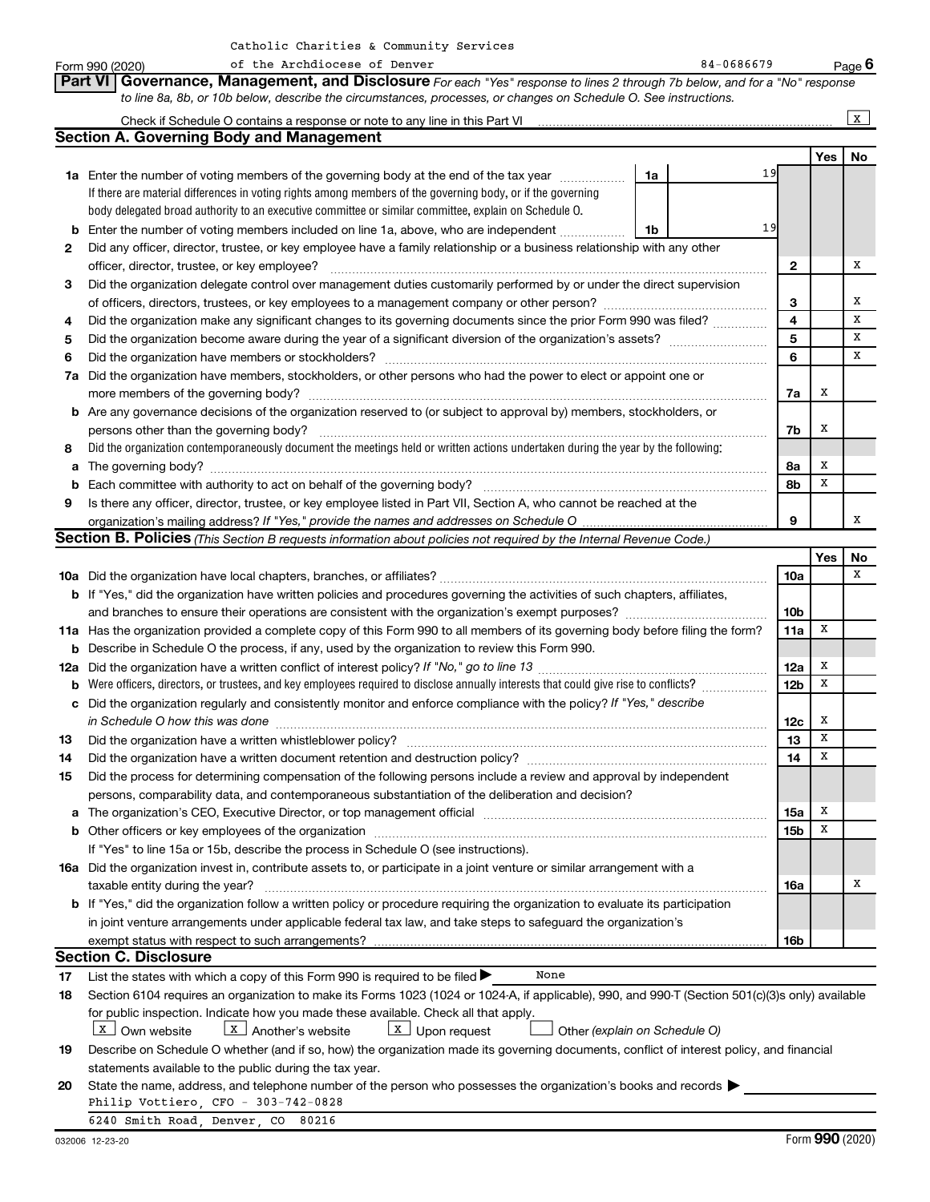Catholic Charities & Community Services of the Archdiocese of Denver 84-0686679

Form 990 (2020) Page 6

**Part VI** **Governance, Management, and Disclosure** *For each "Yes" response to lines 2 through 7b below, and for a "No" response to line 8a, 8b, or 10b below, describe the circumstances, processes, or changes on Schedule O. See instructions.*

Check if Schedule O contains a response or note to any line in this Part VI ........ [X]

## Section A. Governing Body and Management

| | | | | Yes | No |
|---|---|---|---|---|---|
| **1a** | Enter the number of voting members of the governing body at the end of the tax year ........ **1a** 19<br>If there are material differences in voting rights among members of the governing body, or if the governing body delegated broad authority to an executive committee or similar committee, explain on Schedule O. | | | | |
| **b** | Enter the number of voting members included on line 1a, above, who are independent ........ **1b** 19 | | | | |
| **2** | Did any officer, director, trustee, or key employee have a family relationship or a business relationship with any other officer, director, trustee, or key employee? | | **2** | | X |
| **3** | Did the organization delegate control over management duties customarily performed by or under the direct supervision of officers, directors, trustees, or key employees to a management company or other person? | | **3** | | X |
| **4** | Did the organization make any significant changes to its governing documents since the prior Form 990 was filed? | | **4** | | X |
| **5** | Did the organization become aware during the year of a significant diversion of the organization's assets? | | **5** | | X |
| **6** | Did the organization have members or stockholders? | | **6** | | X |
| **7a** | Did the organization have members, stockholders, or other persons who had the power to elect or appoint one or more members of the governing body? | | **7a** | X | |
| **b** | Are any governance decisions of the organization reserved to (or subject to approval by) members, stockholders, or persons other than the governing body? | | **7b** | X | |
| **8** | Did the organization contemporaneously document the meetings held or written actions undertaken during the year by the following: | | | | |
| **a** | The governing body? | | **8a** | X | |
| **b** | Each committee with authority to act on behalf of the governing body? | | **8b** | X | |
| **9** | Is there any officer, director, trustee, or key employee listed in Part VII, Section A, who cannot be reached at the organization's mailing address? *If "Yes," provide the names and addresses on Schedule O* | | **9** | | X |

## Section B. Policies *(This Section B requests information about policies not required by the Internal Revenue Code.)*

| | | | Yes | No |
|---|---|---|---|---|
| **10a** | Did the organization have local chapters, branches, or affiliates? | **10a** | | X |
| **b** | If "Yes," did the organization have written policies and procedures governing the activities of such chapters, affiliates, and branches to ensure their operations are consistent with the organization's exempt purposes? | **10b** | | |
| **11a** | Has the organization provided a complete copy of this Form 990 to all members of its governing body before filing the form? | **11a** | X | |
| **b** | Describe in Schedule O the process, if any, used by the organization to review this Form 990. | | | |
| **12a** | Did the organization have a written conflict of interest policy? *If "No," go to line 13* | **12a** | X | |
| **b** | Were officers, directors, or trustees, and key employees required to disclose annually interests that could give rise to conflicts? | **12b** | X | |
| **c** | Did the organization regularly and consistently monitor and enforce compliance with the policy? *If "Yes," describe in Schedule O how this was done* | **12c** | X | |
| **13** | Did the organization have a written whistleblower policy? | **13** | X | |
| **14** | Did the organization have a written document retention and destruction policy? | **14** | X | |
| **15** | Did the process for determining compensation of the following persons include a review and approval by independent persons, comparability data, and contemporaneous substantiation of the deliberation and decision? | | | |
| **a** | The organization's CEO, Executive Director, or top management official | **15a** | X | |
| **b** | Other officers or key employees of the organization | **15b** | X | |
| | If "Yes" to line 15a or 15b, describe the process in Schedule O (see instructions). | | | |
| **16a** | Did the organization invest in, contribute assets to, or participate in a joint venture or similar arrangement with a taxable entity during the year? | **16a** | | X |
| **b** | If "Yes," did the organization follow a written policy or procedure requiring the organization to evaluate its participation in joint venture arrangements under applicable federal tax law, and take steps to safeguard the organization's exempt status with respect to such arrangements? | **16b** | | |

## Section C. Disclosure

**17** List the states with which a copy of this Form 990 is required to be filed ▶ None

**18** Section 6104 requires an organization to make its Forms 1023 (1024 or 1024-A, if applicable), 990, and 990-T (Section 501(c)(3)s only) available for public inspection. Indicate how you made these available. Check all that apply.

[X] Own website [X] Another's website [X] Upon request [ ] Other *(explain on Schedule O)*

**19** Describe on Schedule O whether (and if so, how) the organization made its governing documents, conflict of interest policy, and financial statements available to the public during the tax year.

**20** State the name, address, and telephone number of the person who possesses the organization's books and records ▶

Philip Vottiero, CFO - 303-742-0828
6240 Smith Road, Denver, CO 80216

032006 12-23-20 Form **990** (2020)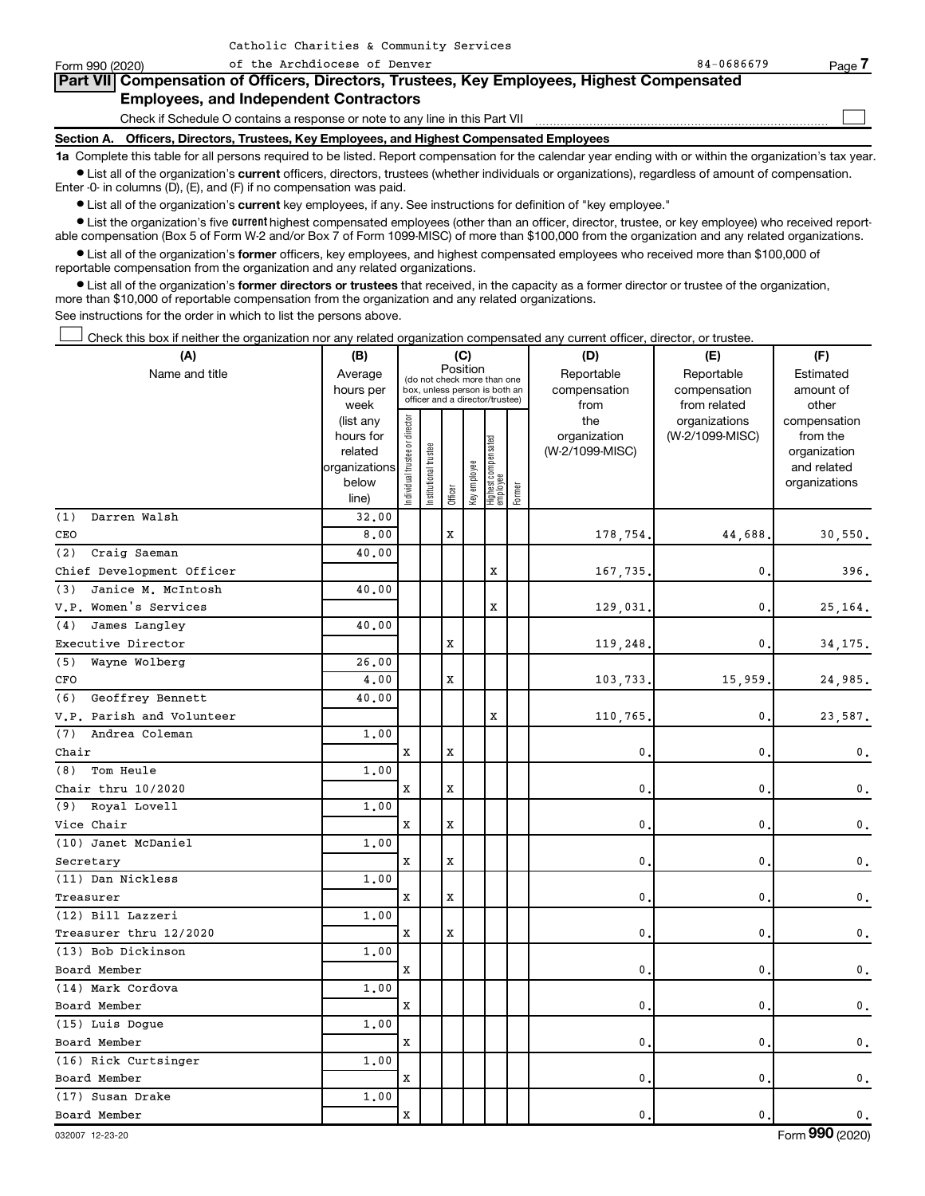Catholic Charities & Community Services of the Archdiocese of Denver 84-0686679

Form 990 (2020)

## Part VII Compensation of Officers, Directors, Trustees, Key Employees, Highest Compensated Employees, and Independent Contractors

Check if Schedule O contains a response or note to any line in this Part VII ☐

### Section A. Officers, Directors, Trustees, Key Employees, and Highest Compensated Employees

**1a** Complete this table for all persons required to be listed. Report compensation for the calendar year ending with or within the organization's tax year.

- List all of the organization's **current** officers, directors, trustees (whether individuals or organizations), regardless of amount of compensation. Enter -0- in columns (D), (E), and (F) if no compensation was paid.
- List all of the organization's **current** key employees, if any. See instructions for definition of "key employee."
- List the organization's five **current** highest compensated employees (other than an officer, director, trustee, or key employee) who received reportable compensation (Box 5 of Form W-2 and/or Box 7 of Form 1099-MISC) of more than $100,000 from the organization and any related organizations.
- List all of the organization's **former** officers, key employees, and highest compensated employees who received more than $100,000 of reportable compensation from the organization and any related organizations.
- List all of the organization's **former directors or trustees** that received, in the capacity as a former director or trustee of the organization, more than $10,000 of reportable compensation from the organization and any related organizations.

See instructions for the order in which to list the persons above.

☐ Check this box if neither the organization nor any related organization compensated any current officer, director, or trustee.

| (A) Name and title | (B) Average hours per week (list any hours for related organizations below line) | (C) Position: Individual trustee or director | Institutional trustee | Officer | Key employee | Highest compensated employee | Former | (D) Reportable compensation from the organization (W-2/1099-MISC) | (E) Reportable compensation from related organizations (W-2/1099-MISC) | (F) Estimated amount of other compensation from the organization and related organizations |
|---|---|---|---|---|---|---|---|---|---|---|
| (1) Darren Walsh<br>CEO | 32.00<br>8.00 | | | X | | | | 178,754. | 44,688. | 30,550. |
| (2) Craig Saeman<br>Chief Development Officer | 40.00 | | | | | X | | 167,735. | 0. | 396. |
| (3) Janice M. McIntosh<br>V.P. Women's Services | 40.00 | | | | | X | | 129,031. | 0. | 25,164. |
| (4) James Langley<br>Executive Director | 40.00 | | | X | | | | 119,248. | 0. | 34,175. |
| (5) Wayne Wolberg<br>CFO | 26.00<br>4.00 | | | X | | | | 103,733. | 15,959. | 24,985. |
| (6) Geoffrey Bennett<br>V.P. Parish and Volunteer | 40.00 | | | | | X | | 110,765. | 0. | 23,587. |
| (7) Andrea Coleman<br>Chair | 1.00 | X | | X | | | | 0. | 0. | 0. |
| (8) Tom Heule<br>Chair thru 10/2020 | 1.00 | X | | X | | | | 0. | 0. | 0. |
| (9) Royal Lovell<br>Vice Chair | 1.00 | X | | X | | | | 0. | 0. | 0. |
| (10) Janet McDaniel<br>Secretary | 1.00 | X | | X | | | | 0. | 0. | 0. |
| (11) Dan Nickless<br>Treasurer | 1.00 | X | | X | | | | 0. | 0. | 0. |
| (12) Bill Lazzeri<br>Treasurer thru 12/2020 | 1.00 | X | | X | | | | 0. | 0. | 0. |
| (13) Bob Dickinson<br>Board Member | 1.00 | X | | | | | | 0. | 0. | 0. |
| (14) Mark Cordova<br>Board Member | 1.00 | X | | | | | | 0. | 0. | 0. |
| (15) Luis Dogue<br>Board Member | 1.00 | X | | | | | | 0. | 0. | 0. |
| (16) Rick Curtsinger<br>Board Member | 1.00 | X | | | | | | 0. | 0. | 0. |
| (17) Susan Drake<br>Board Member | 1.00 | X | | | | | | 0. | 0. | 0. |

032007 12-23-20 Form **990** (2020)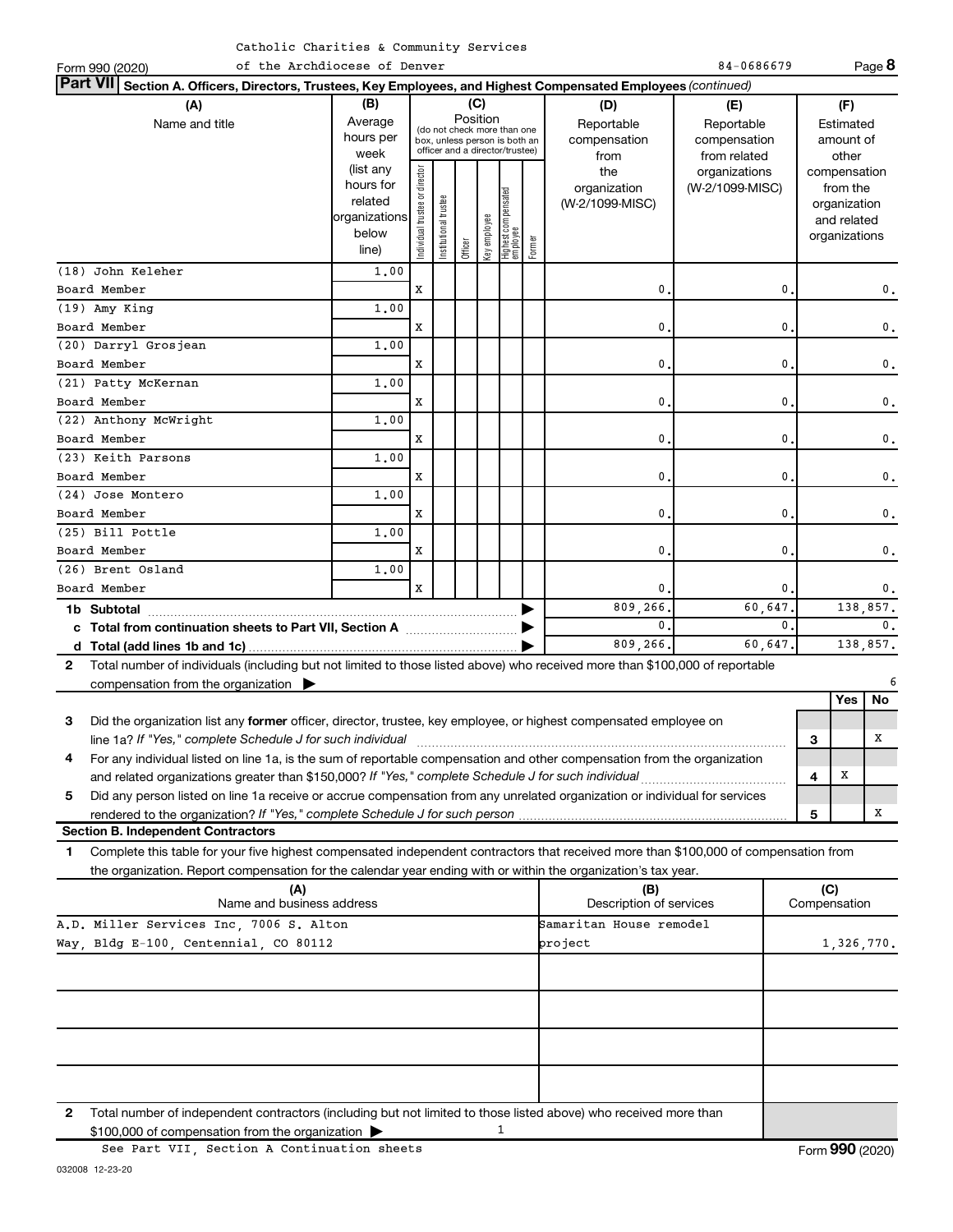Catholic Charities & Community Services of the Archdiocese of Denver 84-0686679

Form 990 (2020)

## Part VII Section A. Officers, Directors, Trustees, Key Employees, and Highest Compensated Employees *(continued)*

| (A) Name and title | (B) Average hours per week (list any hours for related organizations below line) | (C) Position: Individual trustee or director | Institutional trustee | Officer | Key employee | Highest compensated employee | Former | (D) Reportable compensation from the organization (W-2/1099-MISC) | (E) Reportable compensation from related organizations (W-2/1099-MISC) | (F) Estimated amount of other compensation from the organization and related organizations |
|---|---|---|---|---|---|---|---|---|---|---|
| (18) John Keleher<br>Board Member | 1.00 | X | | | | | | 0. | 0. | 0. |
| (19) Amy King<br>Board Member | 1.00 | X | | | | | | 0. | 0. | 0. |
| (20) Darryl Grosjean<br>Board Member | 1.00 | X | | | | | | 0. | 0. | 0. |
| (21) Patty McKernan<br>Board Member | 1.00 | X | | | | | | 0. | 0. | 0. |
| (22) Anthony McWright<br>Board Member | 1.00 | X | | | | | | 0. | 0. | 0. |
| (23) Keith Parsons<br>Board Member | 1.00 | X | | | | | | 0. | 0. | 0. |
| (24) Jose Montero<br>Board Member | 1.00 | X | | | | | | 0. | 0. | 0. |
| (25) Bill Pottle<br>Board Member | 1.00 | X | | | | | | 0. | 0. | 0. |
| (26) Brent Osland<br>Board Member | 1.00 | X | | | | | | 0. | 0. | 0. |
| **1b Subtotal** | | | | | | | | 809,266. | 60,647. | 138,857. |
| **c Total from continuation sheets to Part VII, Section A** | | | | | | | | 0. | 0. | 0. |
| **d Total (add lines 1b and 1c)** | | | | | | | | 809,266. | 60,647. | 138,857. |

**2** Total number of individuals (including but not limited to those listed above) who received more than $100,000 of reportable compensation from the organization ▶ 6

| | | Yes | No |
|---|---|---|---|
| **3** Did the organization list any **former** officer, director, trustee, key employee, or highest compensated employee on line 1a? *If "Yes," complete Schedule J for such individual* | 3 | | X |
| **4** For any individual listed on line 1a, is the sum of reportable compensation and other compensation from the organization and related organizations greater than $150,000? *If "Yes," complete Schedule J for such individual* | 4 | X | |
| **5** Did any person listed on line 1a receive or accrue compensation from any unrelated organization or individual for services rendered to the organization? *If "Yes," complete Schedule J for such person* | 5 | | X |

### Section B. Independent Contractors

**1** Complete this table for your five highest compensated independent contractors that received more than $100,000 of compensation from the organization. Report compensation for the calendar year ending with or within the organization's tax year.

| (A) Name and business address | (B) Description of services | (C) Compensation |
|---|---|---|
| A.D. Miller Services Inc, 7006 S. Alton Way, Bldg E-100, Centennial, CO 80112 | Samaritan House remodel project | 1,326,770. |
| | | |
| | | |
| | | |
| | | |

**2** Total number of independent contractors (including but not limited to those listed above) who received more than $100,000 of compensation from the organization ▶ 1

See Part VII, Section A Continuation sheets

Form **990** (2020)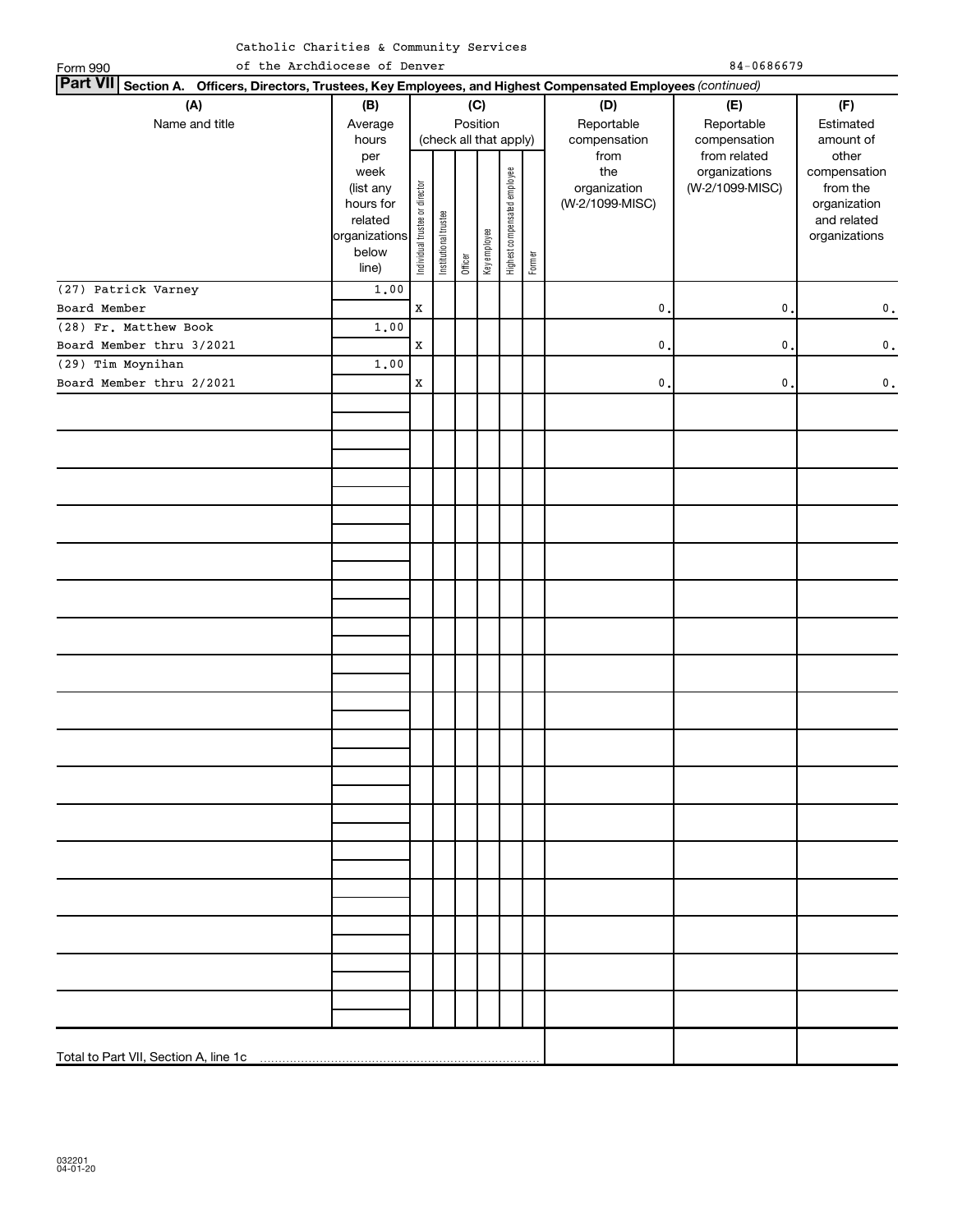Catholic Charities & Community Services of the Archdiocese of Denver

Form 990 84-0686679

**Part VII Section A. Officers, Directors, Trustees, Key Employees, and Highest Compensated Employees** *(continued)*

| (A) Name and title | (B) Average hours per week (list any hours for related organizations below line) | (C) Position (check all that apply): Individual trustee or director | Institutional trustee | Officer | Key employee | Highest compensated employee | Former | (D) Reportable compensation from the organization (W-2/1099-MISC) | (E) Reportable compensation from related organizations (W-2/1099-MISC) | (F) Estimated amount of other compensation from the organization and related organizations |
|---|---|---|---|---|---|---|---|---|---|---|
| (27) Patrick Varney<br>Board Member | 1.00 | X | | | | | | 0. | 0. | 0. |
| (28) Fr. Matthew Book<br>Board Member thru 3/2021 | 1.00 | X | | | | | | 0. | 0. | 0. |
| (29) Tim Moynihan<br>Board Member thru 2/2021 | 1.00 | X | | | | | | 0. | 0. | 0. |
| Total to Part VII, Section A, line 1c | | | | | | | | | | |

032201 04-01-20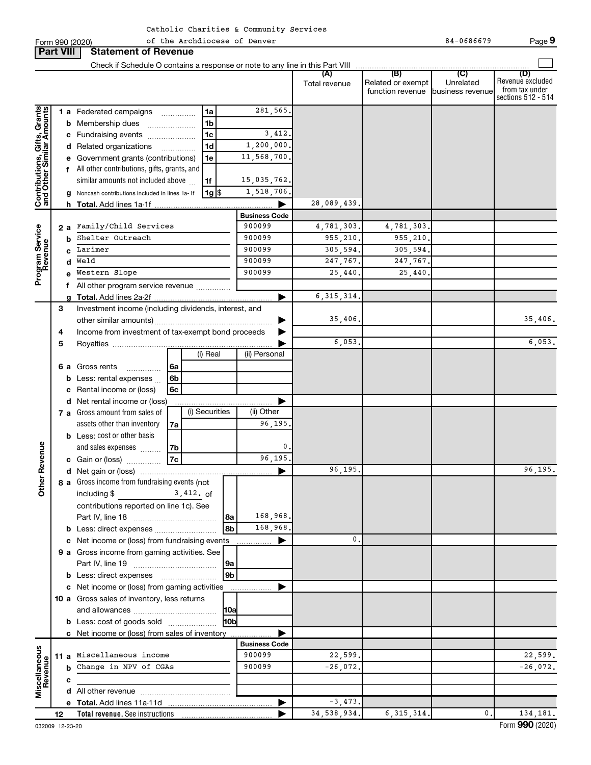Catholic Charities & Community Services of the Archdiocese of Denver

Form 990 (2020) 84-0686679 Page 9

## Part VIII Statement of Revenue

Check if Schedule O contains a response or note to any line in this Part VIII

| | | | | (A) Total revenue | (B) Related or exempt function revenue | (C) Unrelated business revenue | (D) Revenue excluded from tax under sections 512 - 514 |
|---|---|---|---|---|---|---|---|
| **Contributions, Gifts, Grants and Other Similar Amounts** | 1 a Federated campaigns | 1a | 281,565. | | | | |
| | b Membership dues | 1b | | | | | |
| | c Fundraising events | 1c | 3,412. | | | | |
| | d Related organizations | 1d | 1,200,000. | | | | |
| | e Government grants (contributions) | 1e | 11,568,700. | | | | |
| | f All other contributions, gifts, grants, and similar amounts not included above | 1f | 15,035,762. | | | | |
| | g Noncash contributions included in lines 1a-1f | 1g $ | 1,518,706. | | | | |
| | h Total. Add lines 1a-1f | | ▶ | 28,089,439. | | | |
| **Program Service Revenue** | | | Business Code | | | | |
| | 2 a Family/Child Services | | 900099 | 4,781,303. | 4,781,303. | | |
| | b Shelter Outreach | | 900099 | 955,210. | 955,210. | | |
| | c Larimer | | 900099 | 305,594. | 305,594. | | |
| | d Weld | | 900099 | 247,767. | 247,767. | | |
| | e Western Slope | | 900099 | 25,440. | 25,440. | | |
| | f All other program service revenue | | | | | | |
| | g Total. Add lines 2a-2f | | ▶ | 6,315,314. | | | |
| **Other Revenue** | 3 Investment income (including dividends, interest, and other similar amounts) | | ▶ | 35,406. | | | 35,406. |
| | 4 Income from investment of tax-exempt bond proceeds | | ▶ | | | | |
| | 5 Royalties | | ▶ | 6,053. | | | 6,053. |
| | | (i) Real | (ii) Personal | | | | |
| | 6 a Gross rents | 6a | | | | | |
| | b Less: rental expenses | 6b | | | | | |
| | c Rental income or (loss) | 6c | | | | | |
| | d Net rental income or (loss) | | ▶ | | | | |
| | | (i) Securities | (ii) Other | | | | |
| | 7 a Gross amount from sales of assets other than inventory | 7a | 96,195. | | | | |
| | b Less: cost or other basis and sales expenses | 7b | 0. | | | | |
| | c Gain or (loss) | 7c | 96,195. | | | | |
| | d Net gain or (loss) | | ▶ | 96,195. | | | 96,195. |
| | 8 a Gross income from fundraising events (not including $ 3,412. of contributions reported on line 1c). See Part IV, line 18 | 8a | 168,968. | | | | |
| | b Less: direct expenses | 8b | 168,968. | | | | |
| | c Net income or (loss) from fundraising events | | ▶ | 0. | | | |
| | 9 a Gross income from gaming activities. See Part IV, line 19 | 9a | | | | | |
| | b Less: direct expenses | 9b | | | | | |
| | c Net income or (loss) from gaming activities | | ▶ | | | | |
| | 10 a Gross sales of inventory, less returns and allowances | 10a | | | | | |
| | b Less: cost of goods sold | 10b | | | | | |
| | c Net income or (loss) from sales of inventory | | ▶ | | | | |
| **Miscellaneous Revenue** | | | Business Code | | | | |
| | 11 a Miscellaneous income | | 900099 | 22,599. | | | 22,599. |
| | b Change in NPV of CGAs | | 900099 | -26,072. | | | -26,072. |
| | c | | | | | | |
| | d All other revenue | | | | | | |
| | e Total. Add lines 11a-11d | | ▶ | -3,473. | | | |
| | 12 Total revenue. See instructions | | ▶ | 34,538,934. | 6,315,314. | 0. | 134,181. |

032009 12-23-20 Form 990 (2020)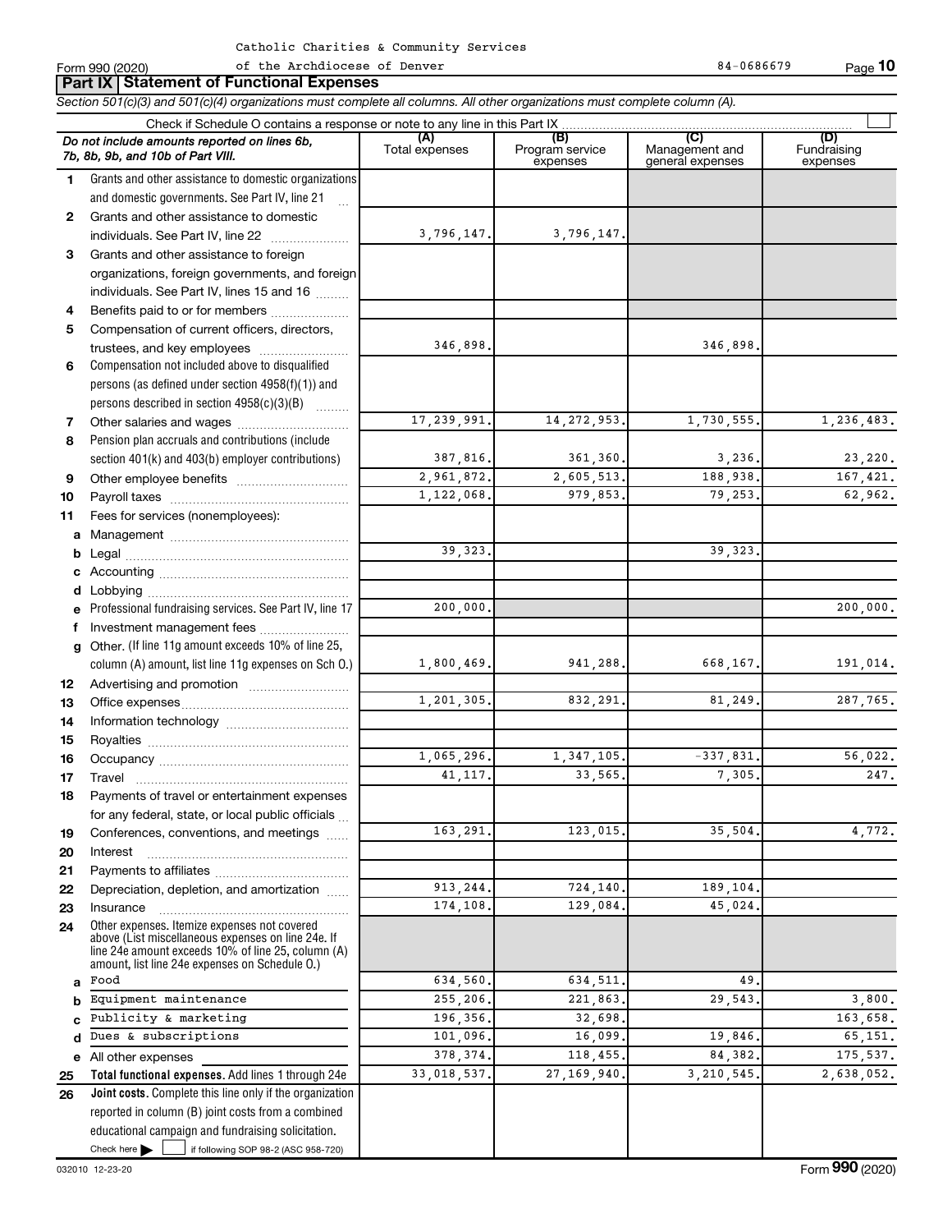Catholic Charities & Community Services of the Archdiocese of Denver

Form 990 (2020) 84-0686679 Page 10

## Part IX Statement of Functional Expenses

*Section 501(c)(3) and 501(c)(4) organizations must complete all columns. All other organizations must complete column (A).*

Check if Schedule O contains a response or note to any line in this Part IX

| | *Do not include amounts reported on lines 6b, 7b, 8b, 9b, and 10b of Part VIII.* | (A) Total expenses | (B) Program service expenses | (C) Management and general expenses | (D) Fundraising expenses |
|---|---|---|---|---|---|
| 1 | Grants and other assistance to domestic organizations and domestic governments. See Part IV, line 21 | | | | |
| 2 | Grants and other assistance to domestic individuals. See Part IV, line 22 | 3,796,147. | 3,796,147. | | |
| 3 | Grants and other assistance to foreign organizations, foreign governments, and foreign individuals. See Part IV, lines 15 and 16 | | | | |
| 4 | Benefits paid to or for members | | | | |
| 5 | Compensation of current officers, directors, trustees, and key employees | 346,898. | | 346,898. | |
| 6 | Compensation not included above to disqualified persons (as defined under section 4958(f)(1)) and persons described in section 4958(c)(3)(B) | | | | |
| 7 | Other salaries and wages | 17,239,991. | 14,272,953. | 1,730,555. | 1,236,483. |
| 8 | Pension plan accruals and contributions (include section 401(k) and 403(b) employer contributions) | 387,816. | 361,360. | 3,236. | 23,220. |
| 9 | Other employee benefits | 2,961,872. | 2,605,513. | 188,938. | 167,421. |
| 10 | Payroll taxes | 1,122,068. | 979,853. | 79,253. | 62,962. |
| 11 | Fees for services (nonemployees): | | | | |
| a | Management | | | | |
| b | Legal | 39,323. | | 39,323. | |
| c | Accounting | | | | |
| d | Lobbying | | | | |
| e | Professional fundraising services. See Part IV, line 17 | 200,000. | | | 200,000. |
| f | Investment management fees | | | | |
| g | Other. (If line 11g amount exceeds 10% of line 25, column (A) amount, list line 11g expenses on Sch O.) | 1,800,469. | 941,288. | 668,167. | 191,014. |
| 12 | Advertising and promotion | | | | |
| 13 | Office expenses | 1,201,305. | 832,291. | 81,249. | 287,765. |
| 14 | Information technology | | | | |
| 15 | Royalties | | | | |
| 16 | Occupancy | 1,065,296. | 1,347,105. | -337,831. | 56,022. |
| 17 | Travel | 41,117. | 33,565. | 7,305. | 247. |
| 18 | Payments of travel or entertainment expenses for any federal, state, or local public officials | | | | |
| 19 | Conferences, conventions, and meetings | 163,291. | 123,015. | 35,504. | 4,772. |
| 20 | Interest | | | | |
| 21 | Payments to affiliates | | | | |
| 22 | Depreciation, depletion, and amortization | 913,244. | 724,140. | 189,104. | |
| 23 | Insurance | 174,108. | 129,084. | 45,024. | |
| 24 | Other expenses. Itemize expenses not covered above (List miscellaneous expenses on line 24e. If line 24e amount exceeds 10% of line 25, column (A) amount, list line 24e expenses on Schedule O.) | | | | |
| a | Food | 634,560. | 634,511. | 49. | |
| b | Equipment maintenance | 255,206. | 221,863. | 29,543. | 3,800. |
| c | Publicity & marketing | 196,356. | 32,698. | | 163,658. |
| d | Dues & subscriptions | 101,096. | 16,099. | 19,846. | 65,151. |
| e | All other expenses | 378,374. | 118,455. | 84,382. | 175,537. |
| 25 | **Total functional expenses.** Add lines 1 through 24e | 33,018,537. | 27,169,940. | 3,210,545. | 2,638,052. |
| 26 | **Joint costs.** Complete this line only if the organization reported in column (B) joint costs from a combined educational campaign and fundraising solicitation. Check here ☐ if following SOP 98-2 (ASC 958-720) | | | | |

032010 12-23-20 Form **990** (2020)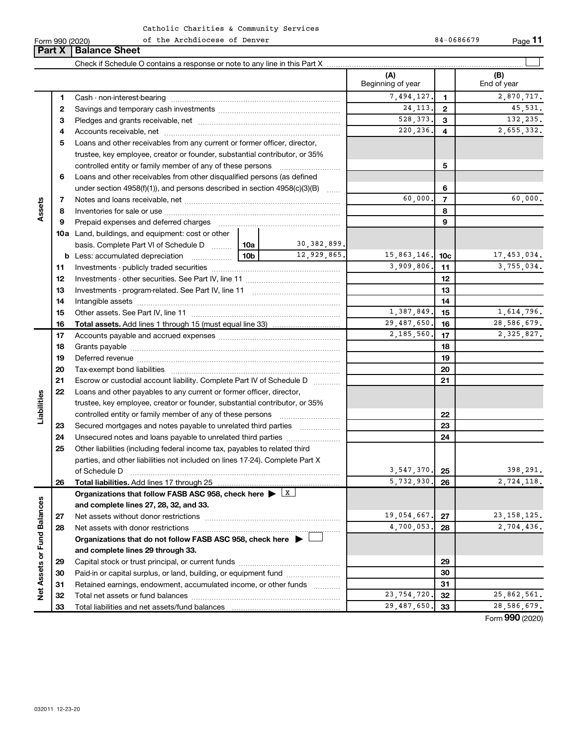Catholic Charities & Community Services of the Archdiocese of Denver

Form 990 (2020) 84-0686679

## Part X | Balance Sheet

Check if Schedule O contains a response or note to any line in this Part X

| | | | | (A) Beginning of year | | (B) End of year |
|---|---|---|---|---|---|---|
| Assets | 1 | Cash - non-interest-bearing | | 7,494,127. | 1 | 2,870,717. |
| | 2 | Savings and temporary cash investments | | 24,113. | 2 | 45,531. |
| | 3 | Pledges and grants receivable, net | | 528,373. | 3 | 132,235. |
| | 4 | Accounts receivable, net | | 220,236. | 4 | 2,655,332. |
| | 5 | Loans and other receivables from any current or former officer, director, trustee, key employee, creator or founder, substantial contributor, or 35% controlled entity or family member of any of these persons | | | 5 | |
| | 6 | Loans and other receivables from other disqualified persons (as defined under section 4958(f)(1)), and persons described in section 4958(c)(3)(B) | | | 6 | |
| | 7 | Notes and loans receivable, net | | 60,000. | 7 | 60,000. |
| | 8 | Inventories for sale or use | | | 8 | |
| | 9 | Prepaid expenses and deferred charges | | | 9 | |
| | 10a | Land, buildings, and equipment: cost or other basis. Complete Part VI of Schedule D | 10a 30,382,899. | | | |
| | b | Less: accumulated depreciation | 10b 12,929,865. | 15,863,146. | 10c | 17,453,034. |
| | 11 | Investments - publicly traded securities | | 3,909,806. | 11 | 3,755,034. |
| | 12 | Investments - other securities. See Part IV, line 11 | | | 12 | |
| | 13 | Investments - program-related. See Part IV, line 11 | | | 13 | |
| | 14 | Intangible assets | | | 14 | |
| | 15 | Other assets. See Part IV, line 11 | | 1,387,849. | 15 | 1,614,796. |
| | 16 | **Total assets.** Add lines 1 through 15 (must equal line 33) | | 29,487,650. | 16 | 28,586,679. |
| Liabilities | 17 | Accounts payable and accrued expenses | | 2,185,560. | 17 | 2,325,827. |
| | 18 | Grants payable | | | 18 | |
| | 19 | Deferred revenue | | | 19 | |
| | 20 | Tax-exempt bond liabilities | | | 20 | |
| | 21 | Escrow or custodial account liability. Complete Part IV of Schedule D | | | 21 | |
| | 22 | Loans and other payables to any current or former officer, director, trustee, key employee, creator or founder, substantial contributor, or 35% controlled entity or family member of any of these persons | | | 22 | |
| | 23 | Secured mortgages and notes payable to unrelated third parties | | | 23 | |
| | 24 | Unsecured notes and loans payable to unrelated third parties | | | 24 | |
| | 25 | Other liabilities (including federal income tax, payables to related third parties, and other liabilities not included on lines 17-24). Complete Part X of Schedule D | | 3,547,370. | 25 | 398,291. |
| | 26 | **Total liabilities.** Add lines 17 through 25 | | 5,732,930. | 26 | 2,724,118. |
| Net Assets or Fund Balances | | **Organizations that follow FASB ASC 958, check here ▶** X **and complete lines 27, 28, 32, and 33.** | | | | |
| | 27 | Net assets without donor restrictions | | 19,054,667. | 27 | 23,158,125. |
| | 28 | Net assets with donor restrictions | | 4,700,053. | 28 | 2,704,436. |
| | | **Organizations that do not follow FASB ASC 958, check here ▶** ☐ **and complete lines 29 through 33.** | | | | |
| | 29 | Capital stock or trust principal, or current funds | | | 29 | |
| | 30 | Paid-in or capital surplus, or land, building, or equipment fund | | | 30 | |
| | 31 | Retained earnings, endowment, accumulated income, or other funds | | | 31 | |
| | 32 | Total net assets or fund balances | | 23,754,720. | 32 | 25,862,561. |
| | 33 | Total liabilities and net assets/fund balances | | 29,487,650. | 33 | 28,586,679. |

Form **990** (2020)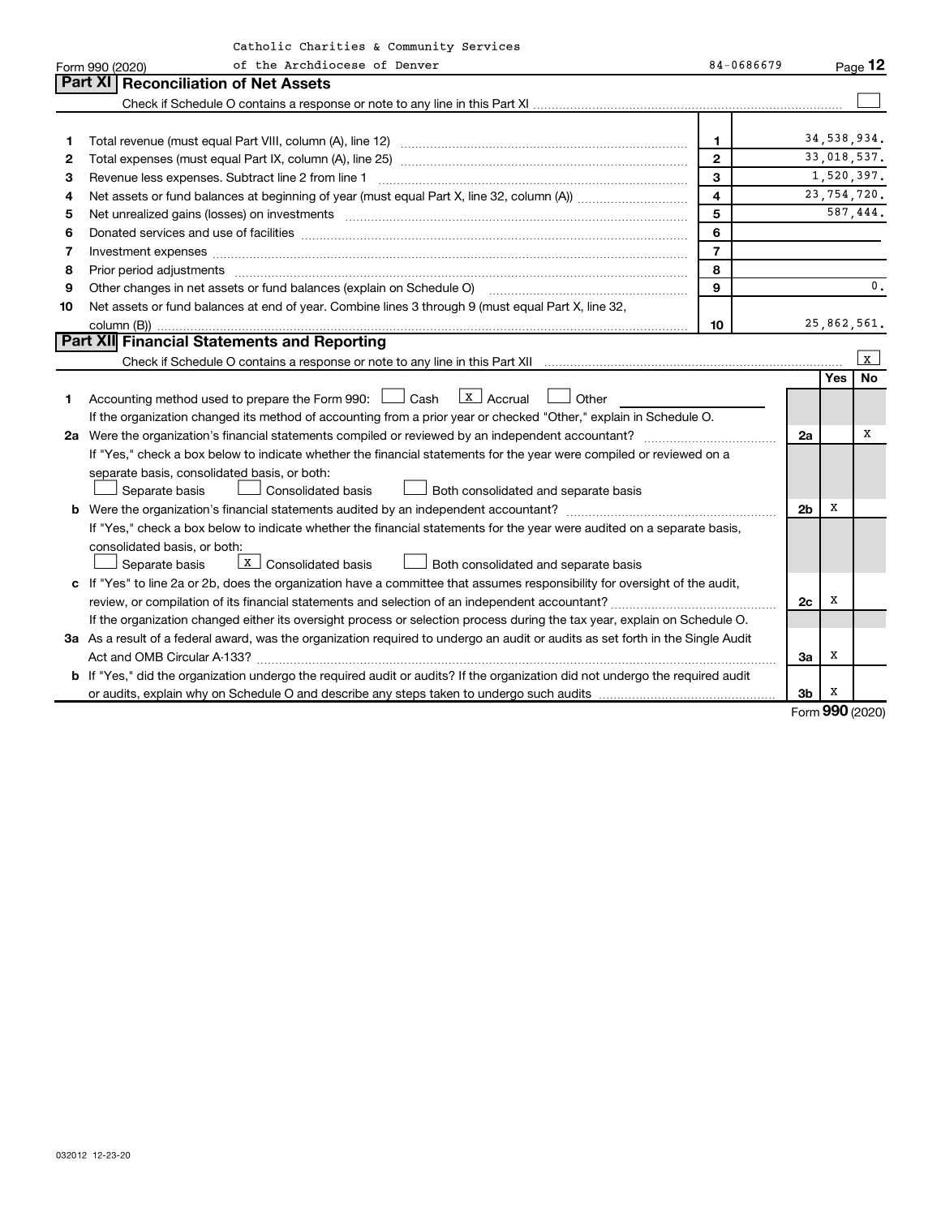Catholic Charities & Community Services of the Archdiocese of Denver

Form 990 (2020) 84-0686679 Page 12

## Part XI Reconciliation of Net Assets

Check if Schedule O contains a response or note to any line in this Part XI ☐

| | | | |
|---|---|---|---|
| 1 | Total revenue (must equal Part VIII, column (A), line 12) | 1 | 34,538,934. |
| 2 | Total expenses (must equal Part IX, column (A), line 25) | 2 | 33,018,537. |
| 3 | Revenue less expenses. Subtract line 2 from line 1 | 3 | 1,520,397. |
| 4 | Net assets or fund balances at beginning of year (must equal Part X, line 32, column (A)) | 4 | 23,754,720. |
| 5 | Net unrealized gains (losses) on investments | 5 | 587,444. |
| 6 | Donated services and use of facilities | 6 | |
| 7 | Investment expenses | 7 | |
| 8 | Prior period adjustments | 8 | |
| 9 | Other changes in net assets or fund balances (explain on Schedule O) | 9 | 0. |
| 10 | Net assets or fund balances at end of year. Combine lines 3 through 9 (must equal Part X, line 32, column (B)) | 10 | 25,862,561. |

## Part XII Financial Statements and Reporting

Check if Schedule O contains a response or note to any line in this Part XII ☒

| | | | Yes | No |
|---|---|---|---|---|
| 1 | Accounting method used to prepare the Form 990: ☐ Cash ☒ Accrual ☐ Other<br>If the organization changed its method of accounting from a prior year or checked "Other," explain in Schedule O. | | | |
| 2a | Were the organization's financial statements compiled or reviewed by an independent accountant?<br>If "Yes," check a box below to indicate whether the financial statements for the year were compiled or reviewed on a separate basis, consolidated basis, or both:<br>☐ Separate basis ☐ Consolidated basis ☐ Both consolidated and separate basis | 2a | | X |
| b | Were the organization's financial statements audited by an independent accountant?<br>If "Yes," check a box below to indicate whether the financial statements for the year were audited on a separate basis, consolidated basis, or both:<br>☐ Separate basis ☒ Consolidated basis ☐ Both consolidated and separate basis | 2b | X | |
| c | If "Yes" to line 2a or 2b, does the organization have a committee that assumes responsibility for oversight of the audit, review, or compilation of its financial statements and selection of an independent accountant?<br>If the organization changed either its oversight process or selection process during the tax year, explain on Schedule O. | 2c | X | |
| 3a | As a result of a federal award, was the organization required to undergo an audit or audits as set forth in the Single Audit Act and OMB Circular A-133? | 3a | X | |
| b | If "Yes," did the organization undergo the required audit or audits? If the organization did not undergo the required audit or audits, explain why on Schedule O and describe any steps taken to undergo such audits | 3b | X | |

Form 990 (2020)

032012 12-23-20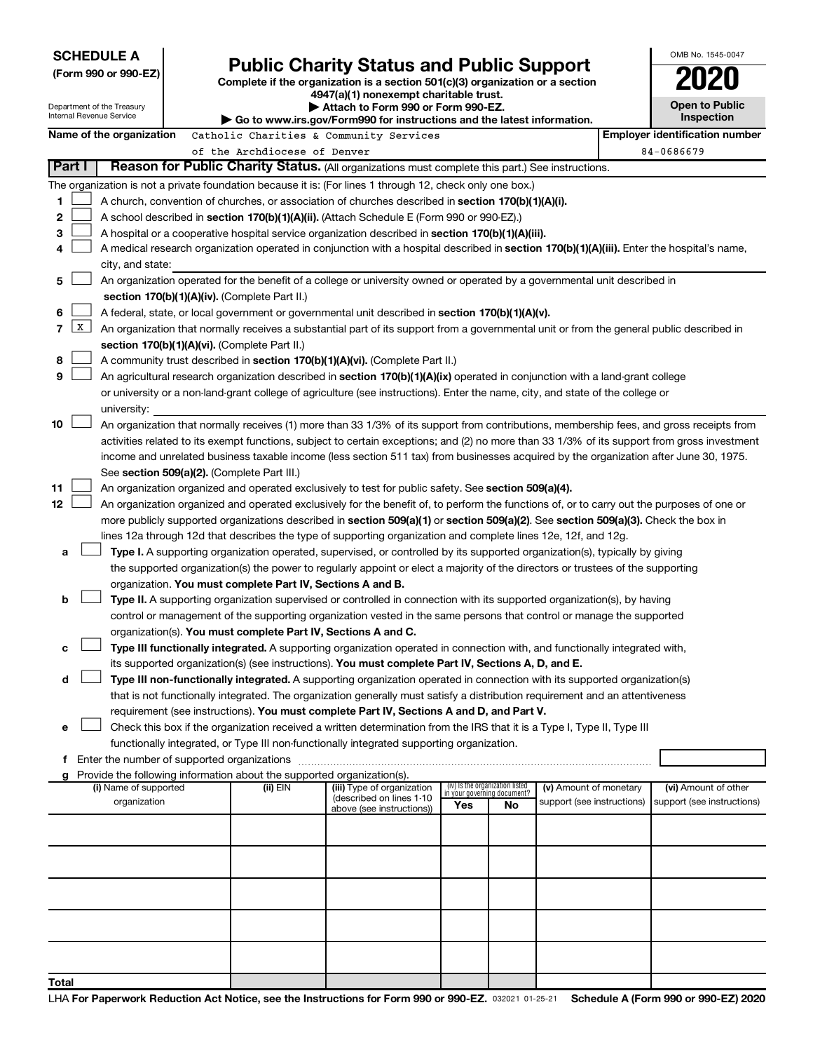**SCHEDULE A**
**(Form 990 or 990-EZ)**

Department of the Treasury
Internal Revenue Service

# Public Charity Status and Public Support

**Complete if the organization is a section 501(c)(3) organization or a section 4947(a)(1) nonexempt charitable trust.**
**▶ Attach to Form 990 or Form 990-EZ.**
**▶ Go to www.irs.gov/Form990 for instructions and the latest information.**

OMB No. 1545-0047

**2020**

**Open to Public Inspection**

**Name of the organization** Catholic Charities & Community Services of the Archdiocese of Denver

**Employer identification number** 84-0686679

**Part I** **Reason for Public Charity Status.** (All organizations must complete this part.) See instructions.

The organization is not a private foundation because it is: (For lines 1 through 12, check only one box.)

1 ☐ A church, convention of churches, or association of churches described in **section 170(b)(1)(A)(i).**

2 ☐ A school described in **section 170(b)(1)(A)(ii).** (Attach Schedule E (Form 990 or 990-EZ).)

3 ☐ A hospital or a cooperative hospital service organization described in **section 170(b)(1)(A)(iii).**

4 ☐ A medical research organization operated in conjunction with a hospital described in **section 170(b)(1)(A)(iii).** Enter the hospital's name, city, and state:

5 ☐ An organization operated for the benefit of a college or university owned or operated by a governmental unit described in **section 170(b)(1)(A)(iv).** (Complete Part II.)

6 ☐ A federal, state, or local government or governmental unit described in **section 170(b)(1)(A)(v).**

7 ☒ An organization that normally receives a substantial part of its support from a governmental unit or from the general public described in **section 170(b)(1)(A)(vi).** (Complete Part II.)

8 ☐ A community trust described in **section 170(b)(1)(A)(vi).** (Complete Part II.)

9 ☐ An agricultural research organization described in **section 170(b)(1)(A)(ix)** operated in conjunction with a land-grant college or university or a non-land-grant college of agriculture (see instructions). Enter the name, city, and state of the college or university:

10 ☐ An organization that normally receives (1) more than 33 1/3% of its support from contributions, membership fees, and gross receipts from activities related to its exempt functions, subject to certain exceptions; and (2) no more than 33 1/3% of its support from gross investment income and unrelated business taxable income (less section 511 tax) from businesses acquired by the organization after June 30, 1975. See **section 509(a)(2).** (Complete Part III.)

11 ☐ An organization organized and operated exclusively to test for public safety. See **section 509(a)(4).**

12 ☐ An organization organized and operated exclusively for the benefit of, to perform the functions of, or to carry out the purposes of one or more publicly supported organizations described in **section 509(a)(1)** or **section 509(a)(2).** See **section 509(a)(3).** Check the box in lines 12a through 12d that describes the type of supporting organization and complete lines 12e, 12f, and 12g.

**a** ☐ **Type I.** A supporting organization operated, supervised, or controlled by its supported organization(s), typically by giving the supported organization(s) the power to regularly appoint or elect a majority of the directors or trustees of the supporting organization. **You must complete Part IV, Sections A and B.**

**b** ☐ **Type II.** A supporting organization supervised or controlled in connection with its supported organization(s), by having control or management of the supporting organization vested in the same persons that control or manage the supported organization(s). **You must complete Part IV, Sections A and C.**

**c** ☐ **Type III functionally integrated.** A supporting organization operated in connection with, and functionally integrated with, its supported organization(s) (see instructions). **You must complete Part IV, Sections A, D, and E.**

**d** ☐ **Type III non-functionally integrated.** A supporting organization operated in connection with its supported organization(s) that is not functionally integrated. The organization generally must satisfy a distribution requirement and an attentiveness requirement (see instructions). **You must complete Part IV, Sections A and D, and Part V.**

**e** ☐ Check this box if the organization received a written determination from the IRS that it is a Type I, Type II, Type III functionally integrated, or Type III non-functionally integrated supporting organization.

**f** Enter the number of supported organizations

**g** Provide the following information about the supported organization(s).

| (i) Name of supported organization | (ii) EIN | (iii) Type of organization (described on lines 1-10 above (see instructions)) | (iv) Is the organization listed in your governing document? Yes | No | (v) Amount of monetary support (see instructions) | (vi) Amount of other support (see instructions) |
|---|---|---|---|---|---|---|
| | | | | | | |
| | | | | | | |
| | | | | | | |
| | | | | | | |
| | | | | | | |
| **Total** | | | | | | |

LHA **For Paperwork Reduction Act Notice, see the Instructions for Form 990 or 990-EZ.** 032021 01-25-21 **Schedule A (Form 990 or 990-EZ) 2020**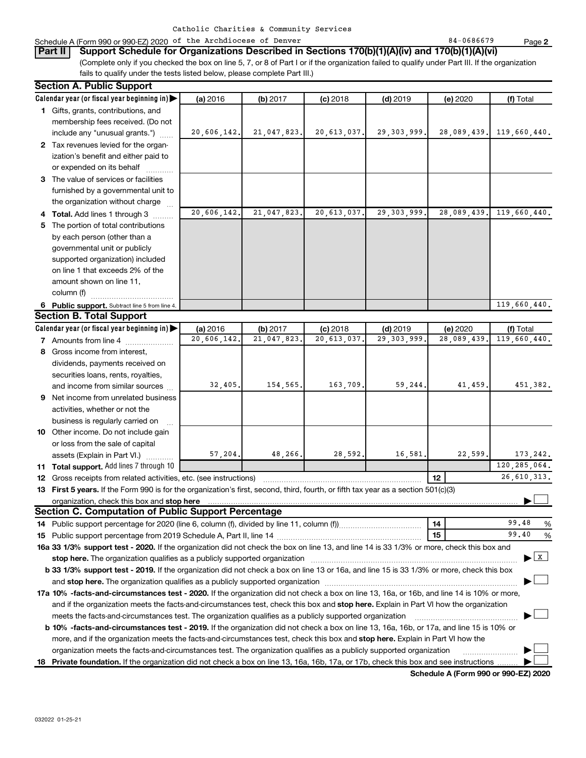Catholic Charities & Community Services

Schedule A (Form 990 or 990-EZ) 2020 of the Archdiocese of Denver 84-0686679 Page **2**

**Part II** **Support Schedule for Organizations Described in Sections 170(b)(1)(A)(iv) and 170(b)(1)(A)(vi)**

(Complete only if you checked the box on line 5, 7, or 8 of Part I or if the organization failed to qualify under Part III. If the organization fails to qualify under the tests listed below, please complete Part III.)

**Section A. Public Support**

| Calendar year (or fiscal year beginning in) ▶ | (a) 2016 | (b) 2017 | (c) 2018 | (d) 2019 | (e) 2020 | (f) Total |
|---|---|---|---|---|---|---|
| **1** Gifts, grants, contributions, and membership fees received. (Do not include any "unusual grants.") | 20,606,142. | 21,047,823. | 20,613,037. | 29,303,999. | 28,089,439. | 119,660,440. |
| **2** Tax revenues levied for the organization's benefit and either paid to or expended on its behalf | | | | | | |
| **3** The value of services or facilities furnished by a governmental unit to the organization without charge | | | | | | |
| **4 Total.** Add lines 1 through 3 | 20,606,142. | 21,047,823. | 20,613,037. | 29,303,999. | 28,089,439. | 119,660,440. |
| **5** The portion of total contributions by each person (other than a governmental unit or publicly supported organization) included on line 1 that exceeds 2% of the amount shown on line 11, column (f) | | | | | | |
| **6 Public support.** Subtract line 5 from line 4. | | | | | | 119,660,440. |

**Section B. Total Support**

| Calendar year (or fiscal year beginning in) ▶ | (a) 2016 | (b) 2017 | (c) 2018 | (d) 2019 | (e) 2020 | (f) Total |
|---|---|---|---|---|---|---|
| **7** Amounts from line 4 | 20,606,142. | 21,047,823. | 20,613,037. | 29,303,999. | 28,089,439. | 119,660,440. |
| **8** Gross income from interest, dividends, payments received on securities loans, rents, royalties, and income from similar sources | 32,405. | 154,565. | 163,709. | 59,244. | 41,459. | 451,382. |
| **9** Net income from unrelated business activities, whether or not the business is regularly carried on | | | | | | |
| **10** Other income. Do not include gain or loss from the sale of capital assets (Explain in Part VI.) | 57,204. | 48,266. | 28,592. | 16,581. | 22,599. | 173,242. |
| **11 Total support.** Add lines 7 through 10 | | | | | | 120,285,064. |

**12** Gross receipts from related activities, etc. (see instructions) **12** 26,610,313.

**13 First 5 years.** If the Form 990 is for the organization's first, second, third, fourth, or fifth tax year as a section 501(c)(3) organization, check this box and **stop here** ▶ ☐

**Section C. Computation of Public Support Percentage**

**14** Public support percentage for 2020 (line 6, column (f), divided by line 11, column (f)) **14** 99.48 %

**15** Public support percentage from 2019 Schedule A, Part II, line 14 **15** 99.40 %

**16a 33 1/3% support test - 2020.** If the organization did not check the box on line 13, and line 14 is 33 1/3% or more, check this box and **stop here.** The organization qualifies as a publicly supported organization ▶ ☒

**b 33 1/3% support test - 2019.** If the organization did not check a box on line 13 or 16a, and line 15 is 33 1/3% or more, check this box and **stop here.** The organization qualifies as a publicly supported organization ▶ ☐

**17a 10% -facts-and-circumstances test - 2020.** If the organization did not check a box on line 13, 16a, or 16b, and line 14 is 10% or more, and if the organization meets the facts-and-circumstances test, check this box and **stop here.** Explain in Part VI how the organization meets the facts-and-circumstances test. The organization qualifies as a publicly supported organization ▶ ☐

**b 10% -facts-and-circumstances test - 2019.** If the organization did not check a box on line 13, 16a, 16b, or 17a, and line 15 is 10% or more, and if the organization meets the facts-and-circumstances test, check this box and **stop here.** Explain in Part VI how the organization meets the facts-and-circumstances test. The organization qualifies as a publicly supported organization ▶ ☐

**18 Private foundation.** If the organization did not check a box on line 13, 16a, 16b, 17a, or 17b, check this box and see instructions ▶ ☐

**Schedule A (Form 990 or 990-EZ) 2020**

032022 01-25-21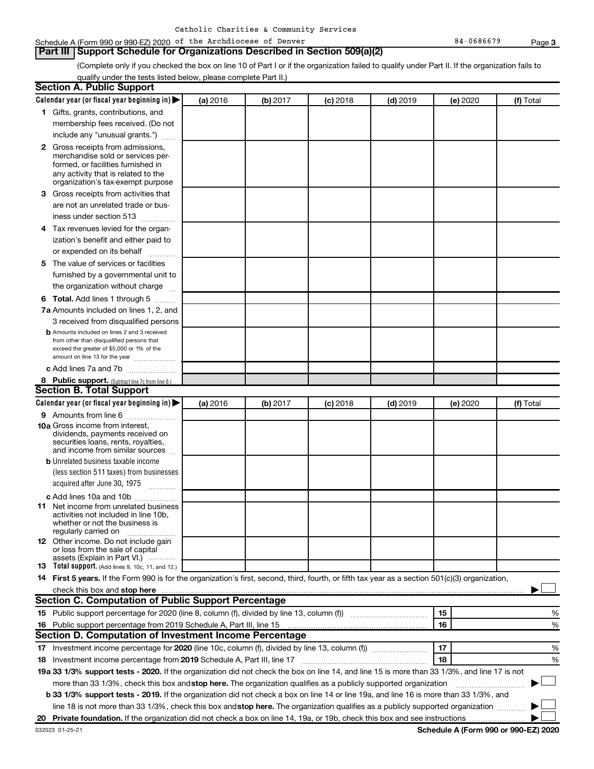Catholic Charities & Community Services

Schedule A (Form 990 or 990-EZ) 2020 of the Archdiocese of Denver 84-0686679 Page 3

## Part III Support Schedule for Organizations Described in Section 509(a)(2)

(Complete only if you checked the box on line 10 of Part I or if the organization failed to qualify under Part II. If the organization fails to qualify under the tests listed below, please complete Part II.)

### Section A. Public Support

| Calendar year (or fiscal year beginning in) ▶ | (a) 2016 | (b) 2017 | (c) 2018 | (d) 2019 | (e) 2020 | (f) Total |
|---|---|---|---|---|---|---|
| 1 Gifts, grants, contributions, and membership fees received. (Do not include any "unusual grants.") | | | | | | |
| 2 Gross receipts from admissions, merchandise sold or services performed, or facilities furnished in any activity that is related to the organization's tax-exempt purpose | | | | | | |
| 3 Gross receipts from activities that are not an unrelated trade or business under section 513 | | | | | | |
| 4 Tax revenues levied for the organization's benefit and either paid to or expended on its behalf | | | | | | |
| 5 The value of services or facilities furnished by a governmental unit to the organization without charge | | | | | | |
| 6 **Total.** Add lines 1 through 5 | | | | | | |
| 7a Amounts included on lines 1, 2, and 3 received from disqualified persons | | | | | | |
| b Amounts included on lines 2 and 3 received from other than disqualified persons that exceed the greater of $5,000 or 1% of the amount on line 13 for the year | | | | | | |
| c Add lines 7a and 7b | | | | | | |
| 8 **Public support.** (Subtract line 7c from line 6.) | | | | | | |

### Section B. Total Support

| Calendar year (or fiscal year beginning in) ▶ | (a) 2016 | (b) 2017 | (c) 2018 | (d) 2019 | (e) 2020 | (f) Total |
|---|---|---|---|---|---|---|
| 9 Amounts from line 6 | | | | | | |
| 10a Gross income from interest, dividends, payments received on securities loans, rents, royalties, and income from similar sources | | | | | | |
| b Unrelated business taxable income (less section 511 taxes) from businesses acquired after June 30, 1975 | | | | | | |
| c Add lines 10a and 10b | | | | | | |
| 11 Net income from unrelated business activities not included in line 10b, whether or not the business is regularly carried on | | | | | | |
| 12 Other income. Do not include gain or loss from the sale of capital assets (Explain in Part VI.) | | | | | | |
| 13 **Total support.** (Add lines 9, 10c, 11, and 12.) | | | | | | |

14 **First 5 years.** If the Form 990 is for the organization's first, second, third, fourth, or fifth tax year as a section 501(c)(3) organization, check this box and **stop here** ▶ ☐

### Section C. Computation of Public Support Percentage

| | | | |
|---|---|---|---|
| 15 | Public support percentage for 2020 (line 8, column (f), divided by line 13, column (f)) | 15 | % |
| 16 | Public support percentage from 2019 Schedule A, Part III, line 15 | 16 | % |

### Section D. Computation of Investment Income Percentage

| | | | |
|---|---|---|---|
| 17 | Investment income percentage for **2020** (line 10c, column (f), divided by line 13, column (f)) | 17 | % |
| 18 | Investment income percentage from **2019** Schedule A, Part III, line 17 | 18 | % |

**19a 33 1/3% support tests - 2020.** If the organization did not check the box on line 14, and line 15 is more than 33 1/3%, and line 17 is not more than 33 1/3%, check this box and **stop here.** The organization qualifies as a publicly supported organization ▶ ☐

**b 33 1/3% support tests - 2019.** If the organization did not check a box on line 14 or line 19a, and line 16 is more than 33 1/3%, and line 18 is not more than 33 1/3%, check this box and **stop here.** The organization qualifies as a publicly supported organization ▶ ☐

**20 Private foundation.** If the organization did not check a box on line 14, 19a, or 19b, check this box and see instructions ▶ ☐

032023 01-25-21 **Schedule A (Form 990 or 990-EZ) 2020**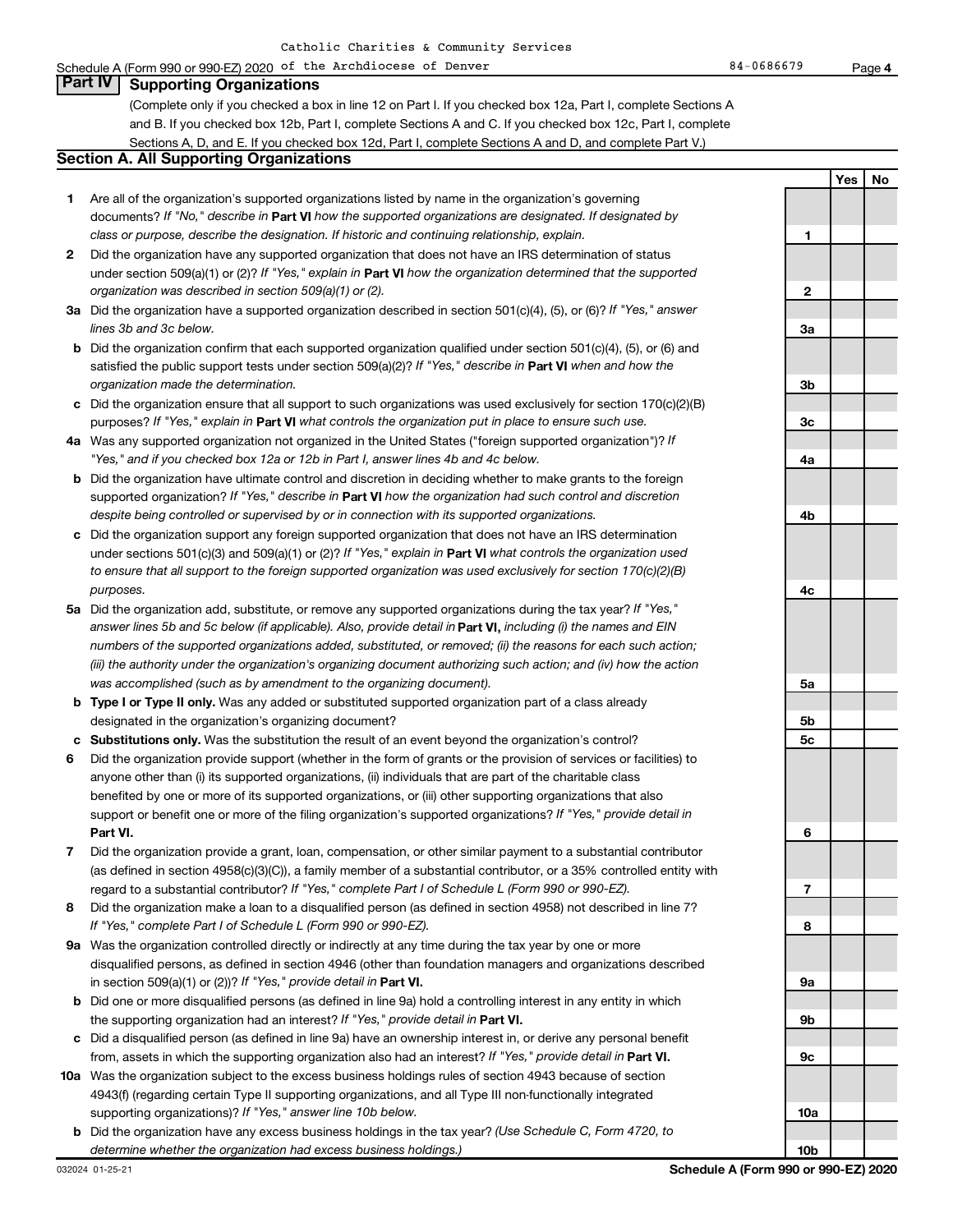Catholic Charities & Community Services

Schedule A (Form 990 or 990-EZ) 2020 of the Archdiocese of Denver 84-0686679 Page **4**

## Part IV Supporting Organizations

(Complete only if you checked a box in line 12 on Part I. If you checked box 12a, Part I, complete Sections A and B. If you checked box 12b, Part I, complete Sections A and C. If you checked box 12c, Part I, complete Sections A, D, and E. If you checked box 12d, Part I, complete Sections A and D, and complete Part V.)

### Section A. All Supporting Organizations

| | | | Yes | No |
|---|---|---|---|---|
| **1** | Are all of the organization's supported organizations listed by name in the organization's governing documents? *If "No," describe in* **Part VI** *how the supported organizations are designated. If designated by class or purpose, describe the designation. If historic and continuing relationship, explain.* | **1** | | |
| **2** | Did the organization have any supported organization that does not have an IRS determination of status under section 509(a)(1) or (2)? *If "Yes," explain in* **Part VI** *how the organization determined that the supported organization was described in section 509(a)(1) or (2).* | **2** | | |
| **3a** | Did the organization have a supported organization described in section 501(c)(4), (5), or (6)? *If "Yes," answer lines 3b and 3c below.* | **3a** | | |
| **b** | Did the organization confirm that each supported organization qualified under section 501(c)(4), (5), or (6) and satisfied the public support tests under section 509(a)(2)? *If "Yes," describe in* **Part VI** *when and how the organization made the determination.* | **3b** | | |
| **c** | Did the organization ensure that all support to such organizations was used exclusively for section 170(c)(2)(B) purposes? *If "Yes," explain in* **Part VI** *what controls the organization put in place to ensure such use.* | **3c** | | |
| **4a** | Was any supported organization not organized in the United States ("foreign supported organization")? *If "Yes," and if you checked box 12a or 12b in Part I, answer lines 4b and 4c below.* | **4a** | | |
| **b** | Did the organization have ultimate control and discretion in deciding whether to make grants to the foreign supported organization? *If "Yes," describe in* **Part VI** *how the organization had such control and discretion despite being controlled or supervised by or in connection with its supported organizations.* | **4b** | | |
| **c** | Did the organization support any foreign supported organization that does not have an IRS determination under sections 501(c)(3) and 509(a)(1) or (2)? *If "Yes," explain in* **Part VI** *what controls the organization used to ensure that all support to the foreign supported organization was used exclusively for section 170(c)(2)(B) purposes.* | **4c** | | |
| **5a** | Did the organization add, substitute, or remove any supported organizations during the tax year? *If "Yes," answer lines 5b and 5c below (if applicable). Also, provide detail in* **Part VI,** *including (i) the names and EIN numbers of the supported organizations added, substituted, or removed; (ii) the reasons for each such action; (iii) the authority under the organization's organizing document authorizing such action; and (iv) how the action was accomplished (such as by amendment to the organizing document).* | **5a** | | |
| **b** | **Type I or Type II only.** Was any added or substituted supported organization part of a class already designated in the organization's organizing document? | **5b** | | |
| **c** | **Substitutions only.** Was the substitution the result of an event beyond the organization's control? | **5c** | | |
| **6** | Did the organization provide support (whether in the form of grants or the provision of services or facilities) to anyone other than (i) its supported organizations, (ii) individuals that are part of the charitable class benefited by one or more of its supported organizations, or (iii) other supporting organizations that also support or benefit one or more of the filing organization's supported organizations? *If "Yes," provide detail in* **Part VI.** | **6** | | |
| **7** | Did the organization provide a grant, loan, compensation, or other similar payment to a substantial contributor (as defined in section 4958(c)(3)(C)), a family member of a substantial contributor, or a 35% controlled entity with regard to a substantial contributor? *If "Yes," complete Part I of Schedule L (Form 990 or 990-EZ).* | **7** | | |
| **8** | Did the organization make a loan to a disqualified person (as defined in section 4958) not described in line 7? *If "Yes," complete Part I of Schedule L (Form 990 or 990-EZ).* | **8** | | |
| **9a** | Was the organization controlled directly or indirectly at any time during the tax year by one or more disqualified persons, as defined in section 4946 (other than foundation managers and organizations described in section 509(a)(1) or (2))? *If "Yes," provide detail in* **Part VI.** | **9a** | | |
| **b** | Did one or more disqualified persons (as defined in line 9a) hold a controlling interest in any entity in which the supporting organization had an interest? *If "Yes," provide detail in* **Part VI.** | **9b** | | |
| **c** | Did a disqualified person (as defined in line 9a) have an ownership interest in, or derive any personal benefit from, assets in which the supporting organization also had an interest? *If "Yes," provide detail in* **Part VI.** | **9c** | | |
| **10a** | Was the organization subject to the excess business holdings rules of section 4943 because of section 4943(f) (regarding certain Type II supporting organizations, and all Type III non-functionally integrated supporting organizations)? *If "Yes," answer line 10b below.* | **10a** | | |
| **b** | Did the organization have any excess business holdings in the tax year? *(Use Schedule C, Form 4720, to determine whether the organization had excess business holdings.)* | **10b** | | |

032024 01-25-21 **Schedule A (Form 990 or 990-EZ) 2020**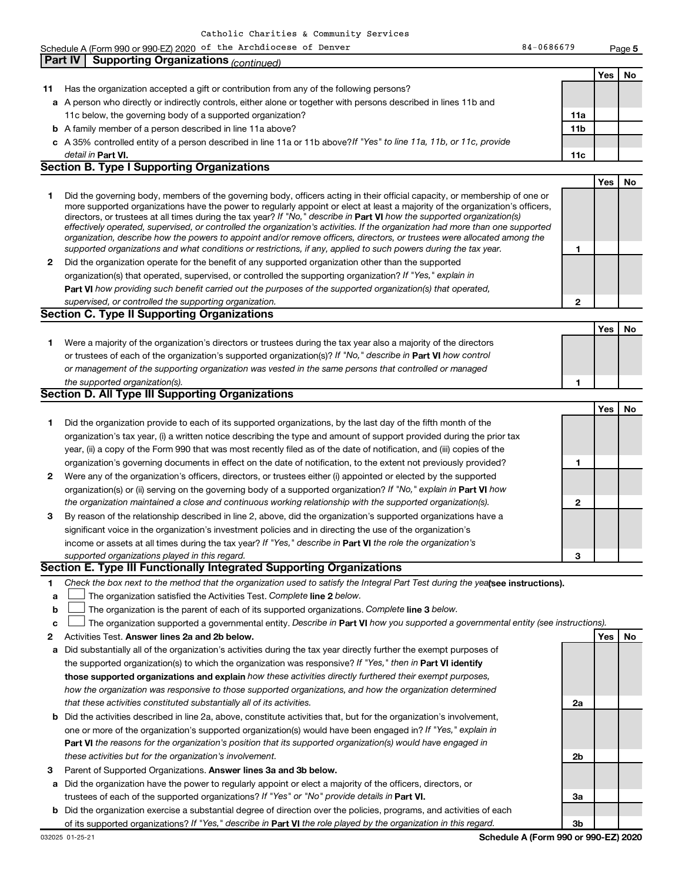Catholic Charities & Community Services of the Archdiocese of Denver

Schedule A (Form 990 or 990-EZ) 2020 — 84-0686679

## Part IV Supporting Organizations *(continued)*

| | | | Yes | No |
|---|---|---|---|---|
| **11** | Has the organization accepted a gift or contribution from any of the following persons? | | | |
| **a** | A person who directly or indirectly controls, either alone or together with persons described in lines 11b and 11c below, the governing body of a supported organization? | **11a** | | |
| **b** | A family member of a person described in line 11a above? | **11b** | | |
| **c** | A 35% controlled entity of a person described in line 11a or 11b above? *If "Yes" to line 11a, 11b, or 11c, provide detail in* **Part VI.** | **11c** | | |

### Section B. Type I Supporting Organizations

| | | | Yes | No |
|---|---|---|---|---|
| **1** | Did the governing body, members of the governing body, officers acting in their official capacity, or membership of one or more supported organizations have the power to regularly appoint or elect at least a majority of the organization's officers, directors, or trustees at all times during the tax year? *If "No," describe in* **Part VI** *how the supported organization(s) effectively operated, supervised, or controlled the organization's activities. If the organization had more than one supported organization, describe how the powers to appoint and/or remove officers, directors, or trustees were allocated among the supported organizations and what conditions or restrictions, if any, applied to such powers during the tax year.* | **1** | | |
| **2** | Did the organization operate for the benefit of any supported organization other than the supported organization(s) that operated, supervised, or controlled the supporting organization? *If "Yes," explain in* **Part VI** *how providing such benefit carried out the purposes of the supported organization(s) that operated, supervised, or controlled the supporting organization.* | **2** | | |

### Section C. Type II Supporting Organizations

| | | | Yes | No |
|---|---|---|---|---|
| **1** | Were a majority of the organization's directors or trustees during the tax year also a majority of the directors or trustees of each of the organization's supported organization(s)? *If "No," describe in* **Part VI** *how control or management of the supporting organization was vested in the same persons that controlled or managed the supported organization(s).* | **1** | | |

### Section D. All Type III Supporting Organizations

| | | | Yes | No |
|---|---|---|---|---|
| **1** | Did the organization provide to each of its supported organizations, by the last day of the fifth month of the organization's tax year, (i) a written notice describing the type and amount of support provided during the prior tax year, (ii) a copy of the Form 990 that was most recently filed as of the date of notification, and (iii) copies of the organization's governing documents in effect on the date of notification, to the extent not previously provided? | **1** | | |
| **2** | Were any of the organization's officers, directors, or trustees either (i) appointed or elected by the supported organization(s) or (ii) serving on the governing body of a supported organization? *If "No," explain in* **Part VI** *how the organization maintained a close and continuous working relationship with the supported organization(s).* | **2** | | |
| **3** | By reason of the relationship described in line 2, above, did the organization's supported organizations have a significant voice in the organization's investment policies and in directing the use of the organization's income or assets at all times during the tax year? *If "Yes," describe in* **Part VI** *the role the organization's supported organizations played in this regard.* | **3** | | |

### Section E. Type III Functionally Integrated Supporting Organizations

**1** *Check the box next to the method that the organization used to satisfy the Integral Part Test during the year* **(see instructions).**

- **a** ☐ The organization satisfied the Activities Test. *Complete* **line 2** *below.*
- **b** ☐ The organization is the parent of each of its supported organizations. *Complete* **line 3** *below.*
- **c** ☐ The organization supported a governmental entity. *Describe in* **Part VI** *how you supported a governmental entity (see instructions).*

| | | | Yes | No |
|---|---|---|---|---|
| **2** | Activities Test. **Answer lines 2a and 2b below.** | | | |
| **a** | Did substantially all of the organization's activities during the tax year directly further the exempt purposes of the supported organization(s) to which the organization was responsive? *If "Yes," then in* **Part VI identify those supported organizations and explain** *how these activities directly furthered their exempt purposes, how the organization was responsive to those supported organizations, and how the organization determined that these activities constituted substantially all of its activities.* | **2a** | | |
| **b** | Did the activities described in line 2a, above, constitute activities that, but for the organization's involvement, one or more of the organization's supported organization(s) would have been engaged in? *If "Yes," explain in* **Part VI** *the reasons for the organization's position that its supported organization(s) would have engaged in these activities but for the organization's involvement.* | **2b** | | |
| **3** | Parent of Supported Organizations. **Answer lines 3a and 3b below.** | | | |
| **a** | Did the organization have the power to regularly appoint or elect a majority of the officers, directors, or trustees of each of the supported organizations? *If "Yes" or "No" provide details in* **Part VI.** | **3a** | | |
| **b** | Did the organization exercise a substantial degree of direction over the policies, programs, and activities of each of its supported organizations? *If "Yes," describe in* **Part VI** *the role played by the organization in this regard.* | **3b** | | |

032025 01-25-21 **Schedule A (Form 990 or 990-EZ) 2020**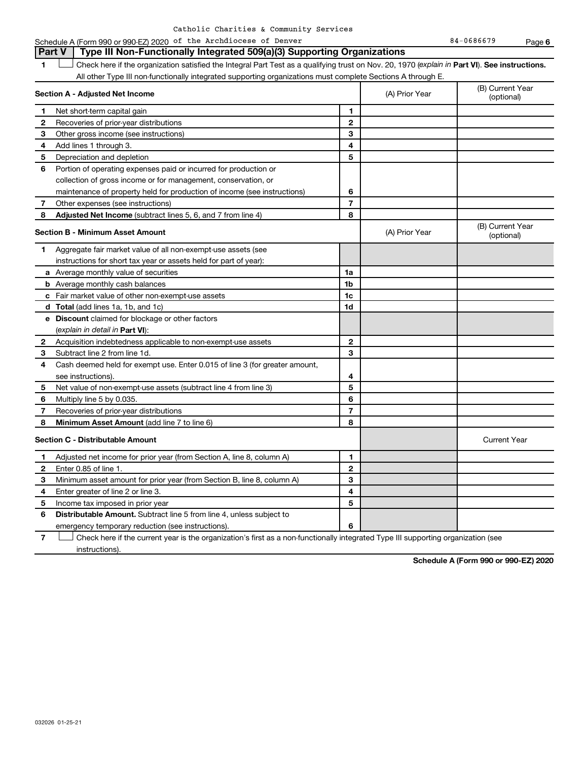Catholic Charities & Community Services

Schedule A (Form 990 or 990-EZ) 2020 of the Archdiocese of Denver 84-0686679 Page 6

## Part V | Type III Non-Functionally Integrated 509(a)(3) Supporting Organizations

1 ☐ Check here if the organization satisfied the Integral Part Test as a qualifying trust on Nov. 20, 1970 (*explain in* **Part VI**). **See instructions.** All other Type III non-functionally integrated supporting organizations must complete Sections A through E.

| **Section A - Adjusted Net Income** | | | (A) Prior Year | (B) Current Year (optional) |
|---|---|---|---|---|
| 1 | Net short-term capital gain | 1 | | |
| 2 | Recoveries of prior-year distributions | 2 | | |
| 3 | Other gross income (see instructions) | 3 | | |
| 4 | Add lines 1 through 3. | 4 | | |
| 5 | Depreciation and depletion | 5 | | |
| 6 | Portion of operating expenses paid or incurred for production or collection of gross income or for management, conservation, or maintenance of property held for production of income (see instructions) | 6 | | |
| 7 | Other expenses (see instructions) | 7 | | |
| 8 | **Adjusted Net Income** (subtract lines 5, 6, and 7 from line 4) | 8 | | |

| **Section B - Minimum Asset Amount** | | | (A) Prior Year | (B) Current Year (optional) |
|---|---|---|---|---|
| 1 | Aggregate fair market value of all non-exempt-use assets (see instructions for short tax year or assets held for part of year): | | | |
| a | Average monthly value of securities | 1a | | |
| b | Average monthly cash balances | 1b | | |
| c | Fair market value of other non-exempt-use assets | 1c | | |
| d | **Total** (add lines 1a, 1b, and 1c) | 1d | | |
| e | **Discount** claimed for blockage or other factors (*explain in detail in* **Part VI**): | | | |
| 2 | Acquisition indebtedness applicable to non-exempt-use assets | 2 | | |
| 3 | Subtract line 2 from line 1d. | 3 | | |
| 4 | Cash deemed held for exempt use. Enter 0.015 of line 3 (for greater amount, see instructions). | 4 | | |
| 5 | Net value of non-exempt-use assets (subtract line 4 from line 3) | 5 | | |
| 6 | Multiply line 5 by 0.035. | 6 | | |
| 7 | Recoveries of prior-year distributions | 7 | | |
| 8 | **Minimum Asset Amount** (add line 7 to line 6) | 8 | | |

| **Section C - Distributable Amount** | | | | Current Year |
|---|---|---|---|---|
| 1 | Adjusted net income for prior year (from Section A, line 8, column A) | 1 | | |
| 2 | Enter 0.85 of line 1. | 2 | | |
| 3 | Minimum asset amount for prior year (from Section B, line 8, column A) | 3 | | |
| 4 | Enter greater of line 2 or line 3. | 4 | | |
| 5 | Income tax imposed in prior year | 5 | | |
| 6 | **Distributable Amount.** Subtract line 5 from line 4, unless subject to emergency temporary reduction (see instructions). | 6 | | |

7 ☐ Check here if the current year is the organization's first as a non-functionally integrated Type III supporting organization (see instructions).

**Schedule A (Form 990 or 990-EZ) 2020**

032026 01-25-21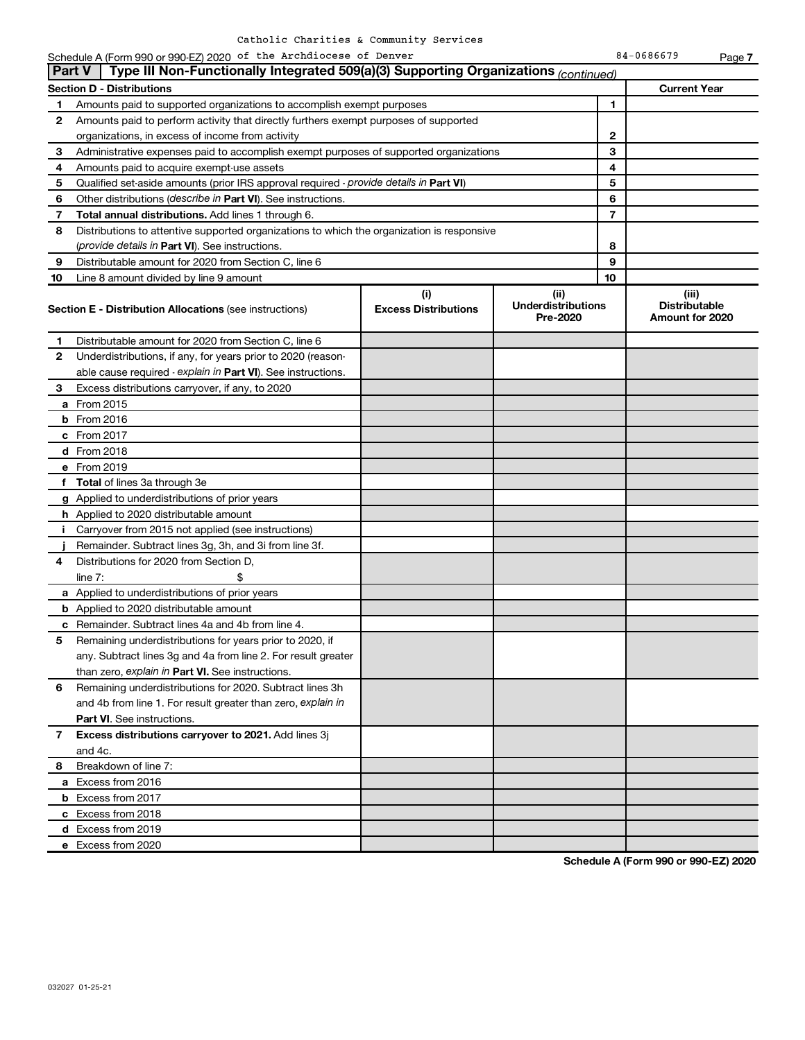Catholic Charities & Community Services of the Archdiocese of Denver

Schedule A (Form 990 or 990-EZ) 2020 84-0686679 Page 7

**Part V | Type III Non-Functionally Integrated 509(a)(3) Supporting Organizations** *(continued)*

| **Section D - Distributions** | | | **Current Year** |
|---|---|---|---|
| 1 | Amounts paid to supported organizations to accomplish exempt purposes | 1 | |
| 2 | Amounts paid to perform activity that directly furthers exempt purposes of supported organizations, in excess of income from activity | 2 | |
| 3 | Administrative expenses paid to accomplish exempt purposes of supported organizations | 3 | |
| 4 | Amounts paid to acquire exempt-use assets | 4 | |
| 5 | Qualified set-aside amounts (prior IRS approval required - *provide details in* **Part VI**) | 5 | |
| 6 | Other distributions (*describe in* **Part VI**). See instructions. | 6 | |
| 7 | **Total annual distributions.** Add lines 1 through 6. | 7 | |
| 8 | Distributions to attentive supported organizations to which the organization is responsive (*provide details in* **Part VI**). See instructions. | 8 | |
| 9 | Distributable amount for 2020 from Section C, line 6 | 9 | |
| 10 | Line 8 amount divided by line 9 amount | 10 | |

| **Section E - Distribution Allocations** (see instructions) | **(i) Excess Distributions** | **(ii) Underdistributions Pre-2020** | **(iii) Distributable Amount for 2020** |
|---|---|---|---|
| **1** Distributable amount for 2020 from Section C, line 6 | | | |
| **2** Underdistributions, if any, for years prior to 2020 (reasonable cause required - *explain in* **Part VI**). See instructions. | | | |
| **3** Excess distributions carryover, if any, to 2020 | | | |
| **a** From 2015 | | | |
| **b** From 2016 | | | |
| **c** From 2017 | | | |
| **d** From 2018 | | | |
| **e** From 2019 | | | |
| **f** **Total** of lines 3a through 3e | | | |
| **g** Applied to underdistributions of prior years | | | |
| **h** Applied to 2020 distributable amount | | | |
| **i** Carryover from 2015 not applied (see instructions) | | | |
| **j** Remainder. Subtract lines 3g, 3h, and 3i from line 3f. | | | |
| **4** Distributions for 2020 from Section D, line 7: $ | | | |
| **a** Applied to underdistributions of prior years | | | |
| **b** Applied to 2020 distributable amount | | | |
| **c** Remainder. Subtract lines 4a and 4b from line 4. | | | |
| **5** Remaining underdistributions for years prior to 2020, if any. Subtract lines 3g and 4a from line 2. For result greater than zero, *explain in* **Part VI.** See instructions. | | | |
| **6** Remaining underdistributions for 2020. Subtract lines 3h and 4b from line 1. For result greater than zero, *explain in* **Part VI**. See instructions. | | | |
| **7** **Excess distributions carryover to 2021.** Add lines 3j and 4c. | | | |
| **8** Breakdown of line 7: | | | |
| **a** Excess from 2016 | | | |
| **b** Excess from 2017 | | | |
| **c** Excess from 2018 | | | |
| **d** Excess from 2019 | | | |
| **e** Excess from 2020 | | | |

**Schedule A (Form 990 or 990-EZ) 2020**

032027 01-25-21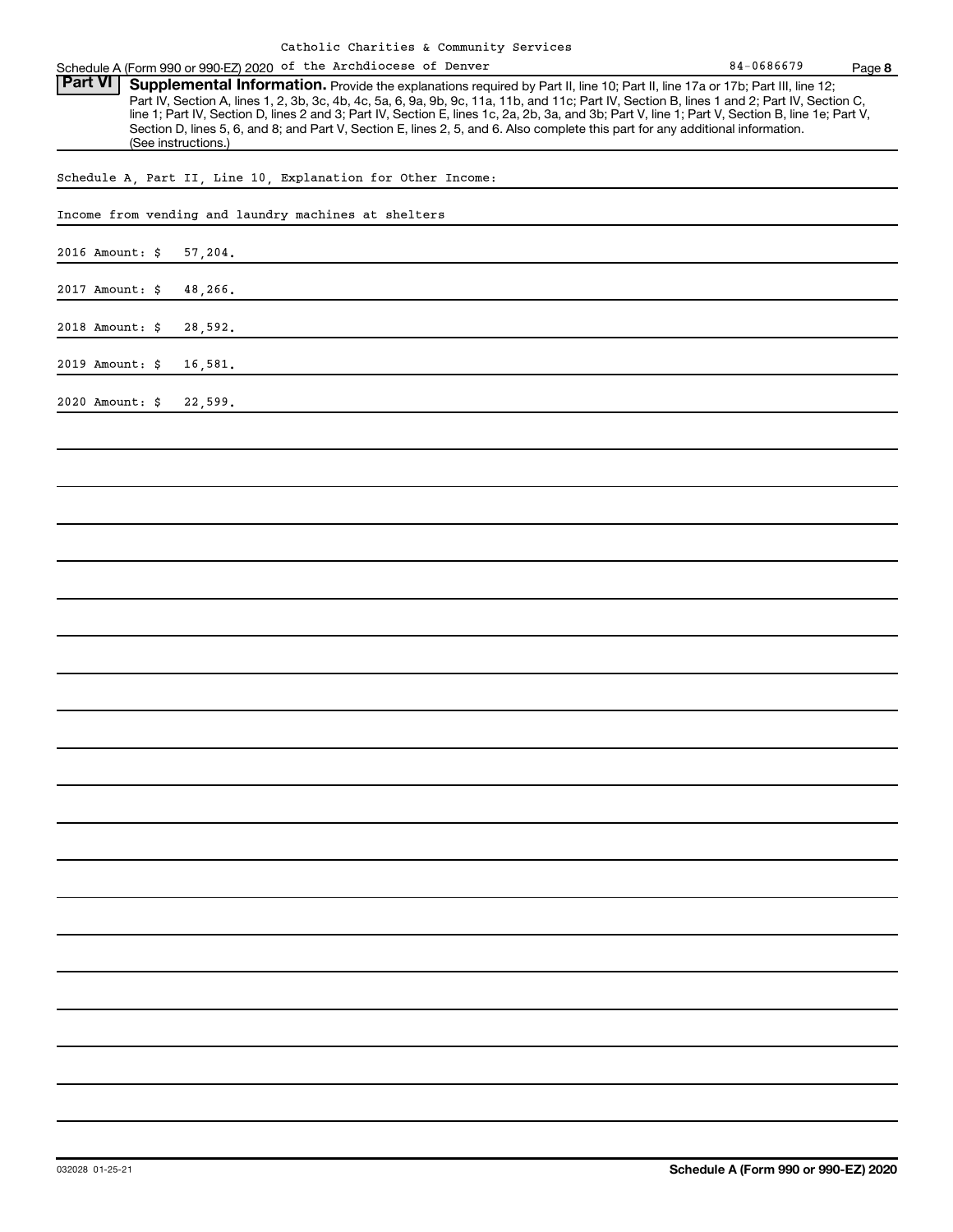Catholic Charities & Community Services

Schedule A (Form 990 or 990-EZ) 2020 of the Archdiocese of Denver 84-0686679

## Part VI Supplemental Information.

Provide the explanations required by Part II, line 10; Part II, line 17a or 17b; Part III, line 12; Part IV, Section A, lines 1, 2, 3b, 3c, 4b, 4c, 5a, 6, 9a, 9b, 9c, 11a, 11b, and 11c; Part IV, Section B, lines 1 and 2; Part IV, Section C, line 1; Part IV, Section D, lines 2 and 3; Part IV, Section E, lines 1c, 2a, 2b, 3a, and 3b; Part V, line 1; Part V, Section B, line 1e; Part V, Section D, lines 5, 6, and 8; and Part V, Section E, lines 2, 5, and 6. Also complete this part for any additional information. (See instructions.)

Schedule A, Part II, Line 10, Explanation for Other Income:

Income from vending and laundry machines at shelters

2016 Amount: $ 57,204.

2017 Amount: $ 48,266.

2018 Amount: $ 28,592.

2019 Amount: $ 16,581.

2020 Amount: $ 22,599.

032028 01-25-21

Schedule A (Form 990 or 990-EZ) 2020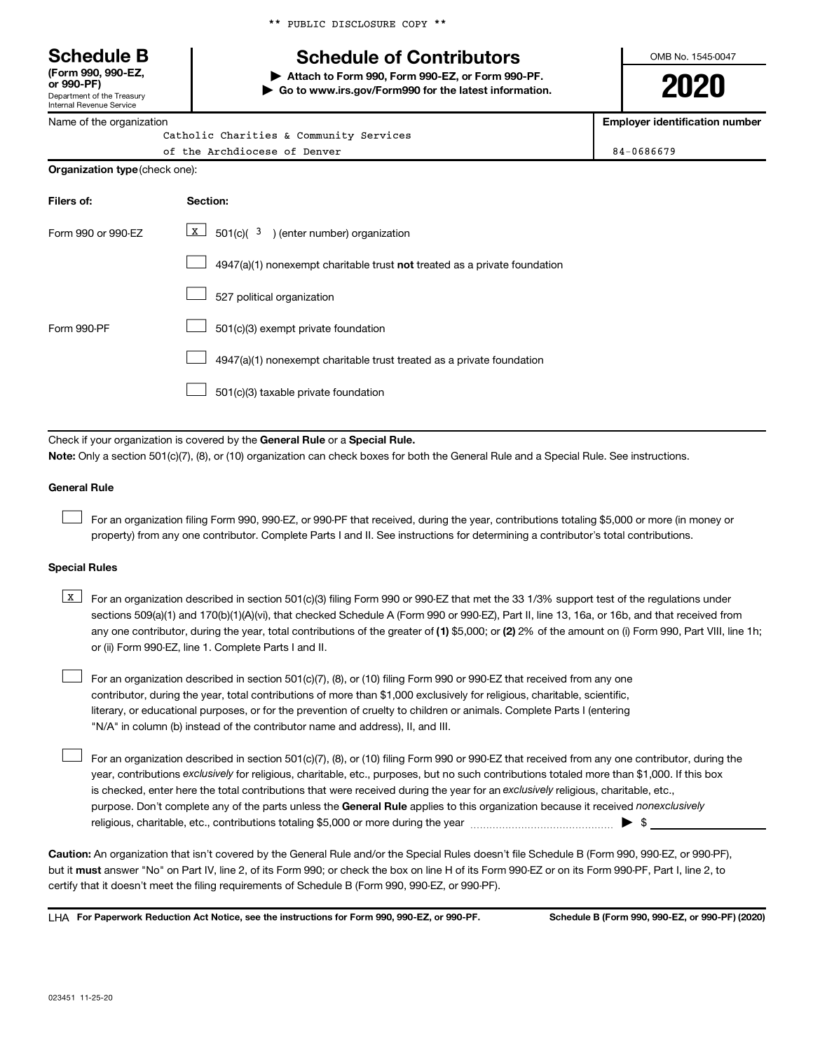** PUBLIC DISCLOSURE COPY **

**Schedule B**
**(Form 990, 990-EZ, or 990-PF)**
Department of the Treasury
Internal Revenue Service

# Schedule of Contributors

▶ **Attach to Form 990, Form 990-EZ, or Form 990-PF.**
▶ **Go to www.irs.gov/Form990 for the latest information.**

OMB No. 1545-0047

**2020**

| Name of the organization | Employer identification number |
|---|---|
| Catholic Charities & Community Services of the Archdiocese of Denver | 84-0686679 |

**Organization type** (check one):

| Filers of: | Section: |
|---|---|
| Form 990 or 990-EZ | [X] 501(c)( 3 ) (enter number) organization |
| | [ ] 4947(a)(1) nonexempt charitable trust **not** treated as a private foundation |
| | [ ] 527 political organization |
| Form 990-PF | [ ] 501(c)(3) exempt private foundation |
| | [ ] 4947(a)(1) nonexempt charitable trust treated as a private foundation |
| | [ ] 501(c)(3) taxable private foundation |

Check if your organization is covered by the **General Rule** or a **Special Rule.**

**Note:** Only a section 501(c)(7), (8), or (10) organization can check boxes for both the General Rule and a Special Rule. See instructions.

**General Rule**

[ ] For an organization filing Form 990, 990-EZ, or 990-PF that received, during the year, contributions totaling $5,000 or more (in money or property) from any one contributor. Complete Parts I and II. See instructions for determining a contributor's total contributions.

**Special Rules**

[X] For an organization described in section 501(c)(3) filing Form 990 or 990-EZ that met the 33 1/3% support test of the regulations under sections 509(a)(1) and 170(b)(1)(A)(vi), that checked Schedule A (Form 990 or 990-EZ), Part II, line 13, 16a, or 16b, and that received from any one contributor, during the year, total contributions of the greater of **(1)** $5,000; or **(2)** 2% of the amount on (i) Form 990, Part VIII, line 1h; or (ii) Form 990-EZ, line 1. Complete Parts I and II.

[ ] For an organization described in section 501(c)(7), (8), or (10) filing Form 990 or 990-EZ that received from any one contributor, during the year, total contributions of more than $1,000 exclusively for religious, charitable, scientific, literary, or educational purposes, or for the prevention of cruelty to children or animals. Complete Parts I (entering "N/A" in column (b) instead of the contributor name and address), II, and III.

[ ] For an organization described in section 501(c)(7), (8), or (10) filing Form 990 or 990-EZ that received from any one contributor, during the year, contributions *exclusively* for religious, charitable, etc., purposes, but no such contributions totaled more than $1,000. If this box is checked, enter here the total contributions that were received during the year for an *exclusively* religious, charitable, etc., purpose. Don't complete any of the parts unless the **General Rule** applies to this organization because it received *nonexclusively* religious, charitable, etc., contributions totaling $5,000 or more during the year ▶ $ ____________

**Caution:** An organization that isn't covered by the General Rule and/or the Special Rules doesn't file Schedule B (Form 990, 990-EZ, or 990-PF), but it **must** answer "No" on Part IV, line 2, of its Form 990; or check the box on line H of its Form 990-EZ or on its Form 990-PF, Part I, line 2, to certify that it doesn't meet the filing requirements of Schedule B (Form 990, 990-EZ, or 990-PF).

LHA **For Paperwork Reduction Act Notice, see the instructions for Form 990, 990-EZ, or 990-PF.** **Schedule B (Form 990, 990-EZ, or 990-PF) (2020)**

023451 11-25-20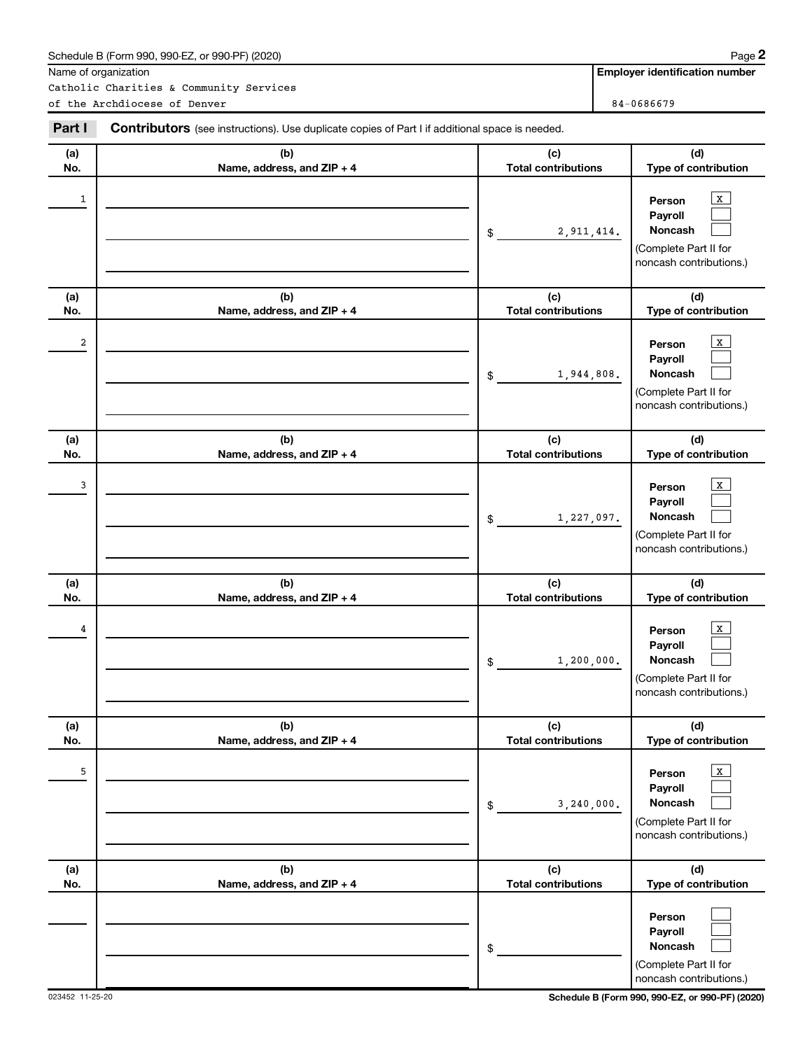Schedule B (Form 990, 990-EZ, or 990-PF) (2020)

| Name of organization | Employer identification number |
|---|---|
| Catholic Charities & Community Services of the Archdiocese of Denver | 84-0686679 |

**Part I** **Contributors** (see instructions). Use duplicate copies of Part I if additional space is needed.

| (a) No. | (b) Name, address, and ZIP + 4 | (c) Total contributions | (d) Type of contribution |
|---|---|---|---|
| 1 | | $ 2,911,414. | Person [X] Payroll [ ] Noncash [ ] (Complete Part II for noncash contributions.) |
| 2 | | $ 1,944,808. | Person [X] Payroll [ ] Noncash [ ] (Complete Part II for noncash contributions.) |
| 3 | | $ 1,227,097. | Person [X] Payroll [ ] Noncash [ ] (Complete Part II for noncash contributions.) |
| 4 | | $ 1,200,000. | Person [X] Payroll [ ] Noncash [ ] (Complete Part II for noncash contributions.) |
| 5 | | $ 3,240,000. | Person [X] Payroll [ ] Noncash [ ] (Complete Part II for noncash contributions.) |
| | | $ | Person [ ] Payroll [ ] Noncash [ ] (Complete Part II for noncash contributions.) |

023452 11-25-20

Schedule B (Form 990, 990-EZ, or 990-PF) (2020)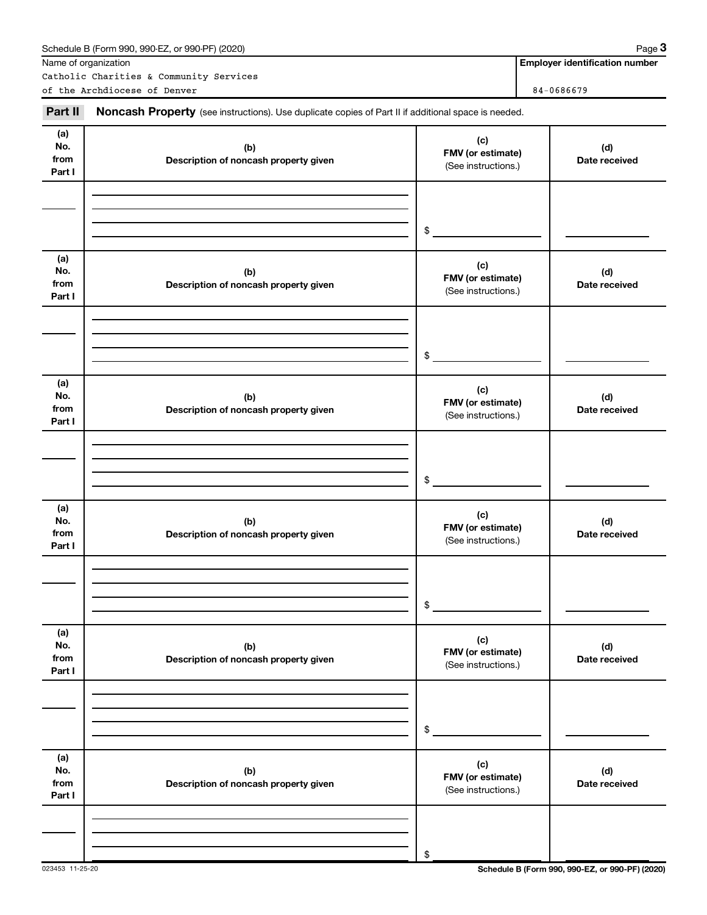Name of organization

Catholic Charities & Community Services of the Archdiocese of Denver

**Employer identification number**

84-0686679

**Part II** **Noncash Property** (see instructions). Use duplicate copies of Part II if additional space is needed.

| (a) No. from Part I | (b) Description of noncash property given | (c) FMV (or estimate) (See instructions.) | (d) Date received |
|---|---|---|---|
| | | $ | |

| (a) No. from Part I | (b) Description of noncash property given | (c) FMV (or estimate) (See instructions.) | (d) Date received |
|---|---|---|---|
| | | $ | |

| (a) No. from Part I | (b) Description of noncash property given | (c) FMV (or estimate) (See instructions.) | (d) Date received |
|---|---|---|---|
| | | $ | |

| (a) No. from Part I | (b) Description of noncash property given | (c) FMV (or estimate) (See instructions.) | (d) Date received |
|---|---|---|---|
| | | $ | |

| (a) No. from Part I | (b) Description of noncash property given | (c) FMV (or estimate) (See instructions.) | (d) Date received |
|---|---|---|---|
| | | $ | |

| (a) No. from Part I | (b) Description of noncash property given | (c) FMV (or estimate) (See instructions.) | (d) Date received |
|---|---|---|---|
| | | $ | |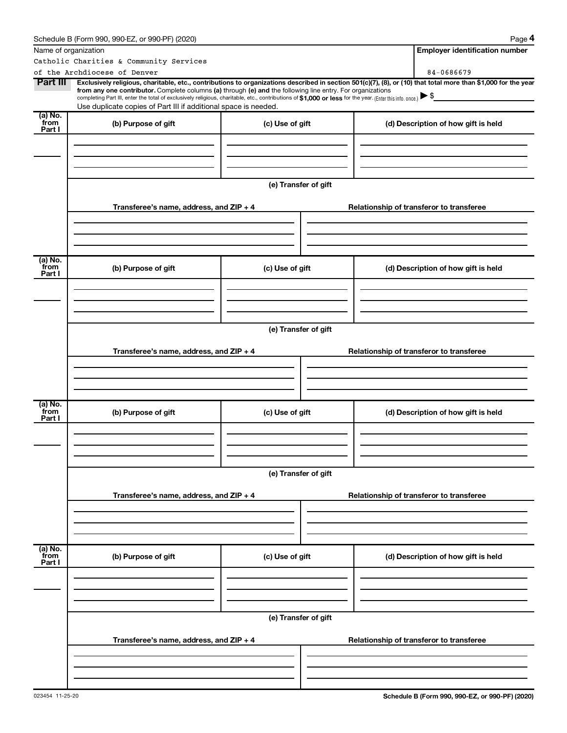Name of organization

Catholic Charities & Community Services of the Archdiocese of Denver

**Employer identification number**

84-0686679

**Part III** **Exclusively religious, charitable, etc., contributions to organizations described in section 501(c)(7), (8), or (10) that total more than $1,000 for the year from any one contributor.** Complete columns **(a)** through **(e) and** the following line entry. For organizations completing Part III, enter the total of exclusively religious, charitable, etc., contributions of **$1,000 or less** for the year. (Enter this info. once.) ▶ $

Use duplicate copies of Part III if additional space is needed.

| (a) No. from Part I | (b) Purpose of gift | (c) Use of gift | (d) Description of how gift is held |
|---|---|---|---|
| | | | |

**(e) Transfer of gift**

| Transferee's name, address, and ZIP + 4 | Relationship of transferor to transferee |
|---|---|
| | |

| (a) No. from Part I | (b) Purpose of gift | (c) Use of gift | (d) Description of how gift is held |
|---|---|---|---|
| | | | |

**(e) Transfer of gift**

| Transferee's name, address, and ZIP + 4 | Relationship of transferor to transferee |
|---|---|
| | |

| (a) No. from Part I | (b) Purpose of gift | (c) Use of gift | (d) Description of how gift is held |
|---|---|---|---|
| | | | |

**(e) Transfer of gift**

| Transferee's name, address, and ZIP + 4 | Relationship of transferor to transferee |
|---|---|
| | |

| (a) No. from Part I | (b) Purpose of gift | (c) Use of gift | (d) Description of how gift is held |
|---|---|---|---|
| | | | |

**(e) Transfer of gift**

| Transferee's name, address, and ZIP + 4 | Relationship of transferor to transferee |
|---|---|
| | |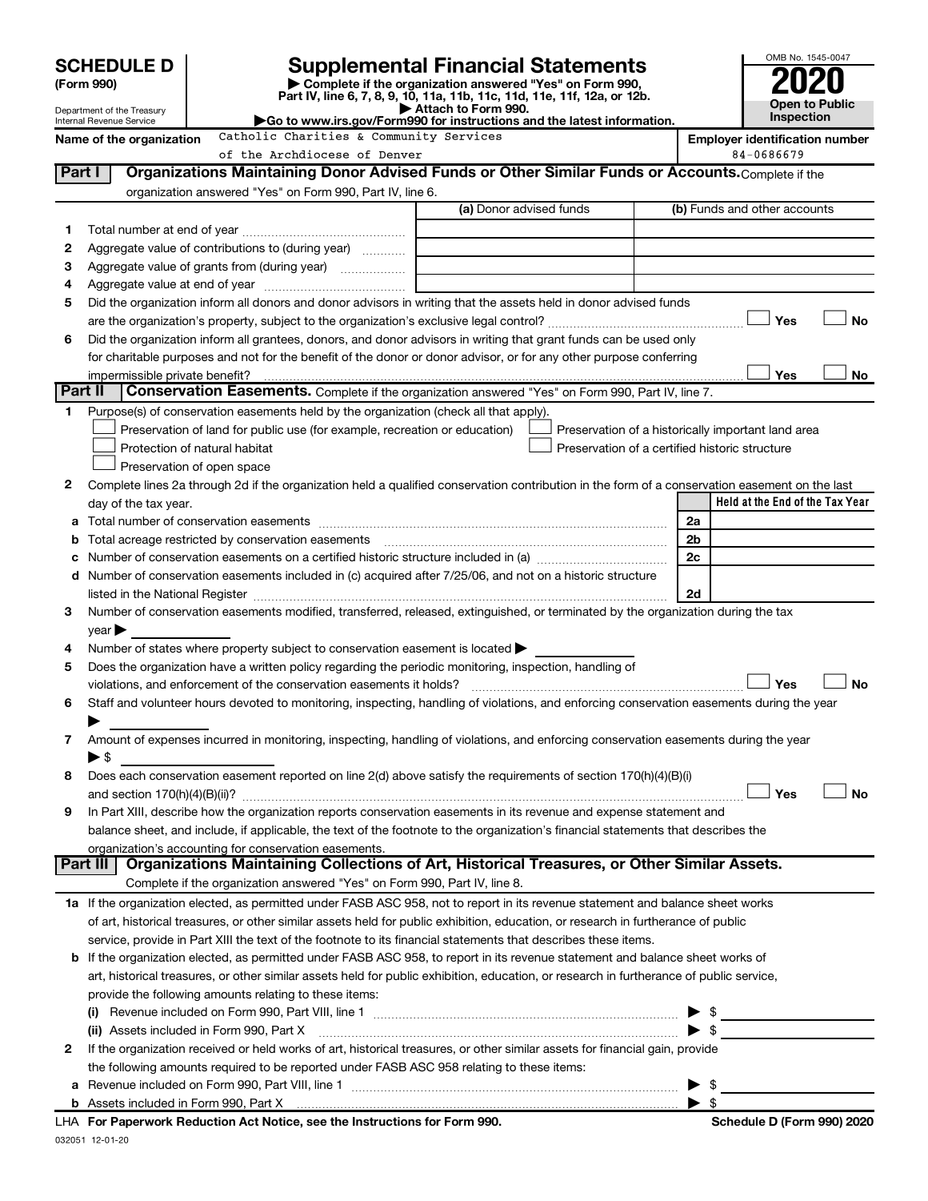# SCHEDULE D (Form 990)

Department of the Treasury
Internal Revenue Service

## Supplemental Financial Statements

▶ Complete if the organization answered "Yes" on Form 990, Part IV, line 6, 7, 8, 9, 10, 11a, 11b, 11c, 11d, 11e, 11f, 12a, or 12b.
▶ Attach to Form 990.
▶Go to www.irs.gov/Form990 for instructions and the latest information.

OMB No. 1545-0047

**2020**

**Open to Public Inspection**

**Name of the organization** Catholic Charities & Community Services of the Archdiocese of Denver

**Employer identification number** 84-0686679

**Part I** **Organizations Maintaining Donor Advised Funds or Other Similar Funds or Accounts.** Complete if the organization answered "Yes" on Form 990, Part IV, line 6.

| | | (a) Donor advised funds | (b) Funds and other accounts |
|---|---|---|---|
| 1 | Total number at end of year | | |
| 2 | Aggregate value of contributions to (during year) | | |
| 3 | Aggregate value of grants from (during year) | | |
| 4 | Aggregate value at end of year | | |

5 Did the organization inform all donors and donor advisors in writing that the assets held in donor advised funds are the organization's property, subject to the organization's exclusive legal control? ☐ Yes ☐ No

6 Did the organization inform all grantees, donors, and donor advisors in writing that grant funds can be used only for charitable purposes and not for the benefit of the donor or donor advisor, or for any other purpose conferring impermissible private benefit? ☐ Yes ☐ No

**Part II** **Conservation Easements.** Complete if the organization answered "Yes" on Form 990, Part IV, line 7.

1 Purpose(s) of conservation easements held by the organization (check all that apply).
- ☐ Preservation of land for public use (for example, recreation or education)
- ☐ Protection of natural habitat
- ☐ Preservation of open space
- ☐ Preservation of a historically important land area
- ☐ Preservation of a certified historic structure

2 Complete lines 2a through 2d if the organization held a qualified conservation contribution in the form of a conservation easement on the last day of the tax year.

| | | | Held at the End of the Tax Year |
|---|---|---|---|
| a | Total number of conservation easements | 2a | |
| b | Total acreage restricted by conservation easements | 2b | |
| c | Number of conservation easements on a certified historic structure included in (a) | 2c | |
| d | Number of conservation easements included in (c) acquired after 7/25/06, and not on a historic structure listed in the National Register | 2d | |

3 Number of conservation easements modified, transferred, released, extinguished, or terminated by the organization during the tax year ▶

4 Number of states where property subject to conservation easement is located ▶

5 Does the organization have a written policy regarding the periodic monitoring, inspection, handling of violations, and enforcement of the conservation easements it holds? ☐ Yes ☐ No

6 Staff and volunteer hours devoted to monitoring, inspecting, handling of violations, and enforcing conservation easements during the year ▶

7 Amount of expenses incurred in monitoring, inspecting, handling of violations, and enforcing conservation easements during the year ▶ $

8 Does each conservation easement reported on line 2(d) above satisfy the requirements of section 170(h)(4)(B)(i) and section 170(h)(4)(B)(ii)? ☐ Yes ☐ No

9 In Part XIII, describe how the organization reports conservation easements in its revenue and expense statement and balance sheet, and include, if applicable, the text of the footnote to the organization's financial statements that describes the organization's accounting for conservation easements.

**Part III** **Organizations Maintaining Collections of Art, Historical Treasures, or Other Similar Assets.** Complete if the organization answered "Yes" on Form 990, Part IV, line 8.

1a If the organization elected, as permitted under FASB ASC 958, not to report in its revenue statement and balance sheet works of art, historical treasures, or other similar assets held for public exhibition, education, or research in furtherance of public service, provide in Part XIII the text of the footnote to its financial statements that describes these items.

b If the organization elected, as permitted under FASB ASC 958, to report in its revenue statement and balance sheet works of art, historical treasures, or other similar assets held for public exhibition, education, or research in furtherance of public service, provide the following amounts relating to these items:

(i) Revenue included on Form 990, Part VIII, line 1 ▶ $

(ii) Assets included in Form 990, Part X ▶ $

2 If the organization received or held works of art, historical treasures, or other similar assets for financial gain, provide the following amounts required to be reported under FASB ASC 958 relating to these items:

a Revenue included on Form 990, Part VIII, line 1 ▶ $

b Assets included in Form 990, Part X ▶ $

LHA For Paperwork Reduction Act Notice, see the Instructions for Form 990. Schedule D (Form 990) 2020

032051 12-01-20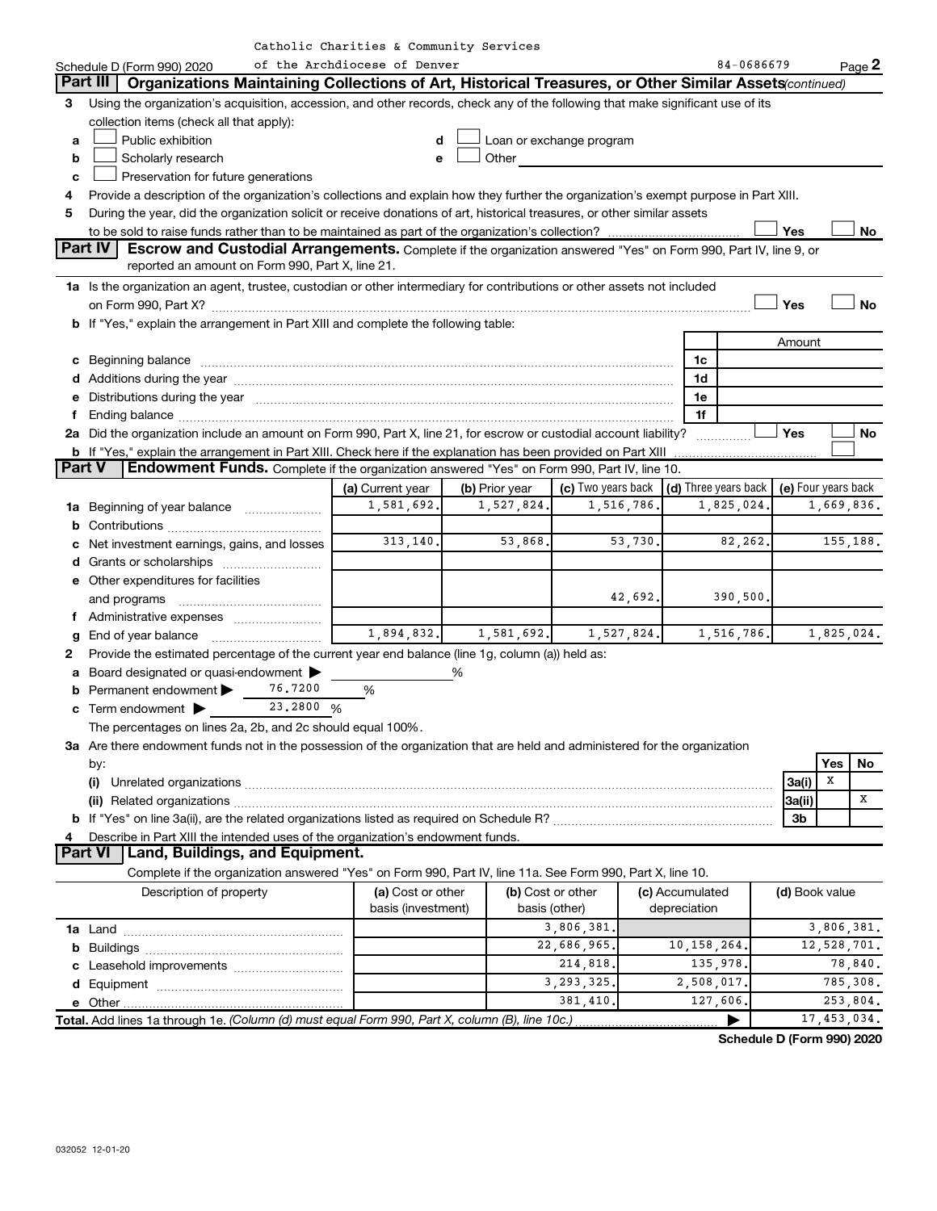Catholic Charities & Community Services of the Archdiocese of Denver 84-0686679

Schedule D (Form 990) 2020 Page 2

## Part III Organizations Maintaining Collections of Art, Historical Treasures, or Other Similar Assets *(continued)*

3 Using the organization's acquisition, accession, and other records, check any of the following that make significant use of its collection items (check all that apply):

a ☐ Public exhibition
b ☐ Scholarly research
c ☐ Preservation for future generations
d ☐ Loan or exchange program
e ☐ Other

4 Provide a description of the organization's collections and explain how they further the organization's exempt purpose in Part XIII.

5 During the year, did the organization solicit or receive donations of art, historical treasures, or other similar assets to be sold to raise funds rather than to be maintained as part of the organization's collection? ☐ Yes ☐ No

## Part IV Escrow and Custodial Arrangements.

Complete if the organization answered "Yes" on Form 990, Part IV, line 9, or reported an amount on Form 990, Part X, line 21.

1a Is the organization an agent, trustee, custodian or other intermediary for contributions or other assets not included on Form 990, Part X? ☐ Yes ☐ No

b If "Yes," explain the arrangement in Part XIII and complete the following table:

| | | Amount |
|---|---|---|
| c Beginning balance | 1c | |
| d Additions during the year | 1d | |
| e Distributions during the year | 1e | |
| f Ending balance | 1f | |

2a Did the organization include an amount on Form 990, Part X, line 21, for escrow or custodial account liability? ☐ Yes ☐ No

b If "Yes," explain the arrangement in Part XIII. Check here if the explanation has been provided on Part XIII ☐

## Part V Endowment Funds.

Complete if the organization answered "Yes" on Form 990, Part IV, line 10.

| | (a) Current year | (b) Prior year | (c) Two years back | (d) Three years back | (e) Four years back |
|---|---|---|---|---|---|
| 1a Beginning of year balance | 1,581,692. | 1,527,824. | 1,516,786. | 1,825,024. | 1,669,836. |
| b Contributions | | | | | |
| c Net investment earnings, gains, and losses | 313,140. | 53,868. | 53,730. | 82,262. | 155,188. |
| d Grants or scholarships | | | | | |
| e Other expenditures for facilities and programs | | | 42,692. | 390,500. | |
| f Administrative expenses | | | | | |
| g End of year balance | 1,894,832. | 1,581,692. | 1,527,824. | 1,516,786. | 1,825,024. |

2 Provide the estimated percentage of the current year end balance (line 1g, column (a)) held as:

a Board designated or quasi-endowment ▶ %
b Permanent endowment ▶ 76.7200 %
c Term endowment ▶ 23.2800 %

The percentages on lines 2a, 2b, and 2c should equal 100%.

3a Are there endowment funds not in the possession of the organization that are held and administered for the organization by:

| | | Yes | No |
|---|---|---|---|
| (i) Unrelated organizations | 3a(i) | X | |
| (ii) Related organizations | 3a(ii) | | X |
| b If "Yes" on line 3a(ii), are the related organizations listed as required on Schedule R? | 3b | | |

4 Describe in Part XIII the intended uses of the organization's endowment funds.

## Part VI Land, Buildings, and Equipment.

Complete if the organization answered "Yes" on Form 990, Part IV, line 11a. See Form 990, Part X, line 10.

| Description of property | (a) Cost or other basis (investment) | (b) Cost or other basis (other) | (c) Accumulated depreciation | (d) Book value |
|---|---|---|---|---|
| 1a Land | | 3,806,381. | | 3,806,381. |
| b Buildings | | 22,686,965. | 10,158,264. | 12,528,701. |
| c Leasehold improvements | | 214,818. | 135,978. | 78,840. |
| d Equipment | | 3,293,325. | 2,508,017. | 785,308. |
| e Other | | 381,410. | 127,606. | 253,804. |
| **Total.** Add lines 1a through 1e. *(Column (d) must equal Form 990, Part X, column (B), line 10c.)* ▶ | | | | 17,453,034. |

**Schedule D (Form 990) 2020**

032052 12-01-20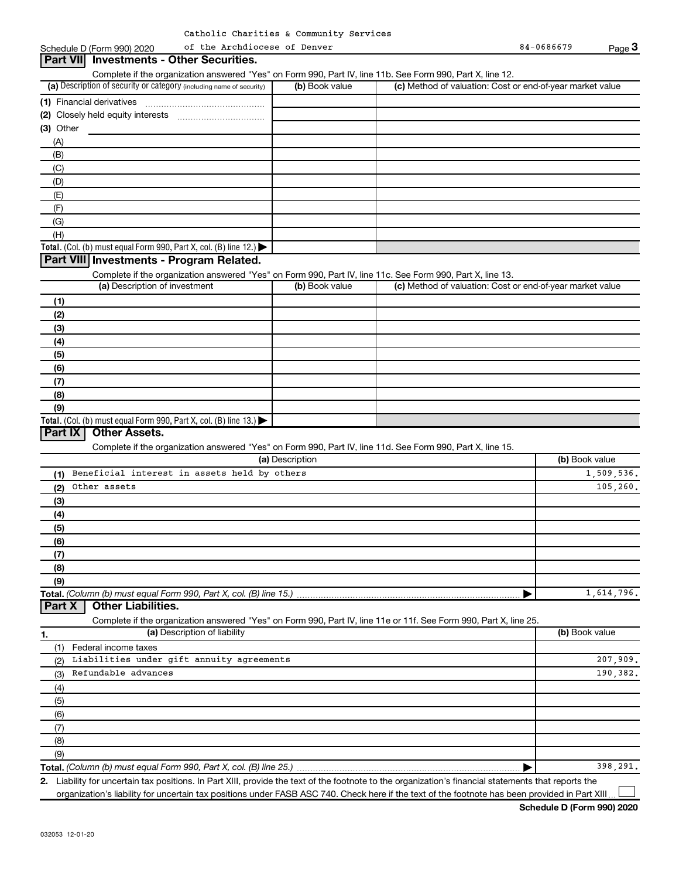Catholic Charities & Community Services of the Archdiocese of Denver 84-0686679

Schedule D (Form 990) 2020

## Part VII Investments - Other Securities.

Complete if the organization answered "Yes" on Form 990, Part IV, line 11b. See Form 990, Part X, line 12.

| (a) Description of security or category (including name of security) | (b) Book value | (c) Method of valuation: Cost or end-of-year market value |
|---|---|---|
| (1) Financial derivatives | | |
| (2) Closely held equity interests | | |
| (3) Other | | |
| (A) | | |
| (B) | | |
| (C) | | |
| (D) | | |
| (E) | | |
| (F) | | |
| (G) | | |
| (H) | | |
| **Total.** (Col. (b) must equal Form 990, Part X, col. (B) line 12.) | | |

## Part VIII Investments - Program Related.

Complete if the organization answered "Yes" on Form 990, Part IV, line 11c. See Form 990, Part X, line 13.

| (a) Description of investment | (b) Book value | (c) Method of valuation: Cost or end-of-year market value |
|---|---|---|
| (1) | | |
| (2) | | |
| (3) | | |
| (4) | | |
| (5) | | |
| (6) | | |
| (7) | | |
| (8) | | |
| (9) | | |
| **Total.** (Col. (b) must equal Form 990, Part X, col. (B) line 13.) | | |

## Part IX Other Assets.

Complete if the organization answered "Yes" on Form 990, Part IV, line 11d. See Form 990, Part X, line 15.

| (a) Description | (b) Book value |
|---|---|
| (1) Beneficial interest in assets held by others | 1,509,536. |
| (2) Other assets | 105,260. |
| (3) | |
| (4) | |
| (5) | |
| (6) | |
| (7) | |
| (8) | |
| (9) | |
| **Total.** *(Column (b) must equal Form 990, Part X, col. (B) line 15.)* | 1,614,796. |

## Part X Other Liabilities.

Complete if the organization answered "Yes" on Form 990, Part IV, line 11e or 11f. See Form 990, Part X, line 25.

| 1. (a) Description of liability | (b) Book value |
|---|---|
| (1) Federal income taxes | |
| (2) Liabilities under gift annuity agreements | 207,909. |
| (3) Refundable advances | 190,382. |
| (4) | |
| (5) | |
| (6) | |
| (7) | |
| (8) | |
| (9) | |
| **Total.** *(Column (b) must equal Form 990, Part X, col. (B) line 25.)* | 398,291. |

2. Liability for uncertain tax positions. In Part XIII, provide the text of the footnote to the organization's financial statements that reports the organization's liability for uncertain tax positions under FASB ASC 740. Check here if the text of the footnote has been provided in Part XIII ☐

**Schedule D (Form 990) 2020**

032053 12-01-20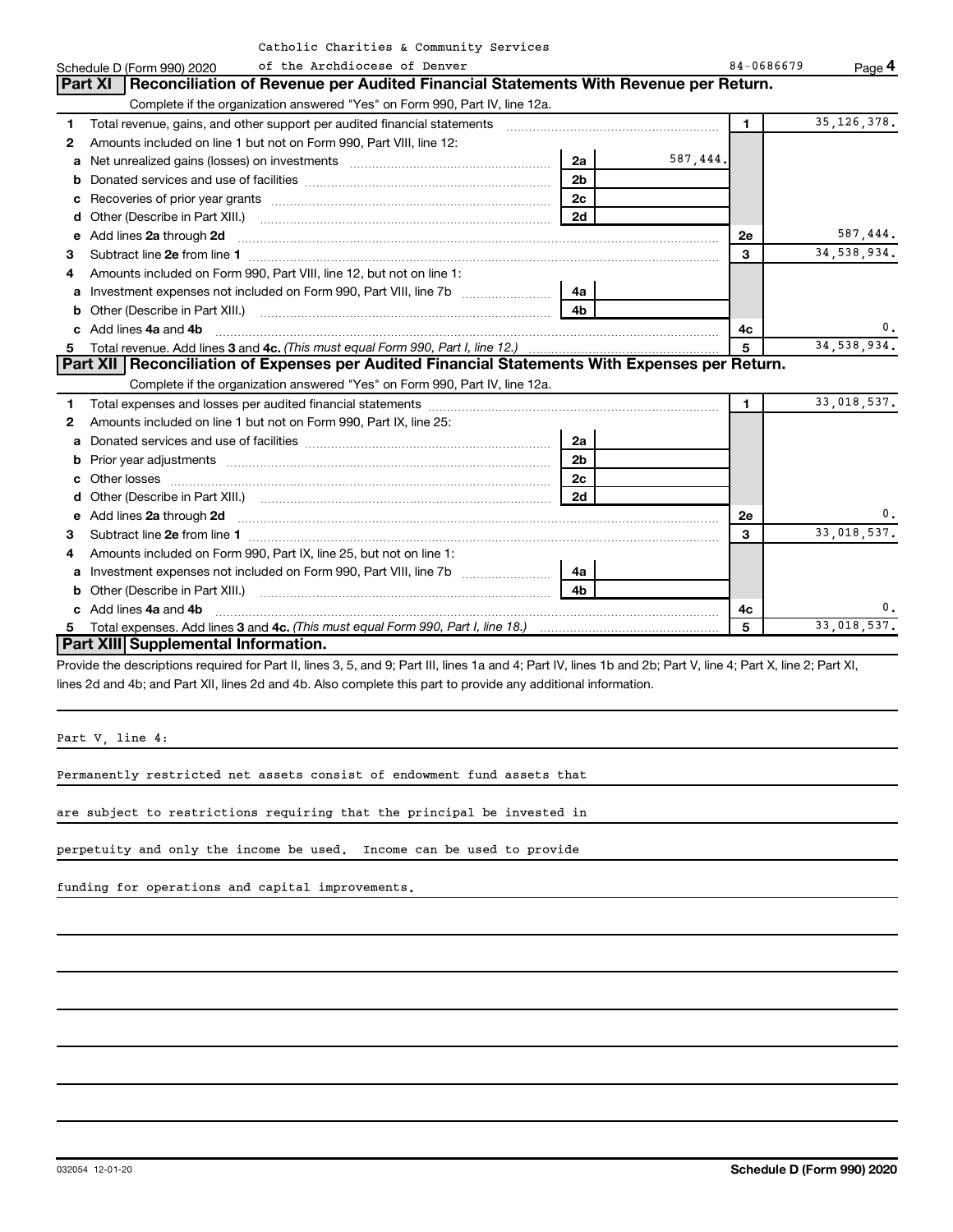Catholic Charities & Community Services of the Archdiocese of Denver

Schedule D (Form 990) 2020 84-0686679

## Part XI Reconciliation of Revenue per Audited Financial Statements With Revenue per Return.

Complete if the organization answered "Yes" on Form 990, Part IV, line 12a.

| | | | | | |
|---|---|---|---|---|---|
| 1 | Total revenue, gains, and other support per audited financial statements | | | 1 | 35,126,378. |
| 2 | Amounts included on line 1 but not on Form 990, Part VIII, line 12: | | | | |
| a | Net unrealized gains (losses) on investments | 2a | 587,444. | | |
| b | Donated services and use of facilities | 2b | | | |
| c | Recoveries of prior year grants | 2c | | | |
| d | Other (Describe in Part XIII.) | 2d | | | |
| e | Add lines 2a through 2d | | | 2e | 587,444. |
| 3 | Subtract line 2e from line 1 | | | 3 | 34,538,934. |
| 4 | Amounts included on Form 990, Part VIII, line 12, but not on line 1: | | | | |
| a | Investment expenses not included on Form 990, Part VIII, line 7b | 4a | | | |
| b | Other (Describe in Part XIII.) | 4b | | | |
| c | Add lines 4a and 4b | | | 4c | 0. |
| 5 | Total revenue. Add lines 3 and 4c. *(This must equal Form 990, Part I, line 12.)* | | | 5 | 34,538,934. |

## Part XII Reconciliation of Expenses per Audited Financial Statements With Expenses per Return.

Complete if the organization answered "Yes" on Form 990, Part IV, line 12a.

| | | | | | |
|---|---|---|---|---|---|
| 1 | Total expenses and losses per audited financial statements | | | 1 | 33,018,537. |
| 2 | Amounts included on line 1 but not on Form 990, Part IX, line 25: | | | | |
| a | Donated services and use of facilities | 2a | | | |
| b | Prior year adjustments | 2b | | | |
| c | Other losses | 2c | | | |
| d | Other (Describe in Part XIII.) | 2d | | | |
| e | Add lines 2a through 2d | | | 2e | 0. |
| 3 | Subtract line 2e from line 1 | | | 3 | 33,018,537. |
| 4 | Amounts included on Form 990, Part IX, line 25, but not on line 1: | | | | |
| a | Investment expenses not included on Form 990, Part VIII, line 7b | 4a | | | |
| b | Other (Describe in Part XIII.) | 4b | | | |
| c | Add lines 4a and 4b | | | 4c | 0. |
| 5 | Total expenses. Add lines 3 and 4c. *(This must equal Form 990, Part I, line 18.)* | | | 5 | 33,018,537. |

## Part XIII Supplemental Information.

Provide the descriptions required for Part II, lines 3, 5, and 9; Part III, lines 1a and 4; Part IV, lines 1b and 2b; Part V, line 4; Part X, line 2; Part XI, lines 2d and 4b; and Part XII, lines 2d and 4b. Also complete this part to provide any additional information.

Part V, line 4:

Permanently restricted net assets consist of endowment fund assets that are subject to restrictions requiring that the principal be invested in perpetuity and only the income be used. Income can be used to provide funding for operations and capital improvements.

032054 12-01-20 **Schedule D (Form 990) 2020**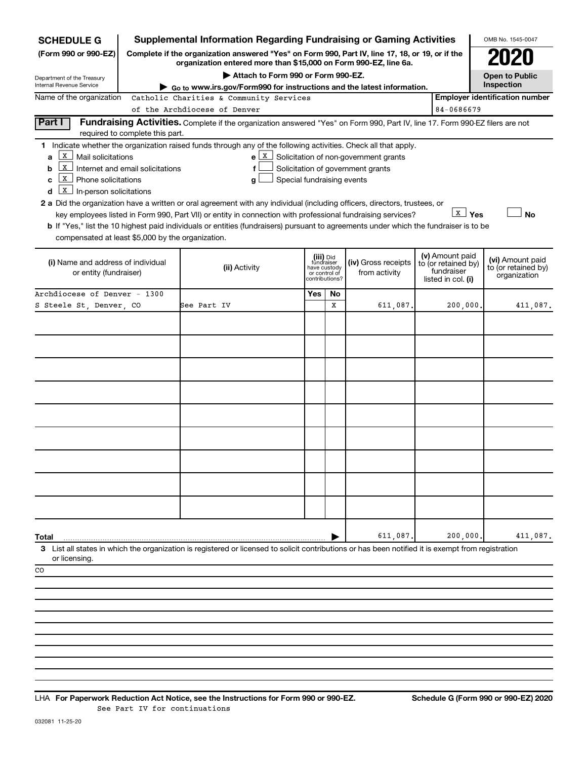**SCHEDULE G**
**(Form 990 or 990-EZ)**

Department of the Treasury
Internal Revenue Service

# Supplemental Information Regarding Fundraising or Gaming Activities

**Complete if the organization answered "Yes" on Form 990, Part IV, line 17, 18, or 19, or if the organization entered more than $15,000 on Form 990-EZ, line 6a.**

**▶ Attach to Form 990 or Form 990-EZ.**

**▶ Go to www.irs.gov/Form990 for instructions and the latest information.**

OMB No. 1545-0047

**2020**

**Open to Public Inspection**

Name of the organization: Catholic Charities & Community Services of the Archdiocese of Denver

**Employer identification number:** 84-0686679

## Part I Fundraising Activities.

Complete if the organization answered "Yes" on Form 990, Part IV, line 17. Form 990-EZ filers are not required to complete this part.

**1** Indicate whether the organization raised funds through any of the following activities. Check all that apply.

- **a** [X] Mail solicitations
- **b** [X] Internet and email solicitations
- **c** [X] Phone solicitations
- **d** [X] In-person solicitations
- **e** [X] Solicitation of non-government grants
- **f** [ ] Solicitation of government grants
- **g** [ ] Special fundraising events

**2 a** Did the organization have a written or oral agreement with any individual (including officers, directors, trustees, or key employees listed in Form 990, Part VII) or entity in connection with professional fundraising services? [X] Yes [ ] No

**b** If "Yes," list the 10 highest paid individuals or entities (fundraisers) pursuant to agreements under which the fundraiser is to be compensated at least $5,000 by the organization.

| (i) Name and address of individual or entity (fundraiser) | (ii) Activity | (iii) Did fundraiser have custody or control of contributions? Yes | No | (iv) Gross receipts from activity | (v) Amount paid to (or retained by) fundraiser listed in col. (i) | (vi) Amount paid to (or retained by) organization |
|---|---|---|---|---|---|---|
| Archdiocese of Denver - 1300 S Steele St, Denver, CO | See Part IV | | X | 611,087. | 200,000. | 411,087. |
| | | | | | | |
| | | | | | | |
| | | | | | | |
| | | | | | | |
| | | | | | | |
| | | | | | | |
| | | | | | | |
| | | | | | | |
| | | | | | | |
| **Total** | | | ▶ | 611,087. | 200,000. | 411,087. |

**3** List all states in which the organization is registered or licensed to solicit contributions or has been notified it is exempt from registration or licensing.

CO

LHA **For Paperwork Reduction Act Notice, see the Instructions for Form 990 or 990-EZ.** **Schedule G (Form 990 or 990-EZ) 2020**

See Part IV for continuations

032081 11-25-20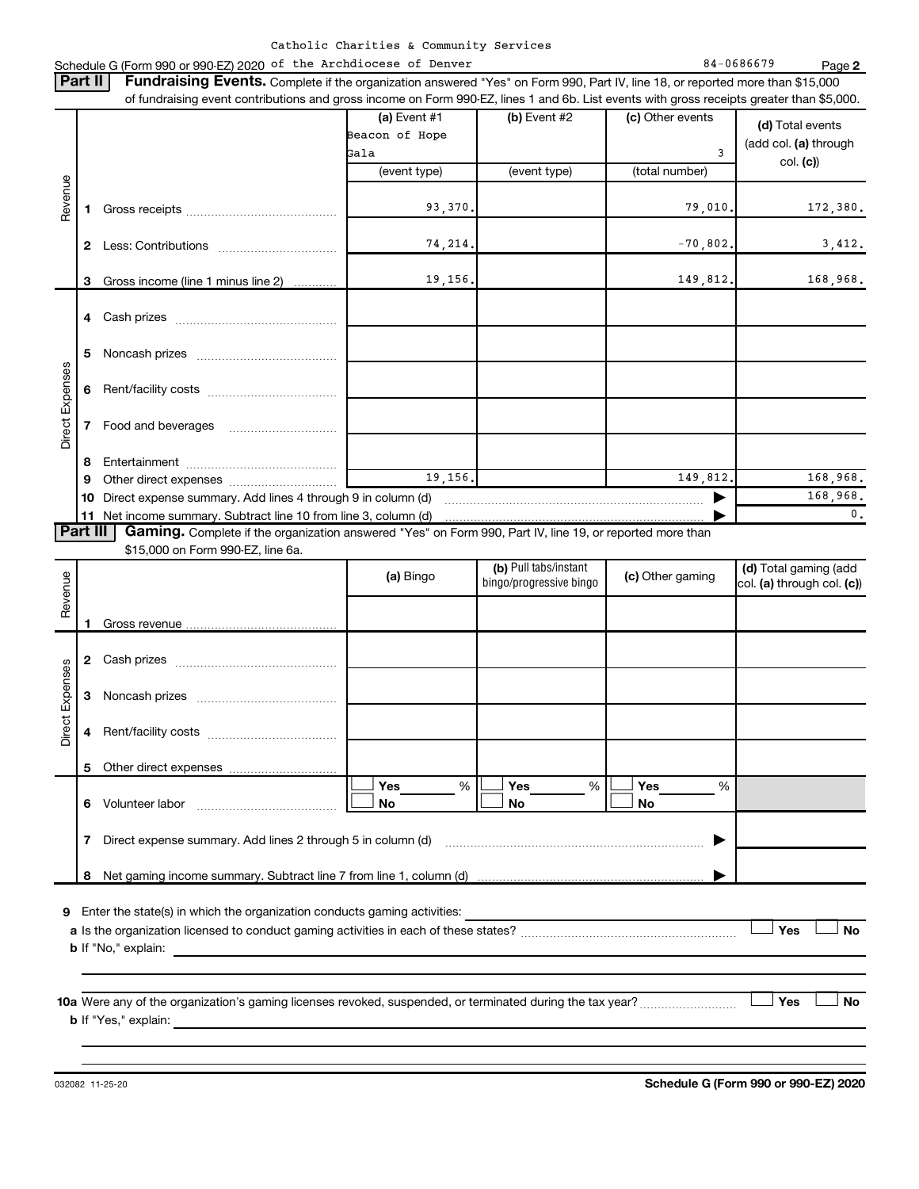Catholic Charities & Community Services

Schedule G (Form 990 or 990-EZ) 2020 of the Archdiocese of Denver 84-0686679 Page 2

**Part II** **Fundraising Events.** Complete if the organization answered "Yes" on Form 990, Part IV, line 18, or reported more than $15,000 of fundraising event contributions and gross income on Form 990-EZ, lines 1 and 6b. List events with gross receipts greater than $5,000.

| | | (a) Event #1 Beacon of Hope Gala (event type) | (b) Event #2 (event type) | (c) Other events 3 (total number) | (d) Total events (add col. (a) through col. (c)) |
|---|---|---|---|---|---|
| Revenue | 1 Gross receipts | 93,370. | | 79,010. | 172,380. |
| | 2 Less: Contributions | 74,214. | | -70,802. | 3,412. |
| | 3 Gross income (line 1 minus line 2) | 19,156. | | 149,812. | 168,968. |
| Direct Expenses | 4 Cash prizes | | | | |
| | 5 Noncash prizes | | | | |
| | 6 Rent/facility costs | | | | |
| | 7 Food and beverages | | | | |
| | 8 Entertainment | | | | |
| | 9 Other direct expenses | 19,156. | | 149,812. | 168,968. |
| | 10 Direct expense summary. Add lines 4 through 9 in column (d) | | | ▶ | 168,968. |
| | 11 Net income summary. Subtract line 10 from line 3, column (d) | | | ▶ | 0. |

**Part III** **Gaming.** Complete if the organization answered "Yes" on Form 990, Part IV, line 19, or reported more than $15,000 on Form 990-EZ, line 6a.

| | | (a) Bingo | (b) Pull tabs/instant bingo/progressive bingo | (c) Other gaming | (d) Total gaming (add col. (a) through col. (c)) |
|---|---|---|---|---|---|
| Revenue | 1 Gross revenue | | | | |
| Direct Expenses | 2 Cash prizes | | | | |
| | 3 Noncash prizes | | | | |
| | 4 Rent/facility costs | | | | |
| | 5 Other direct expenses | | | | |
| | 6 Volunteer labor | ☐ Yes ___% ☐ No | ☐ Yes ___% ☐ No | ☐ Yes ___% ☐ No | |
| | 7 Direct expense summary. Add lines 2 through 5 in column (d) | | | ▶ | |
| | 8 Net gaming income summary. Subtract line 7 from line 1, column (d) | | | ▶ | |

9 Enter the state(s) in which the organization conducts gaming activities:

a Is the organization licensed to conduct gaming activities in each of these states? ☐ Yes ☐ No

b If "No," explain:

10a Were any of the organization's gaming licenses revoked, suspended, or terminated during the tax year? ☐ Yes ☐ No

b If "Yes," explain:

032082 11-25-20 **Schedule G (Form 990 or 990-EZ) 2020**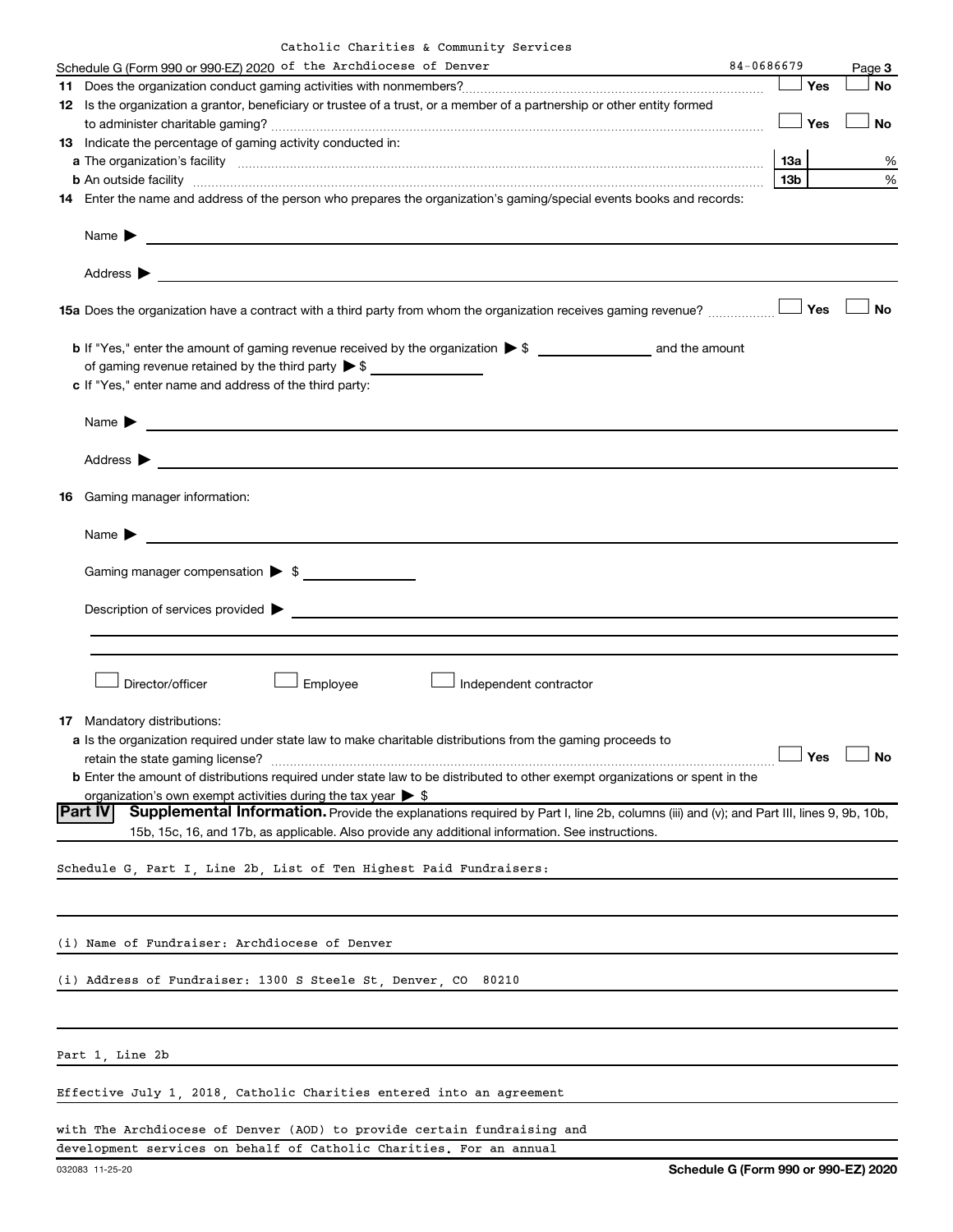Catholic Charities & Community Services

Schedule G (Form 990 or 990-EZ) 2020 of the Archdiocese of Denver 84-0686679 Page 3

**11** Does the organization conduct gaming activities with nonmembers? ☐ Yes ☐ No

**12** Is the organization a grantor, beneficiary or trustee of a trust, or a member of a partnership or other entity formed to administer charitable gaming? ☐ Yes ☐ No

**13** Indicate the percentage of gaming activity conducted in:

**a** The organization's facility **13a** %

**b** An outside facility **13b** %

**14** Enter the name and address of the person who prepares the organization's gaming/special events books and records:

Name ▶

Address ▶

**15a** Does the organization have a contract with a third party from whom the organization receives gaming revenue? ☐ Yes ☐ No

**b** If "Yes," enter the amount of gaming revenue received by the organization ▶ $ ______ and the amount of gaming revenue retained by the third party ▶ $ ______

**c** If "Yes," enter name and address of the third party:

Name ▶

Address ▶

**16** Gaming manager information:

Name ▶

Gaming manager compensation ▶ $

Description of services provided ▶

☐ Director/officer ☐ Employee ☐ Independent contractor

**17** Mandatory distributions:

**a** Is the organization required under state law to make charitable distributions from the gaming proceeds to retain the state gaming license? ☐ Yes ☐ No

**b** Enter the amount of distributions required under state law to be distributed to other exempt organizations or spent in the organization's own exempt activities during the tax year ▶ $

**Part IV** **Supplemental Information.** Provide the explanations required by Part I, line 2b, columns (iii) and (v); and Part III, lines 9, 9b, 10b, 15b, 15c, 16, and 17b, as applicable. Also provide any additional information. See instructions.

Schedule G, Part I, Line 2b, List of Ten Highest Paid Fundraisers:

(i) Name of Fundraiser: Archdiocese of Denver

(i) Address of Fundraiser: 1300 S Steele St, Denver, CO 80210

Part 1, Line 2b

Effective July 1, 2018, Catholic Charities entered into an agreement with The Archdiocese of Denver (AOD) to provide certain fundraising and development services on behalf of Catholic Charities. For an annual

032083 11-25-20 Schedule G (Form 990 or 990-EZ) 2020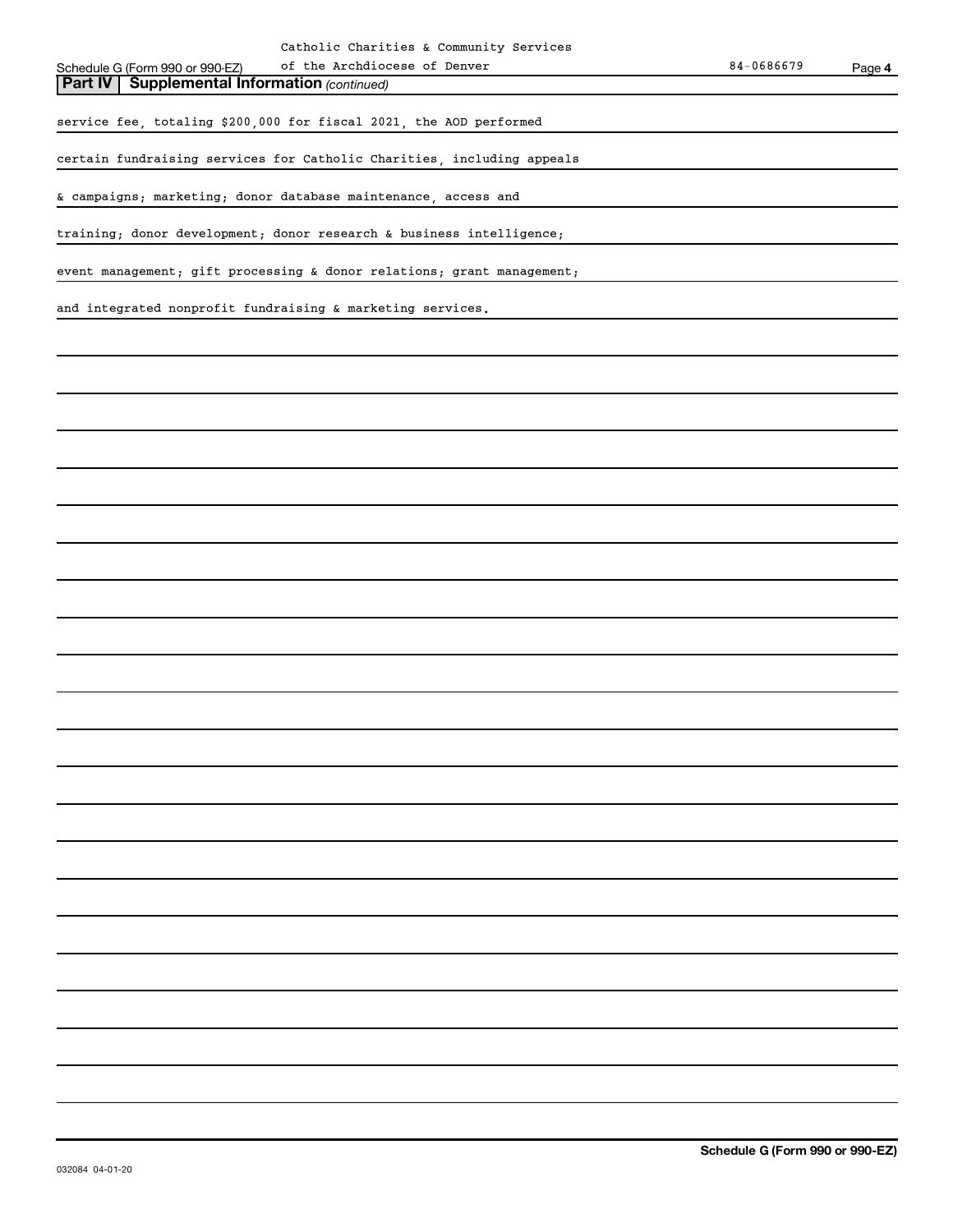## Part IV | Supplemental Information *(continued)*

service fee, totaling $200,000 for fiscal 2021, the AOD performed

certain fundraising services for Catholic Charities, including appeals

& campaigns; marketing; donor database maintenance, access and

training; donor development; donor research & business intelligence;

event management; gift processing & donor relations; grant management;

and integrated nonprofit fundraising & marketing services.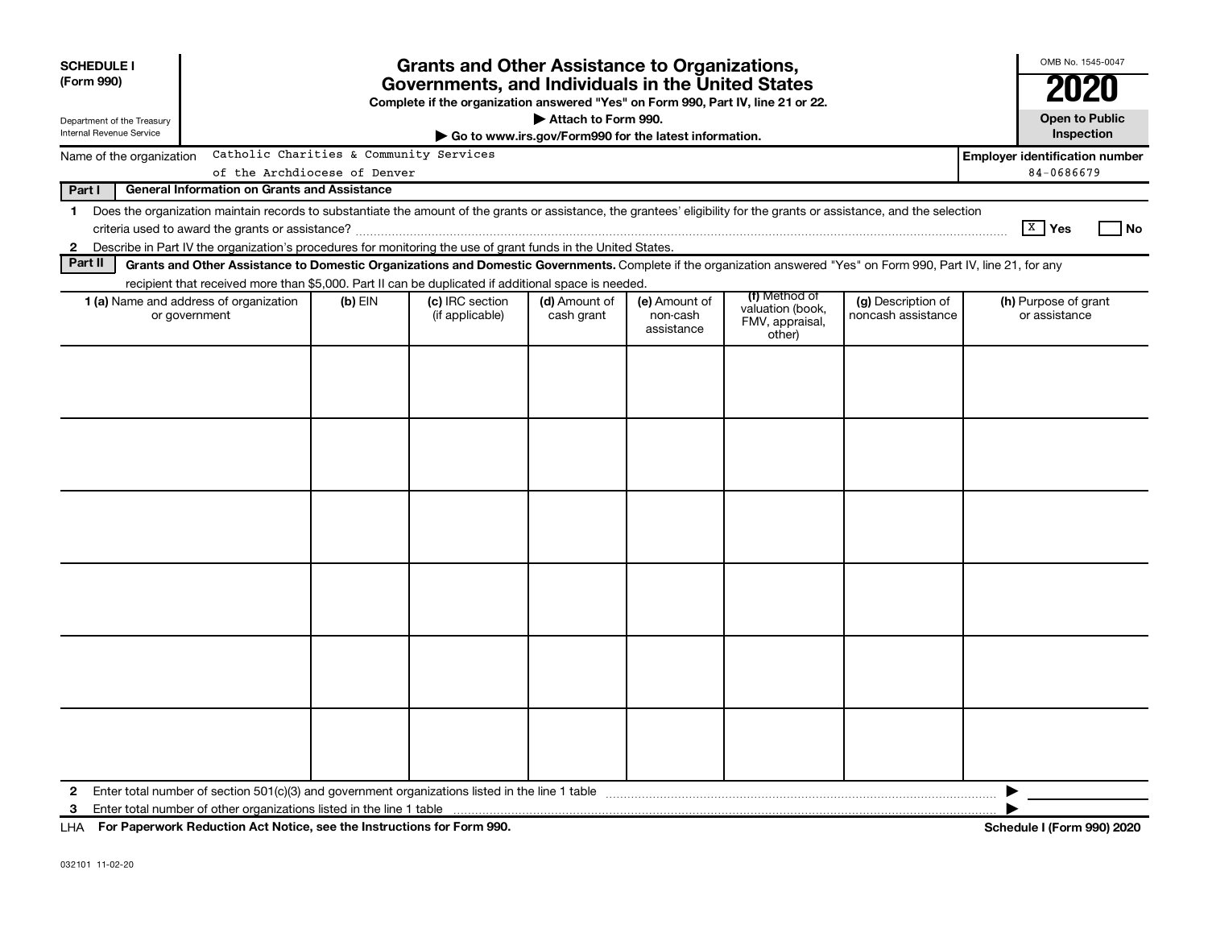**SCHEDULE I (Form 990)**

Department of the Treasury
Internal Revenue Service

# Grants and Other Assistance to Organizations, Governments, and Individuals in the United States

**Complete if the organization answered "Yes" on Form 990, Part IV, line 21 or 22.**

**▶ Attach to Form 990.**

**▶ Go to www.irs.gov/Form990 for the latest information.**

OMB No. 1545-0047

**2020**

**Open to Public Inspection**

Name of the organization: Catholic Charities & Community Services of the Archdiocese of Denver

**Employer identification number** 84-0686679

**Part I — General Information on Grants and Assistance**

1 Does the organization maintain records to substantiate the amount of the grants or assistance, the grantees' eligibility for the grants or assistance, and the selection criteria used to award the grants or assistance? [X] **Yes** [ ] **No**

2 Describe in Part IV the organization's procedures for monitoring the use of grant funds in the United States.

**Part II — Grants and Other Assistance to Domestic Organizations and Domestic Governments.** Complete if the organization answered "Yes" on Form 990, Part IV, line 21, for any recipient that received more than $5,000. Part II can be duplicated if additional space is needed.

| 1 (a) Name and address of organization or government | (b) EIN | (c) IRC section (if applicable) | (d) Amount of cash grant | (e) Amount of non-cash assistance | (f) Method of valuation (book, FMV, appraisal, other) | (g) Description of noncash assistance | (h) Purpose of grant or assistance |
|---|---|---|---|---|---|---|---|
| | | | | | | | |
| | | | | | | | |
| | | | | | | | |
| | | | | | | | |
| | | | | | | | |
| | | | | | | | |

2 Enter total number of section 501(c)(3) and government organizations listed in the line 1 table ▶

3 Enter total number of other organizations listed in the line 1 table ▶

LHA **For Paperwork Reduction Act Notice, see the Instructions for Form 990.** **Schedule I (Form 990) 2020**

032101 11-02-20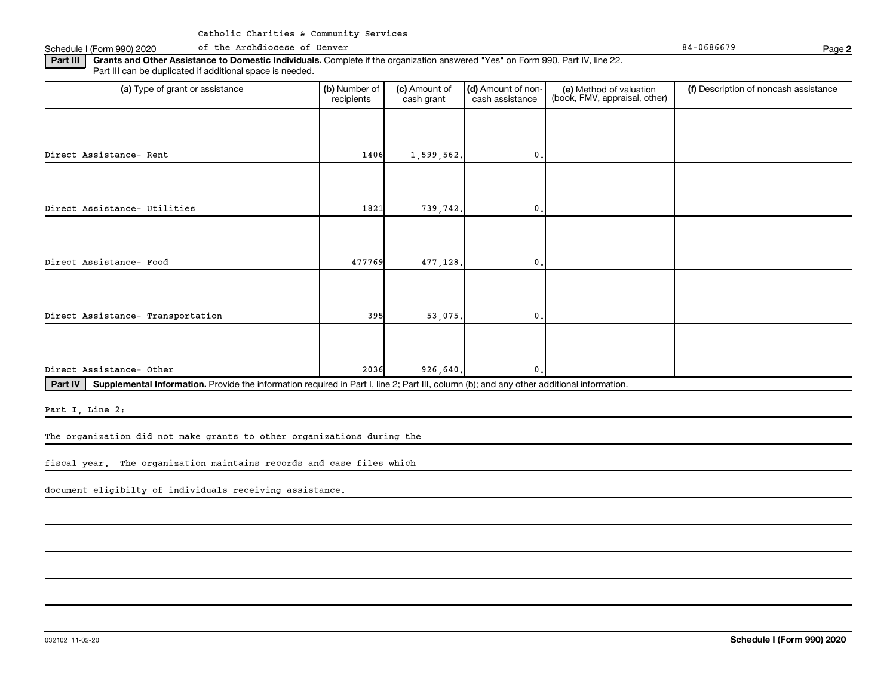Catholic Charities & Community Services of the Archdiocese of Denver

Schedule I (Form 990) 2020 84-0686679 Page **2**

**Part III** **Grants and Other Assistance to Domestic Individuals.** Complete if the organization answered "Yes" on Form 990, Part IV, line 22. Part III can be duplicated if additional space is needed.

| (a) Type of grant or assistance | (b) Number of recipients | (c) Amount of cash grant | (d) Amount of non-cash assistance | (e) Method of valuation (book, FMV, appraisal, other) | (f) Description of noncash assistance |
|---|---|---|---|---|---|
| Direct Assistance- Rent | 1406 | 1,599,562. | 0. | | |
| Direct Assistance- Utilities | 1821 | 739,742. | 0. | | |
| Direct Assistance- Food | 477769 | 477,128. | 0. | | |
| Direct Assistance- Transportation | 395 | 53,075. | 0. | | |
| Direct Assistance- Other | 2036 | 926,640. | 0. | | |

**Part IV** **Supplemental Information.** Provide the information required in Part I, line 2; Part III, column (b); and any other additional information.

Part I, Line 2:

The organization did not make grants to other organizations during the fiscal year. The organization maintains records and case files which document eligibilty of individuals receiving assistance.

032102 11-02-20 **Schedule I (Form 990) 2020**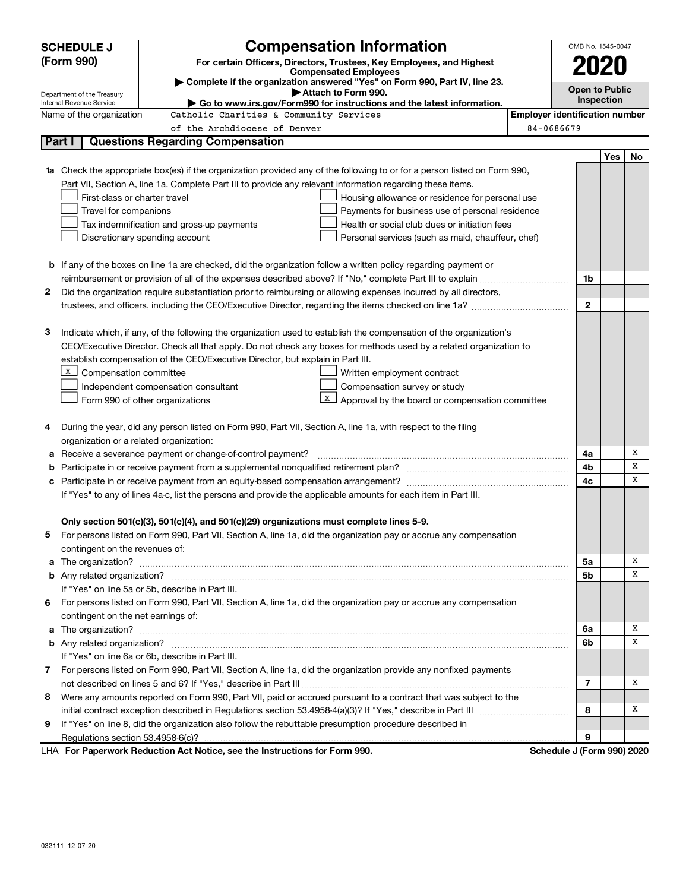# SCHEDULE J (Form 990)

## Compensation Information

**For certain Officers, Directors, Trustees, Key Employees, and Highest Compensated Employees**

▶ Complete if the organization answered "Yes" on Form 990, Part IV, line 23.

▶ Attach to Form 990.

▶ Go to www.irs.gov/Form990 for instructions and the latest information.

Department of the Treasury
Internal Revenue Service

OMB No. 1545-0047

**2020**

**Open to Public Inspection**

Name of the organization: Catholic Charities & Community Services of the Archdiocese of Denver

Employer identification number: 84-0686679

## Part I | Questions Regarding Compensation

| | | | Yes | No |
|---|---|---|---|---|
| **1a** | Check the appropriate box(es) if the organization provided any of the following to or for a person listed on Form 990, Part VII, Section A, line 1a. Complete Part III to provide any relevant information regarding these items.<br>☐ First-class or charter travel ☐ Housing allowance or residence for personal use<br>☐ Travel for companions ☐ Payments for business use of personal residence<br>☐ Tax indemnification and gross-up payments ☐ Health or social club dues or initiation fees<br>☐ Discretionary spending account ☐ Personal services (such as maid, chauffeur, chef) | | | |
| **b** | If any of the boxes on line 1a are checked, did the organization follow a written policy regarding payment or reimbursement or provision of all of the expenses described above? If "No," complete Part III to explain | 1b | | |
| **2** | Did the organization require substantiation prior to reimbursing or allowing expenses incurred by all directors, trustees, and officers, including the CEO/Executive Director, regarding the items checked on line 1a? | 2 | | |
| **3** | Indicate which, if any, of the following the organization used to establish the compensation of the organization's CEO/Executive Director. Check all that apply. Do not check any boxes for methods used by a related organization to establish compensation of the CEO/Executive Director, but explain in Part III.<br>☒ Compensation committee ☐ Written employment contract<br>☐ Independent compensation consultant ☐ Compensation survey or study<br>☐ Form 990 of other organizations ☒ Approval by the board or compensation committee | | | |
| **4** | During the year, did any person listed on Form 990, Part VII, Section A, line 1a, with respect to the filing organization or a related organization: | | | |
| **a** | Receive a severance payment or change-of-control payment? | 4a | | X |
| **b** | Participate in or receive payment from a supplemental nonqualified retirement plan? | 4b | | X |
| **c** | Participate in or receive payment from an equity-based compensation arrangement? | 4c | | X |
| | If "Yes" to any of lines 4a-c, list the persons and provide the applicable amounts for each item in Part III. | | | |
| | **Only section 501(c)(3), 501(c)(4), and 501(c)(29) organizations must complete lines 5-9.** | | | |
| **5** | For persons listed on Form 990, Part VII, Section A, line 1a, did the organization pay or accrue any compensation contingent on the revenues of: | | | |
| **a** | The organization? | 5a | | X |
| **b** | Any related organization? | 5b | | X |
| | If "Yes" on line 5a or 5b, describe in Part III. | | | |
| **6** | For persons listed on Form 990, Part VII, Section A, line 1a, did the organization pay or accrue any compensation contingent on the net earnings of: | | | |
| **a** | The organization? | 6a | | X |
| **b** | Any related organization? | 6b | | X |
| | If "Yes" on line 6a or 6b, describe in Part III. | | | |
| **7** | For persons listed on Form 990, Part VII, Section A, line 1a, did the organization provide any nonfixed payments not described on lines 5 and 6? If "Yes," describe in Part III | 7 | | X |
| **8** | Were any amounts reported on Form 990, Part VII, paid or accrued pursuant to a contract that was subject to the initial contract exception described in Regulations section 53.4958-4(a)(3)? If "Yes," describe in Part III | 8 | | X |
| **9** | If "Yes" on line 8, did the organization also follow the rebuttable presumption procedure described in Regulations section 53.4958-6(c)? | 9 | | |

LHA **For Paperwork Reduction Act Notice, see the Instructions for Form 990.** **Schedule J (Form 990) 2020**

032111 12-07-20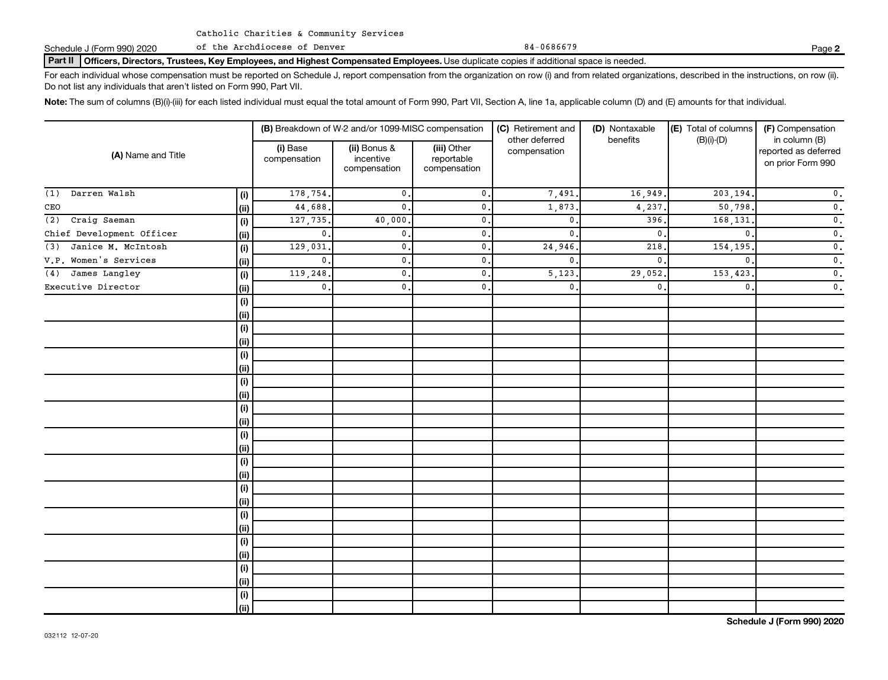Catholic Charities & Community Services of the Archdiocese of Denver

Schedule J (Form 990) 2020 84-0686679 Page **2**

**Part II** **Officers, Directors, Trustees, Key Employees, and Highest Compensated Employees.** Use duplicate copies if additional space is needed.

For each individual whose compensation must be reported on Schedule J, report compensation from the organization on row (i) and from related organizations, described in the instructions, on row (ii). Do not list any individuals that aren't listed on Form 990, Part VII.

**Note:** The sum of columns (B)(i)-(iii) for each listed individual must equal the total amount of Form 990, Part VII, Section A, line 1a, applicable column (D) and (E) amounts for that individual.

| (A) Name and Title | | (B) Breakdown of W-2 and/or 1099-MISC compensation | | | (C) Retirement and other deferred compensation | (D) Nontaxable benefits | (E) Total of columns (B)(i)-(D) | (F) Compensation in column (B) reported as deferred on prior Form 990 |
|---|---|---|---|---|---|---|---|---|
| | | (i) Base compensation | (ii) Bonus & incentive compensation | (iii) Other reportable compensation | | | | |
| (1) Darren Walsh | (i) | 178,754. | 0. | 0. | 7,491. | 16,949. | 203,194. | 0. |
| CEO | (ii) | 44,688. | 0. | 0. | 1,873. | 4,237. | 50,798. | 0. |
| (2) Craig Saeman | (i) | 127,735. | 40,000. | 0. | 0. | 396. | 168,131. | 0. |
| Chief Development Officer | (ii) | 0. | 0. | 0. | 0. | 0. | 0. | 0. |
| (3) Janice M. McIntosh | (i) | 129,031. | 0. | 0. | 24,946. | 218. | 154,195. | 0. |
| V.P. Women's Services | (ii) | 0. | 0. | 0. | 0. | 0. | 0. | 0. |
| (4) James Langley | (i) | 119,248. | 0. | 0. | 5,123. | 29,052. | 153,423. | 0. |
| Executive Director | (ii) | 0. | 0. | 0. | 0. | 0. | 0. | 0. |

**Schedule J (Form 990) 2020**

032112 12-07-20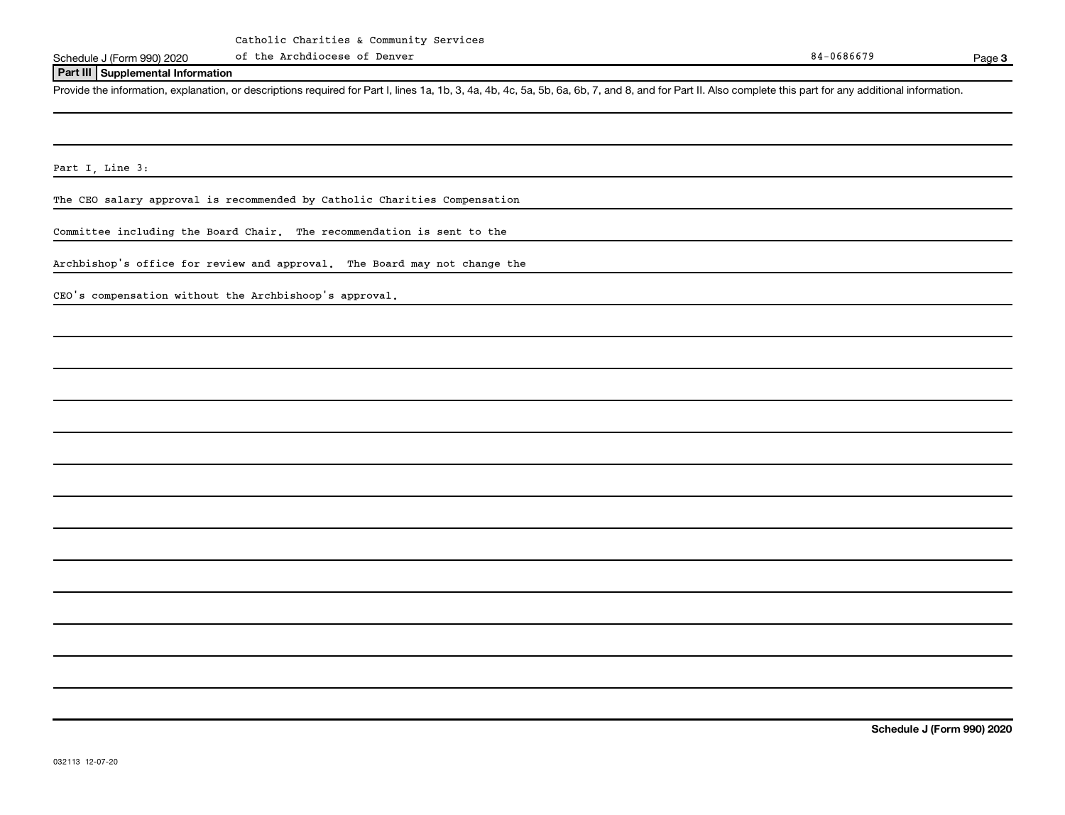Catholic Charities & Community Services of the Archdiocese of Denver 84-0686679

## Part III Supplemental Information

Provide the information, explanation, or descriptions required for Part I, lines 1a, 1b, 3, 4a, 4b, 4c, 5a, 5b, 6a, 6b, 7, and 8, and for Part II. Also complete this part for any additional information.

Part I, Line 3:

The CEO salary approval is recommended by Catholic Charities Compensation Committee including the Board Chair. The recommendation is sent to the Archbishop's office for review and approval. The Board may not change the CEO's compensation without the Archbishoop's approval.

032113 12-07-20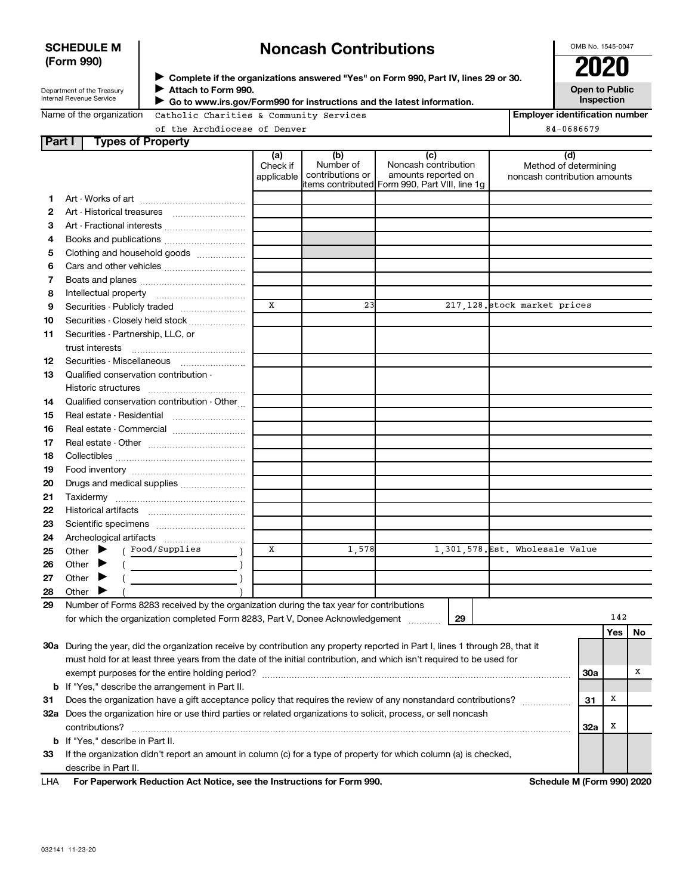# SCHEDULE M (Form 990)

Department of the Treasury
Internal Revenue Service

## Noncash Contributions

▶ Complete if the organizations answered "Yes" on Form 990, Part IV, lines 29 or 30.
▶ Attach to Form 990.
▶ Go to www.irs.gov/Form990 for instructions and the latest information.

OMB No. 1545-0047

**2020**

**Open to Public Inspection**

Name of the organization: Catholic Charities & Community Services of the Archdiocese of Denver

Employer identification number: 84-0686679

### Part I Types of Property

| | | (a) Check if applicable | (b) Number of contributions or items contributed | (c) Noncash contribution amounts reported on Form 990, Part VIII, line 1g | (d) Method of determining noncash contribution amounts |
|---|---|---|---|---|---|
| 1 | Art - Works of art | | | | |
| 2 | Art - Historical treasures | | | | |
| 3 | Art - Fractional interests | | | | |
| 4 | Books and publications | | | | |
| 5 | Clothing and household goods | | | | |
| 6 | Cars and other vehicles | | | | |
| 7 | Boats and planes | | | | |
| 8 | Intellectual property | | | | |
| 9 | Securities - Publicly traded | X | 23 | 217,128. | stock market prices |
| 10 | Securities - Closely held stock | | | | |
| 11 | Securities - Partnership, LLC, or trust interests | | | | |
| 12 | Securities - Miscellaneous | | | | |
| 13 | Qualified conservation contribution - Historic structures | | | | |
| 14 | Qualified conservation contribution - Other | | | | |
| 15 | Real estate - Residential | | | | |
| 16 | Real estate - Commercial | | | | |
| 17 | Real estate - Other | | | | |
| 18 | Collectibles | | | | |
| 19 | Food inventory | | | | |
| 20 | Drugs and medical supplies | | | | |
| 21 | Taxidermy | | | | |
| 22 | Historical artifacts | | | | |
| 23 | Scientific specimens | | | | |
| 24 | Archeological artifacts | | | | |
| 25 | Other ▶ ( Food/Supplies ) | X | 1,578 | 1,301,578. | Est. Wholesale Value |
| 26 | Other ▶ ( ) | | | | |
| 27 | Other ▶ ( ) | | | | |
| 28 | Other ▶ ( ) | | | | |

29 Number of Forms 8283 received by the organization during the tax year for contributions for which the organization completed Form 8283, Part V, Donee Acknowledgement ..... **29** 142

| | | | Yes | No |
|---|---|---|---|---|
| 30a | During the year, did the organization receive by contribution any property reported in Part I, lines 1 through 28, that it must hold for at least three years from the date of the initial contribution, and which isn't required to be used for exempt purposes for the entire holding period? | 30a | | X |
| b | If "Yes," describe the arrangement in Part II. | | | |
| 31 | Does the organization have a gift acceptance policy that requires the review of any nonstandard contributions? | 31 | X | |
| 32a | Does the organization hire or use third parties or related organizations to solicit, process, or sell noncash contributions? | 32a | X | |
| b | If "Yes," describe in Part II. | | | |
| 33 | If the organization didn't report an amount in column (c) for a type of property for which column (a) is checked, describe in Part II. | | | |

LHA For Paperwork Reduction Act Notice, see the Instructions for Form 990. Schedule M (Form 990) 2020

032141 11-23-20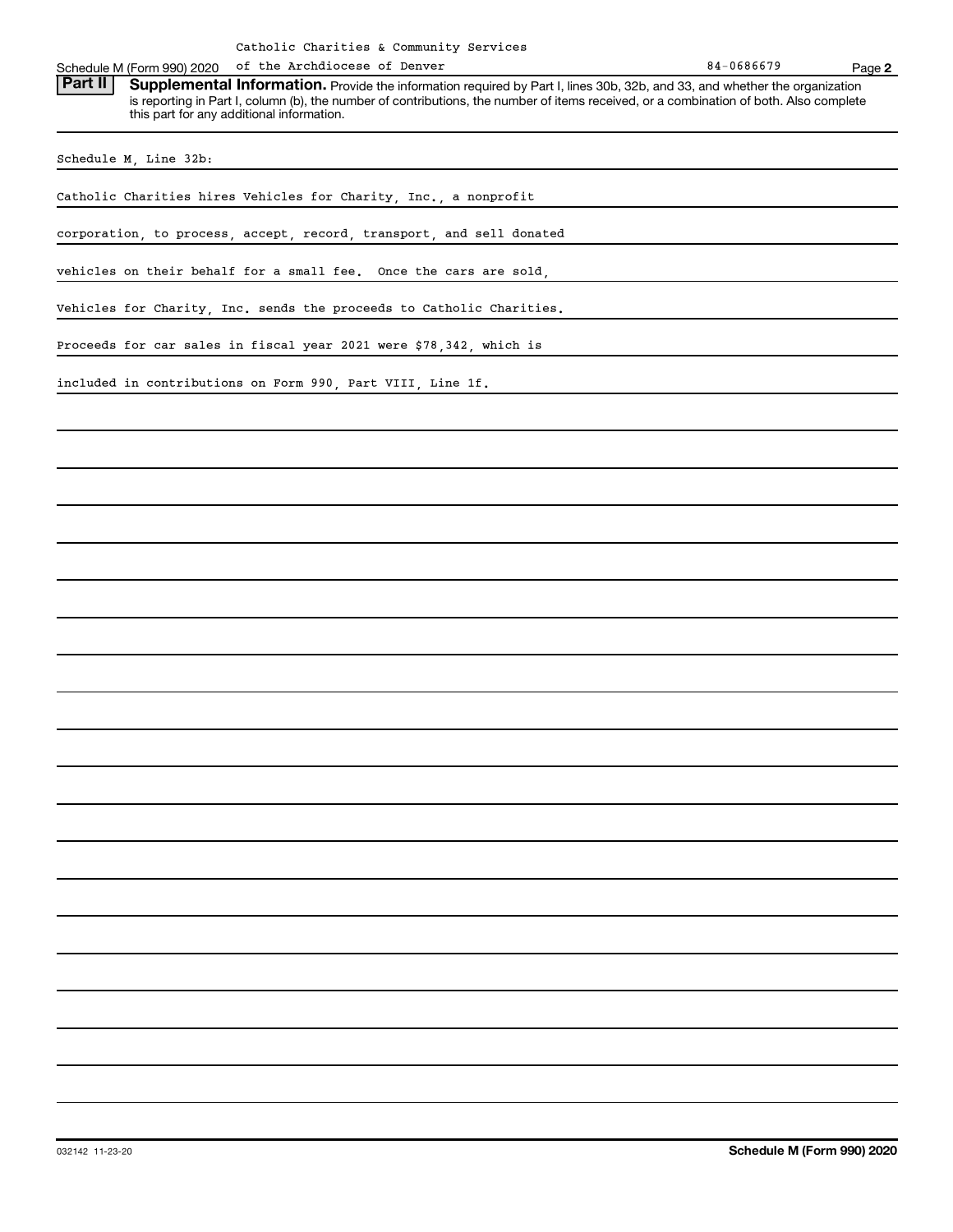Catholic Charities & Community Services of the Archdiocese of Denver 84-0686679

Schedule M (Form 990) 2020 Page 2

**Part II** **Supplemental Information.** Provide the information required by Part I, lines 30b, 32b, and 33, and whether the organization is reporting in Part I, column (b), the number of contributions, the number of items received, or a combination of both. Also complete this part for any additional information.

Schedule M, Line 32b:

Catholic Charities hires Vehicles for Charity, Inc., a nonprofit corporation, to process, accept, record, transport, and sell donated vehicles on their behalf for a small fee. Once the cars are sold, Vehicles for Charity, Inc. sends the proceeds to Catholic Charities. Proceeds for car sales in fiscal year 2021 were $78,342, which is included in contributions on Form 990, Part VIII, Line 1f.

032142 11-23-20 **Schedule M (Form 990) 2020**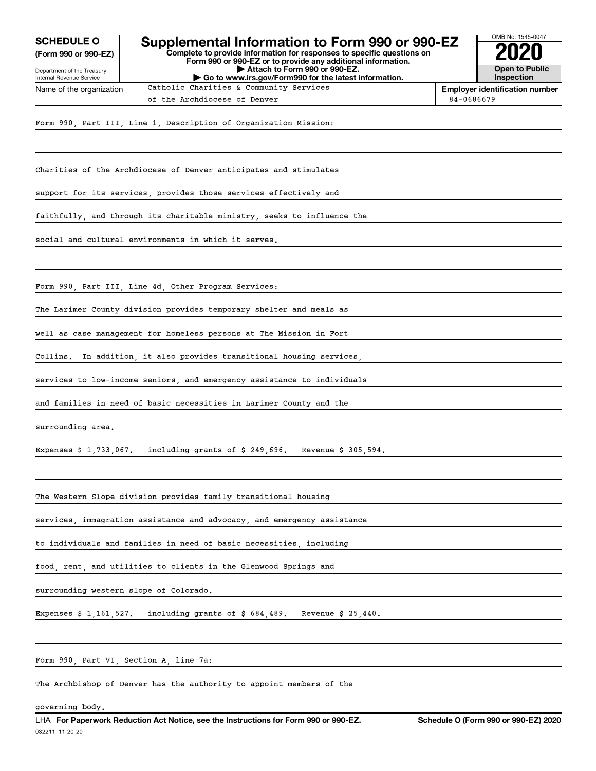**SCHEDULE O (Form 990 or 990-EZ)**

Department of the Treasury
Internal Revenue Service

# Supplemental Information to Form 990 or 990-EZ

**Complete to provide information for responses to specific questions on Form 990 or 990-EZ or to provide any additional information.**
**▶ Attach to Form 990 or 990-EZ.**
**▶ Go to www.irs.gov/Form990 for the latest information.**

OMB No. 1545-0047

**2020**

**Open to Public Inspection**

Name of the organization: Catholic Charities & Community Services of the Archdiocese of Denver

**Employer identification number:** 84-0686679

Form 990, Part III, Line 1, Description of Organization Mission:

Charities of the Archdiocese of Denver anticipates and stimulates support for its services, provides those services effectively and faithfully, and through its charitable ministry, seeks to influence the social and cultural environments in which it serves.

Form 990, Part III, Line 4d, Other Program Services:

The Larimer County division provides temporary shelter and meals as well as case management for homeless persons at The Mission in Fort Collins. In addition, it also provides transitional housing services, services to low-income seniors, and emergency assistance to individuals and families in need of basic necessities in Larimer County and the surrounding area.

Expenses $ 1,733,067. including grants of $ 249,696. Revenue $ 305,594.

The Western Slope division provides family transitional housing services, immagration assistance and advocacy, and emergency assistance to individuals and families in need of basic necessities, including food, rent, and utilities to clients in the Glenwood Springs and surrounding western slope of Colorado.

Expenses $ 1,161,527. including grants of $ 684,489. Revenue $ 25,440.

Form 990, Part VI, Section A, line 7a:

The Archbishop of Denver has the authority to appoint members of the governing body.

LHA **For Paperwork Reduction Act Notice, see the Instructions for Form 990 or 990-EZ.** **Schedule O (Form 990 or 990-EZ) 2020**

032211 11-20-20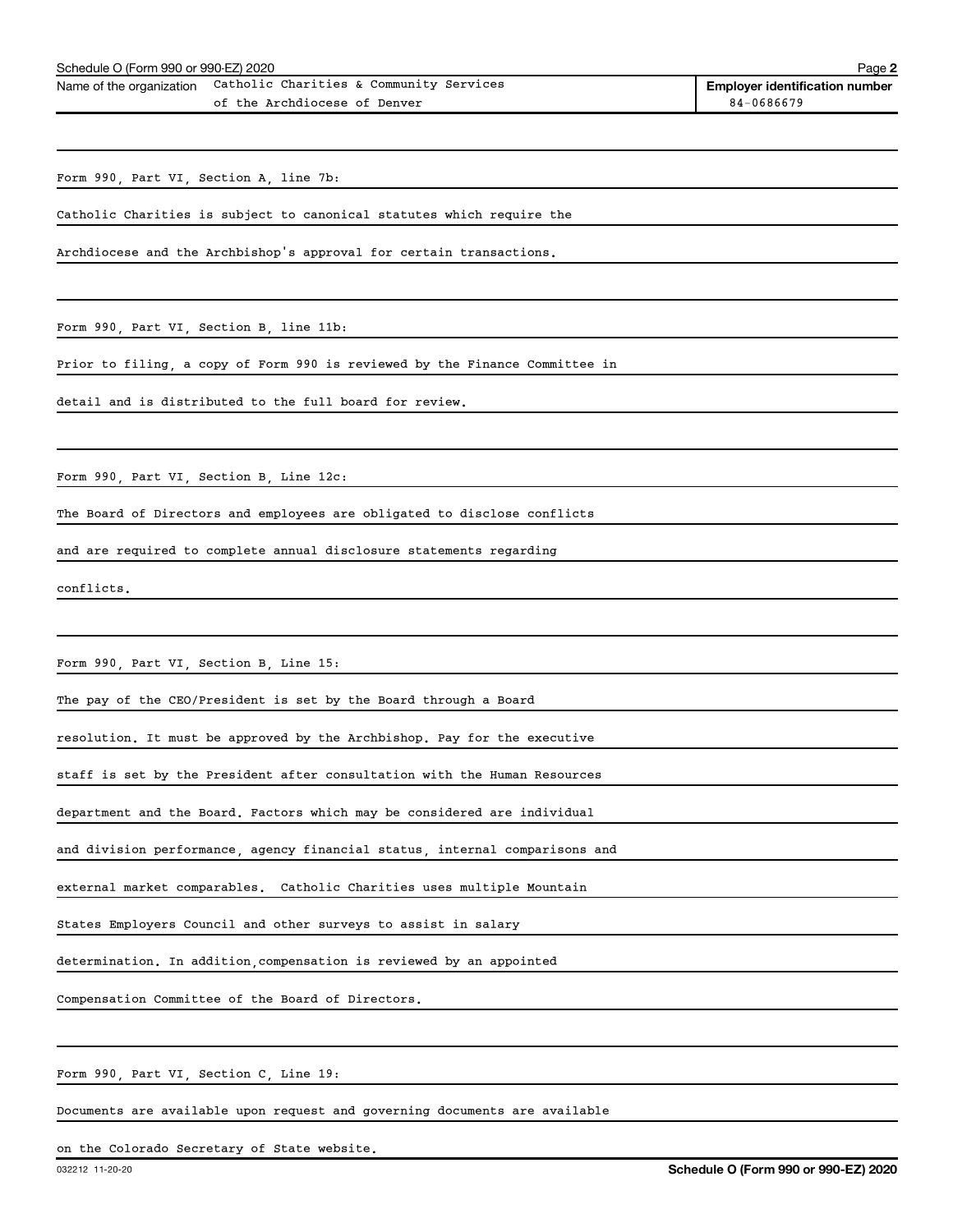Name of the organization: Catholic Charities & Community Services of the Archdiocese of Denver

Employer identification number: 84-0686679

Form 990, Part VI, Section A, line 7b:

Catholic Charities is subject to canonical statutes which require the Archdiocese and the Archbishop's approval for certain transactions.

Form 990, Part VI, Section B, line 11b:

Prior to filing, a copy of Form 990 is reviewed by the Finance Committee in detail and is distributed to the full board for review.

Form 990, Part VI, Section B, Line 12c:

The Board of Directors and employees are obligated to disclose conflicts and are required to complete annual disclosure statements regarding conflicts.

Form 990, Part VI, Section B, Line 15:

The pay of the CEO/President is set by the Board through a Board resolution. It must be approved by the Archbishop. Pay for the executive staff is set by the President after consultation with the Human Resources department and the Board. Factors which may be considered are individual and division performance, agency financial status, internal comparisons and external market comparables. Catholic Charities uses multiple Mountain States Employers Council and other surveys to assist in salary determination. In addition,compensation is reviewed by an appointed Compensation Committee of the Board of Directors.

Form 990, Part VI, Section C, Line 19:

Documents are available upon request and governing documents are available on the Colorado Secretary of State website.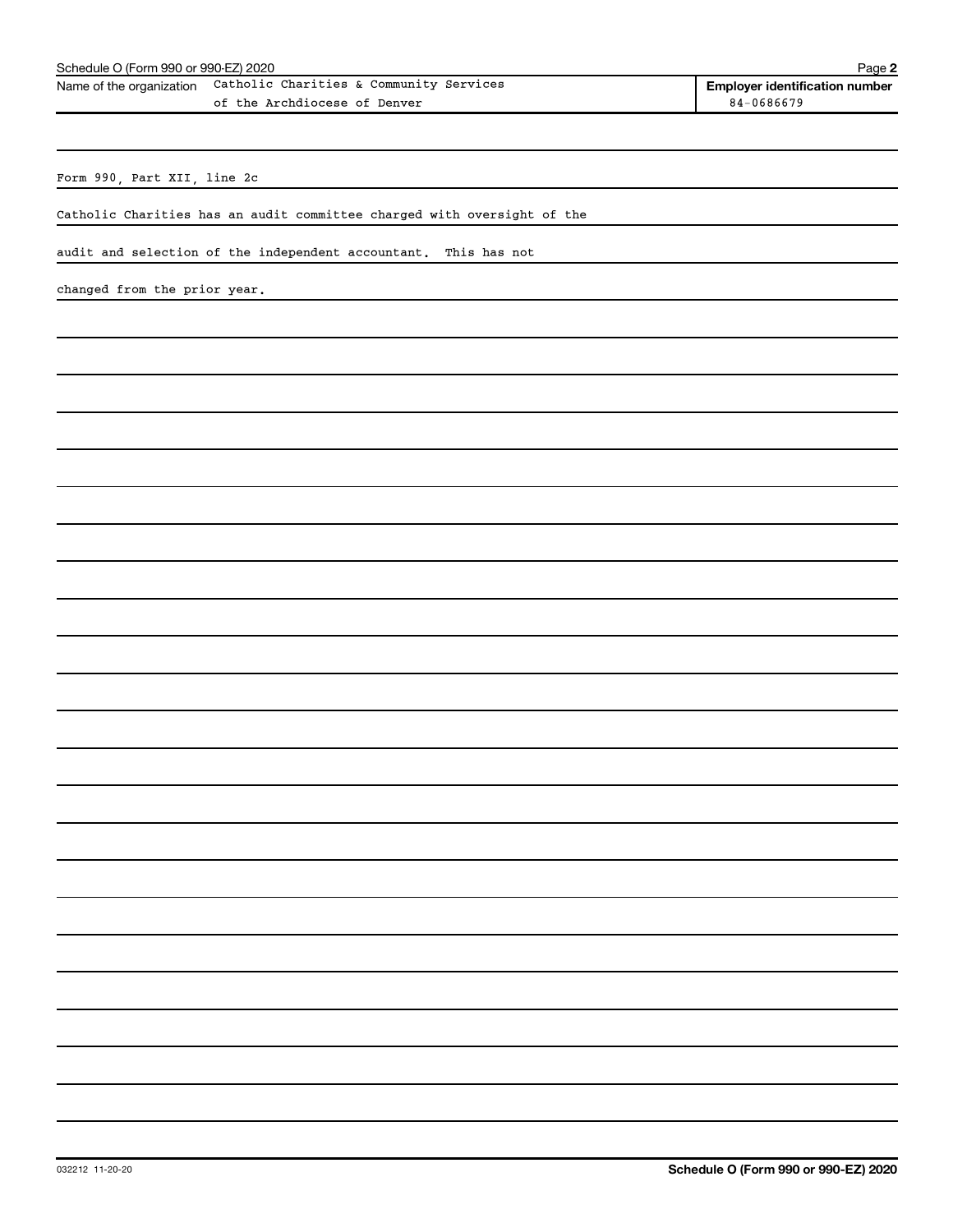Name of the organization: Catholic Charities & Community Services of the Archdiocese of Denver

**Employer identification number** 84-0686679

Form 990, Part XII, line 2c

Catholic Charities has an audit committee charged with oversight of the audit and selection of the independent accountant. This has not changed from the prior year.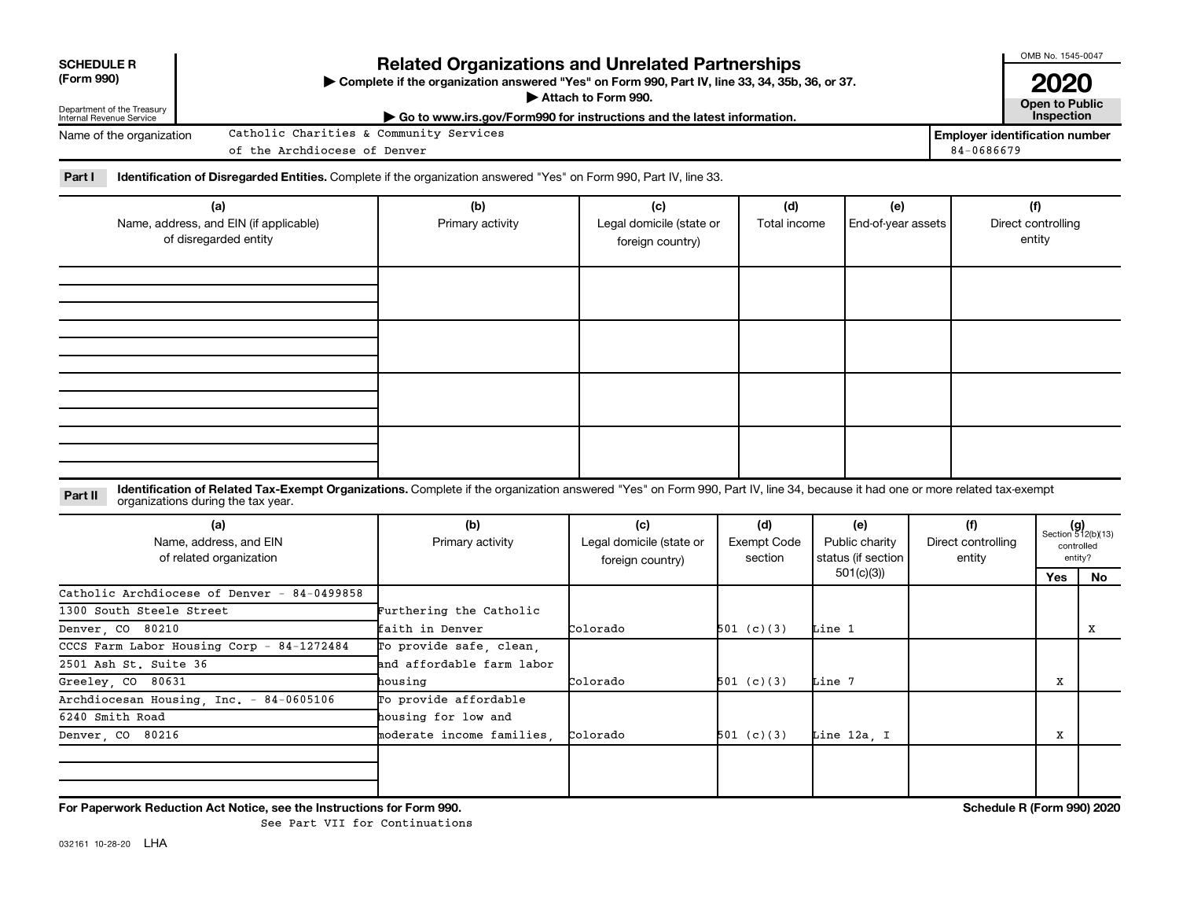**SCHEDULE R (Form 990)**

Department of the Treasury
Internal Revenue Service

# Related Organizations and Unrelated Partnerships

▶ Complete if the organization answered "Yes" on Form 990, Part IV, line 33, 34, 35b, 36, or 37.
▶ Attach to Form 990.
▶ Go to www.irs.gov/Form990 for instructions and the latest information.

OMB No. 1545-0047

**2020**

**Open to Public Inspection**

Name of the organization: Catholic Charities & Community Services of the Archdiocese of Denver

**Employer identification number** 84-0686679

**Part I** **Identification of Disregarded Entities.** Complete if the organization answered "Yes" on Form 990, Part IV, line 33.

| (a) Name, address, and EIN (if applicable) of disregarded entity | (b) Primary activity | (c) Legal domicile (state or foreign country) | (d) Total income | (e) End-of-year assets | (f) Direct controlling entity |
|---|---|---|---|---|---|
| | | | | | |
| | | | | | |
| | | | | | |
| | | | | | |

**Part II** **Identification of Related Tax-Exempt Organizations.** Complete if the organization answered "Yes" on Form 990, Part IV, line 34, because it had one or more related tax-exempt organizations during the tax year.

| (a) Name, address, and EIN of related organization | (b) Primary activity | (c) Legal domicile (state or foreign country) | (d) Exempt Code section | (e) Public charity status (if section 501(c)(3)) | (f) Direct controlling entity | (g) Section 512(b)(13) controlled entity? Yes | No |
|---|---|---|---|---|---|---|---|
| Catholic Archdiocese of Denver - 84-0499858<br>1300 South Steele Street<br>Denver, CO 80210 | Furthering the Catholic faith in Denver | Colorado | 501 (c)(3) | Line 1 | | | X |
| CCCS Farm Labor Housing Corp - 84-1272484<br>2501 Ash St. Suite 36<br>Greeley, CO 80631 | To provide safe, clean, and affordable farm labor housing | Colorado | 501 (c)(3) | Line 7 | | X | |
| Archdiocesan Housing, Inc. - 84-0605106<br>6240 Smith Road<br>Denver, CO 80216 | To provide affordable housing for low and moderate income families, | Colorado | 501 (c)(3) | Line 12a, I | | X | |
| | | | | | | | |

**For Paperwork Reduction Act Notice, see the Instructions for Form 990.** See Part VII for Continuations **Schedule R (Form 990) 2020**

032161 10-28-20 LHA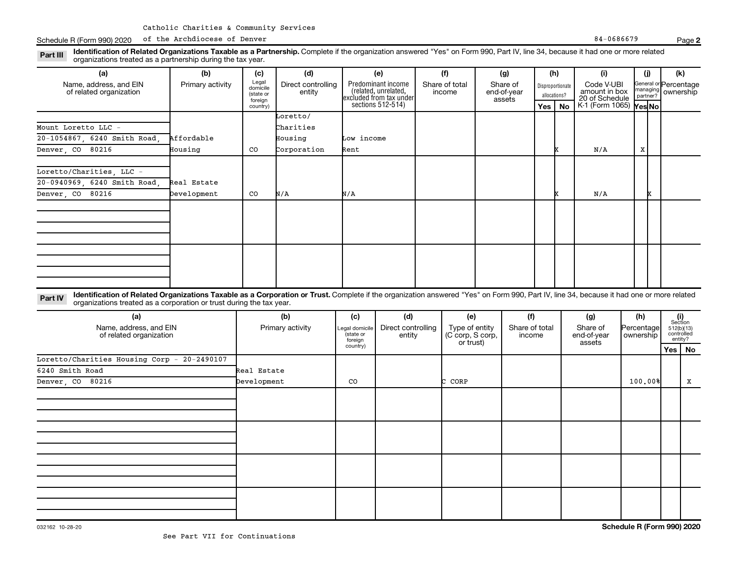Catholic Charities & Community Services of the Archdiocese of Denver

Schedule R (Form 990) 2020 — 84-0686679 — Page **2**

**Part III** **Identification of Related Organizations Taxable as a Partnership.** Complete if the organization answered "Yes" on Form 990, Part IV, line 34, because it had one or more related organizations treated as a partnership during the tax year.

| (a) Name, address, and EIN of related organization | (b) Primary activity | (c) Legal domicile (state or foreign country) | (d) Direct controlling entity | (e) Predominant income (related, unrelated, excluded from tax under sections 512-514) | (f) Share of total income | (g) Share of end-of-year assets | (h) Disproportionate allocations? Yes | (h) No | (i) Code V-UBI amount in box 20 of Schedule K-1 (Form 1065) | (j) General or managing partner? Yes | (j) No | (k) Percentage ownership |
|---|---|---|---|---|---|---|---|---|---|---|---|---|
| Mount Loretto LLC - 20-1054867, 6240 Smith Road, Denver, CO 80216 | Affordable Housing | CO | Loretto/ Charities Housing Corporation | Low income Rent | | | | X | N/A | X | | |
| Loretto/Charities, LLC - 20-0940969, 6240 Smith Road, Denver, CO 80216 | Real Estate Development | CO | N/A | N/A | | | | X | N/A | | X | |

**Part IV** **Identification of Related Organizations Taxable as a Corporation or Trust.** Complete if the organization answered "Yes" on Form 990, Part IV, line 34, because it had one or more related organizations treated as a corporation or trust during the tax year.

| (a) Name, address, and EIN of related organization | (b) Primary activity | (c) Legal domicile (state or foreign country) | (d) Direct controlling entity | (e) Type of entity (C corp, S corp, or trust) | (f) Share of total income | (g) Share of end-of-year assets | (h) Percentage ownership | (i) Section 512(b)(13) controlled entity? Yes | (i) No |
|---|---|---|---|---|---|---|---|---|---|
| Loretto/Charities Housing Corp - 20-2490107, 6240 Smith Road, Denver, CO 80216 | Real Estate Development | CO | | C CORP | | | 100.00% | | X |

032162 10-28-20

See Part VII for Continuations

**Schedule R (Form 990) 2020**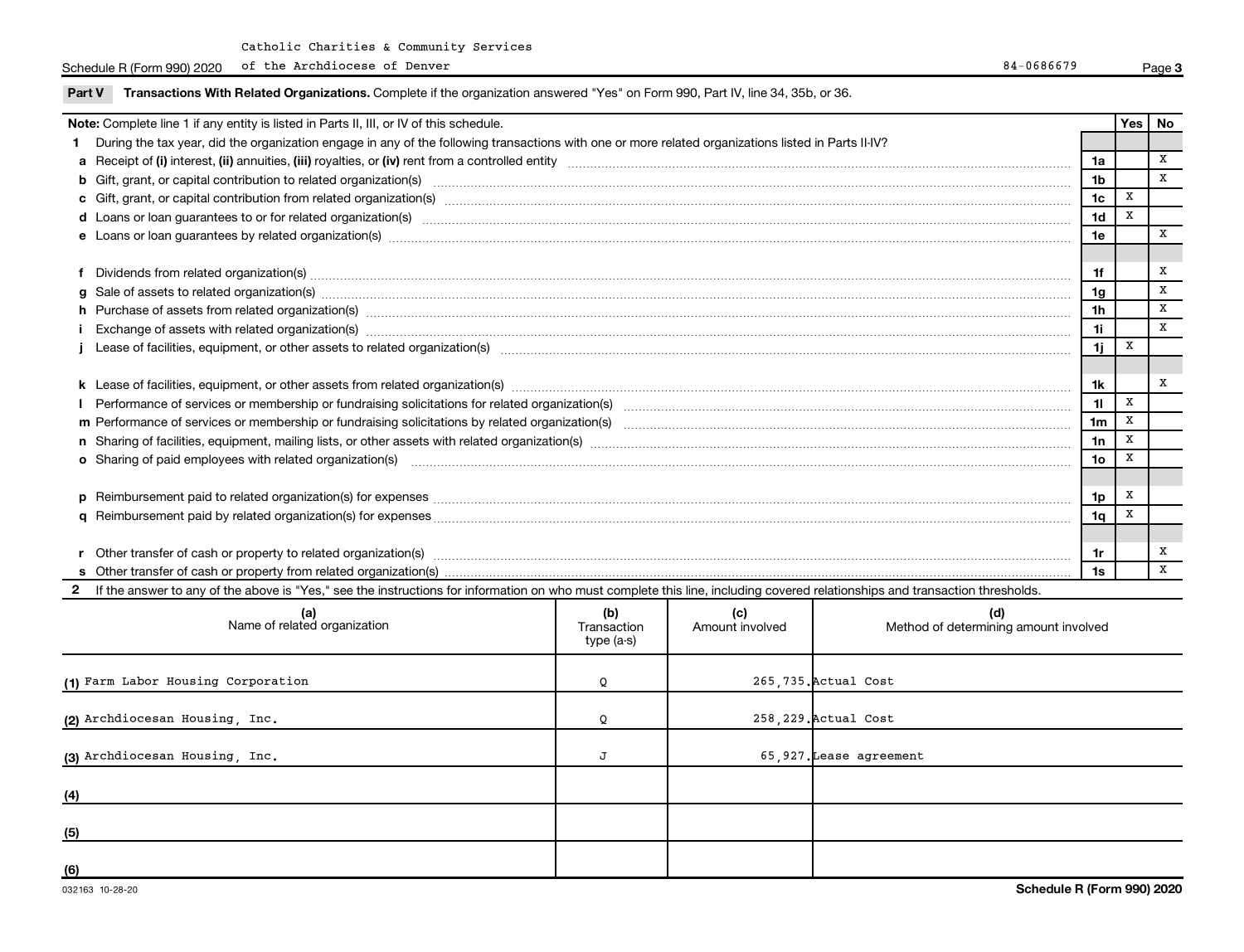Catholic Charities & Community Services of the Archdiocese of Denver 84-0686679

**Part V Transactions With Related Organizations.** Complete if the organization answered "Yes" on Form 990, Part IV, line 34, 35b, or 36.

**Note:** Complete line 1 if any entity is listed in Parts II, III, or IV of this schedule.

| | | | Yes | No |
|---|---|---|---|---|
| **1** | During the tax year, did the organization engage in any of the following transactions with one or more related organizations listed in Parts II-IV? | | | |
| **a** | Receipt of **(i)** interest, **(ii)** annuities, **(iii)** royalties, or **(iv)** rent from a controlled entity | 1a | | X |
| **b** | Gift, grant, or capital contribution to related organization(s) | 1b | | X |
| **c** | Gift, grant, or capital contribution from related organization(s) | 1c | X | |
| **d** | Loans or loan guarantees to or for related organization(s) | 1d | X | |
| **e** | Loans or loan guarantees by related organization(s) | 1e | | X |
| **f** | Dividends from related organization(s) | 1f | | X |
| **g** | Sale of assets to related organization(s) | 1g | | X |
| **h** | Purchase of assets from related organization(s) | 1h | | X |
| **i** | Exchange of assets with related organization(s) | 1i | | X |
| **j** | Lease of facilities, equipment, or other assets to related organization(s) | 1j | X | |
| **k** | Lease of facilities, equipment, or other assets from related organization(s) | 1k | | X |
| **l** | Performance of services or membership or fundraising solicitations for related organization(s) | 1l | X | |
| **m** | Performance of services or membership or fundraising solicitations by related organization(s) | 1m | X | |
| **n** | Sharing of facilities, equipment, mailing lists, or other assets with related organization(s) | 1n | X | |
| **o** | Sharing of paid employees with related organization(s) | 1o | X | |
| **p** | Reimbursement paid to related organization(s) for expenses | 1p | X | |
| **q** | Reimbursement paid by related organization(s) for expenses | 1q | X | |
| **r** | Other transfer of cash or property to related organization(s) | 1r | | X |
| **s** | Other transfer of cash or property from related organization(s) | 1s | | X |

**2** If the answer to any of the above is "Yes," see the instructions for information on who must complete this line, including covered relationships and transaction thresholds.

| (a) Name of related organization | (b) Transaction type (a-s) | (c) Amount involved | (d) Method of determining amount involved |
|---|---|---|---|
| (1) Farm Labor Housing Corporation | Q | 265,735. | Actual Cost |
| (2) Archdiocesan Housing, Inc. | Q | 258,229. | Actual Cost |
| (3) Archdiocesan Housing, Inc. | J | 65,927. | Lease agreement |
| (4) | | | |
| (5) | | | |
| (6) | | | |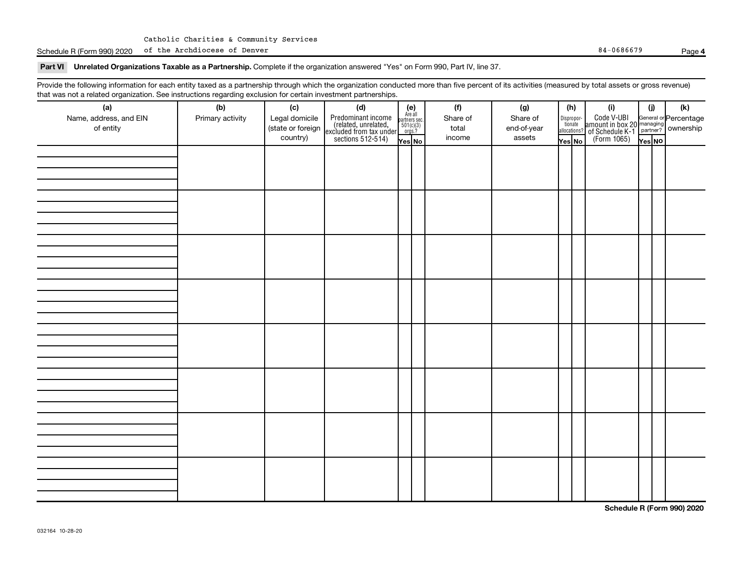Catholic Charities & Community Services of the Archdiocese of Denver

Schedule R (Form 990) 2020 84-0686679

**Part VI Unrelated Organizations Taxable as a Partnership.** Complete if the organization answered "Yes" on Form 990, Part IV, line 37.

Provide the following information for each entity taxed as a partnership through which the organization conducted more than five percent of its activities (measured by total assets or gross revenue) that was not a related organization. See instructions regarding exclusion for certain investment partnerships.

| (a) Name, address, and EIN of entity | (b) Primary activity | (c) Legal domicile (state or foreign country) | (d) Predominant income (related, unrelated, excluded from tax under sections 512-514) | (e) Are all partners sec. 501(c)(3) orgs.? Yes | No | (f) Share of total income | (g) Share of end-of-year assets | (h) Disproportionate allocations? Yes | No | (i) Code V-UBI amount in box 20 of Schedule K-1 (Form 1065) | (j) General or managing partner? Yes | No | (k) Percentage ownership |
|---|---|---|---|---|---|---|---|---|---|---|---|---|---|
| | | | | | | | | | | | | | |
| | | | | | | | | | | | | | |
| | | | | | | | | | | | | | |
| | | | | | | | | | | | | | |
| | | | | | | | | | | | | | |
| | | | | | | | | | | | | | |
| | | | | | | | | | | | | | |
| | | | | | | | | | | | | | |

**Schedule R (Form 990) 2020**

032164 10-28-20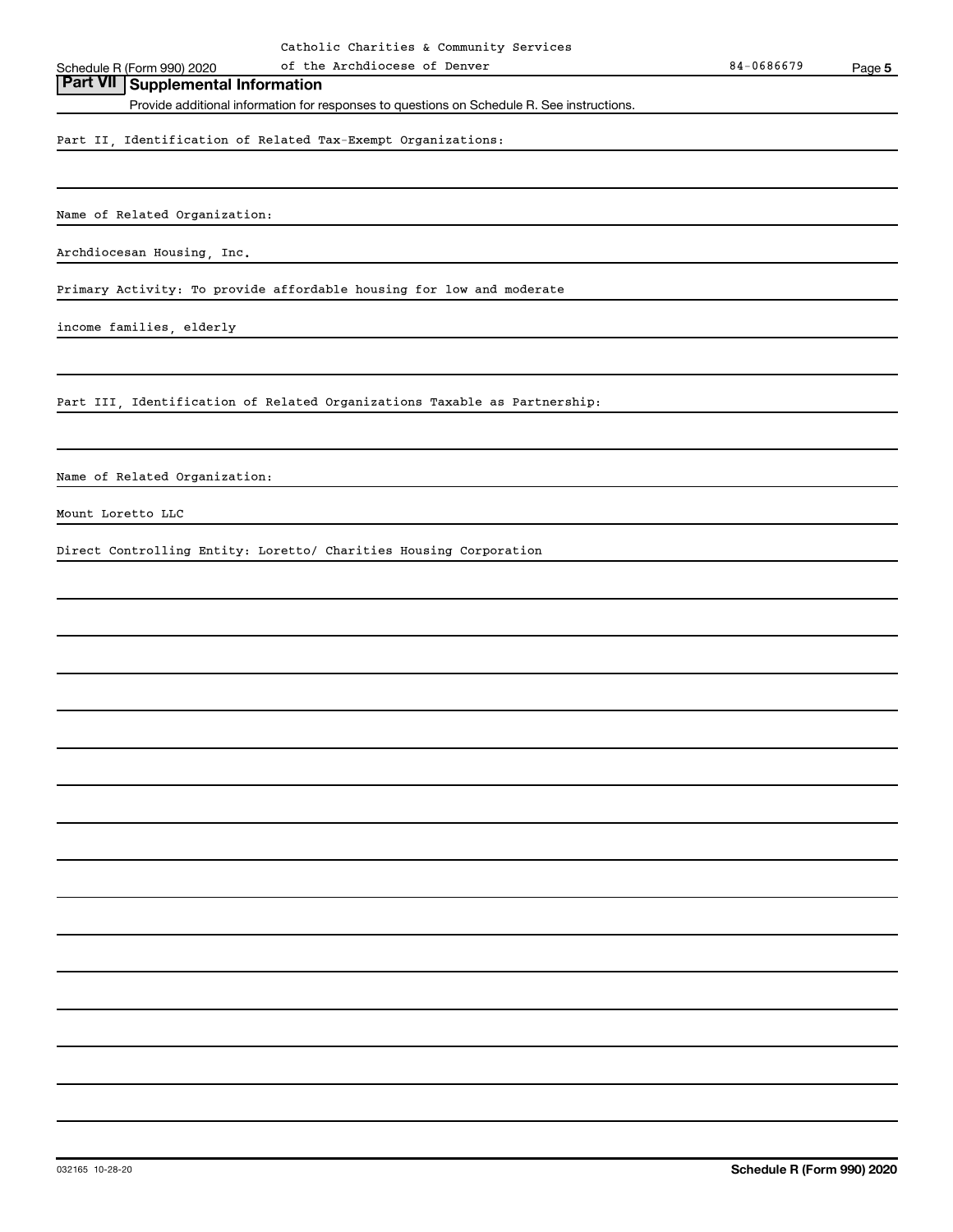Catholic Charities & Community Services of the Archdiocese of Denver 84-0686679

Schedule R (Form 990) 2020

## Part VII Supplemental Information

Provide additional information for responses to questions on Schedule R. See instructions.

Part II, Identification of Related Tax-Exempt Organizations:

Name of Related Organization:

Archdiocesan Housing, Inc.

Primary Activity: To provide affordable housing for low and moderate income families, elderly

Part III, Identification of Related Organizations Taxable as Partnership:

Name of Related Organization:

Mount Loretto LLC

Direct Controlling Entity: Loretto/ Charities Housing Corporation

032165 10-28-20

Schedule R (Form 990) 2020